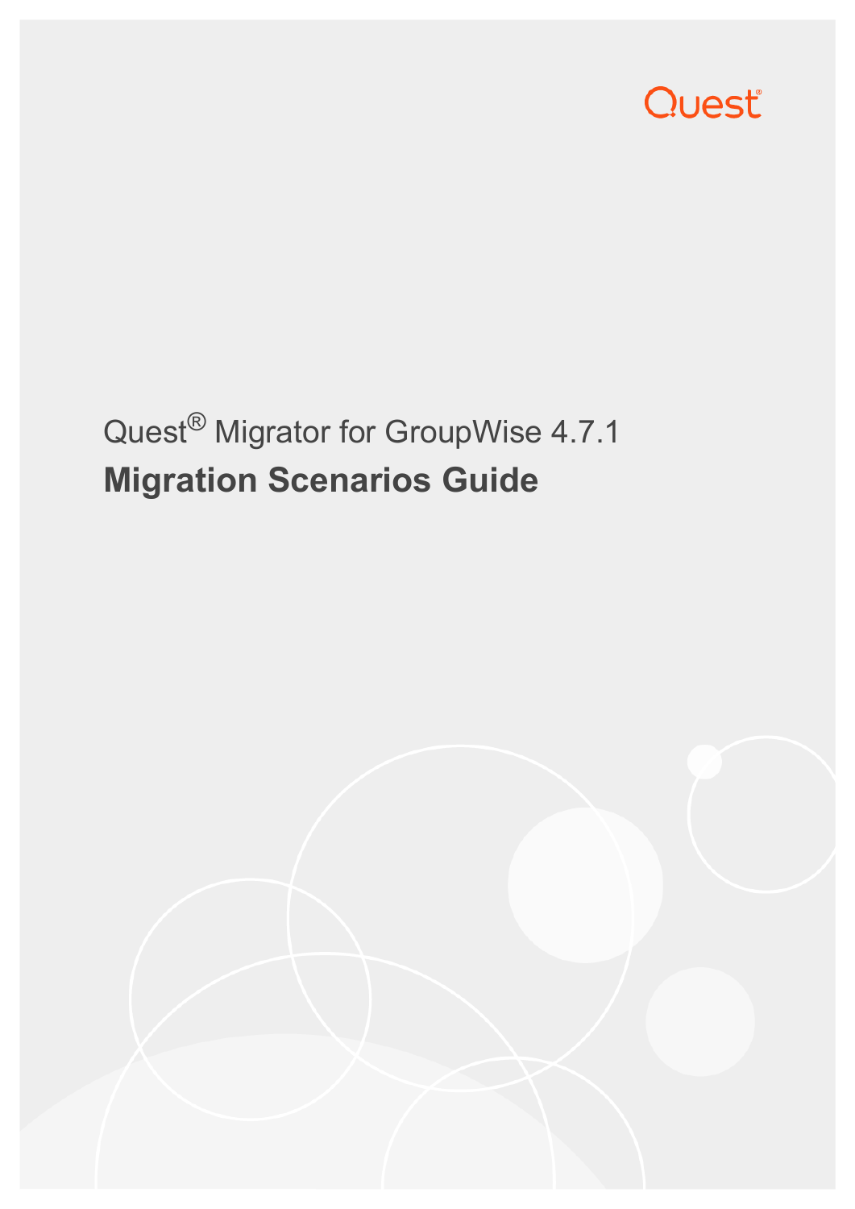Quest

Quest® Migrator for GroupWise 4.7.1

# Migration Scenarios Guide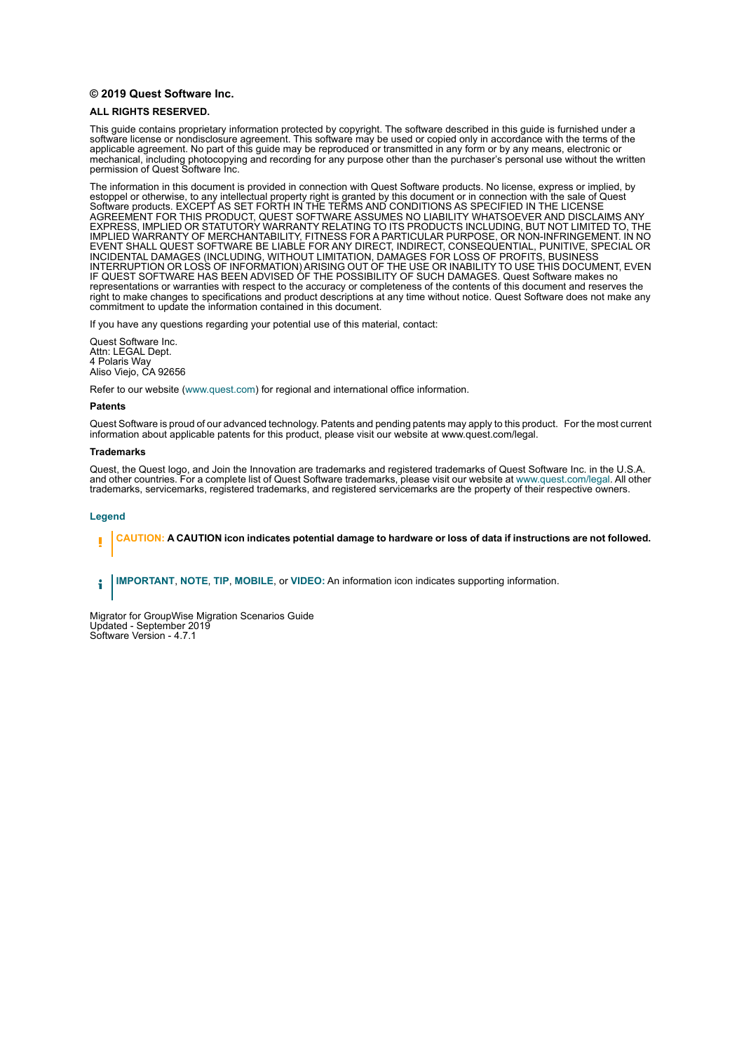**© 2019 Quest Software Inc.**

**ALL RIGHTS RESERVED.**

This guide contains proprietary information protected by copyright. The software described in this guide is furnished under a software license or nondisclosure agreement. This software may be used or copied only in accordance with the terms of the applicable agreement. No part of this guide may be reproduced or transmitted in any form or by any means, electronic or mechanical, including photocopying and recording for any purpose other than the purchaser's personal use without the written permission of Quest Software Inc.

The information in this document is provided in connection with Quest Software products. No license, express or implied, by estoppel or otherwise, to any intellectual property right is granted by this document or in connection with the sale of Quest Software products. EXCEPT AS SET FORTH IN THE TERMS AND CONDITIONS AS SPECIFIED IN THE LICENSE AGREEMENT FOR THIS PRODUCT, QUEST SOFTWARE ASSUMES NO LIABILITY WHATSOEVER AND DISCLAIMS ANY EXPRESS, IMPLIED OR STATUTORY WARRANTY RELATING TO ITS PRODUCTS INCLUDING, BUT NOT LIMITED TO, THE IMPLIED WARRANTY OF MERCHANTABILITY, FITNESS FOR A PARTICULAR PURPOSE, OR NON-INFRINGEMENT. IN NO EVENT SHALL QUEST SOFTWARE BE LIABLE FOR ANY DIRECT, INDIRECT, CONSEQUENTIAL, PUNITIVE, SPECIAL OR INCIDENTAL DAMAGES (INCLUDING, WITHOUT LIMITATION, DAMAGES FOR LOSS OF PROFITS, BUSINESS INTERRUPTION OR LOSS OF INFORMATION) ARISING OUT OF THE USE OR INABILITY TO USE THIS DOCUMENT, EVEN IF QUEST SOFTWARE HAS BEEN ADVISED OF THE POSSIBILITY OF SUCH DAMAGES. Quest Software makes no representations or warranties with respect to the accuracy or completeness of the contents of this document and reserves the right to make changes to specifications and product descriptions at any time without notice. Quest Software does not make any commitment to update the information contained in this document.

If you have any questions regarding your potential use of this material, contact:

Quest Software Inc.
Attn: LEGAL Dept.
4 Polaris Way
Aliso Viejo, CA 92656

Refer to our website (www.quest.com) for regional and international office information.

**Patents**

Quest Software is proud of our advanced technology. Patents and pending patents may apply to this product. For the most current information about applicable patents for this product, please visit our website at www.quest.com/legal.

**Trademarks**

Quest, the Quest logo, and Join the Innovation are trademarks and registered trademarks of Quest Software Inc. in the U.S.A. and other countries. For a complete list of Quest Software trademarks, please visit our website at www.quest.com/legal. All other trademarks, servicemarks, registered trademarks, and registered servicemarks are the property of their respective owners.

**Legend**

**CAUTION: A CAUTION icon indicates potential damage to hardware or loss of data if instructions are not followed.**

**IMPORTANT**, **NOTE**, **TIP**, **MOBILE**, or **VIDEO:** An information icon indicates supporting information.

Migrator for GroupWise Migration Scenarios Guide
Updated - September 2019
Software Version - 4.7.1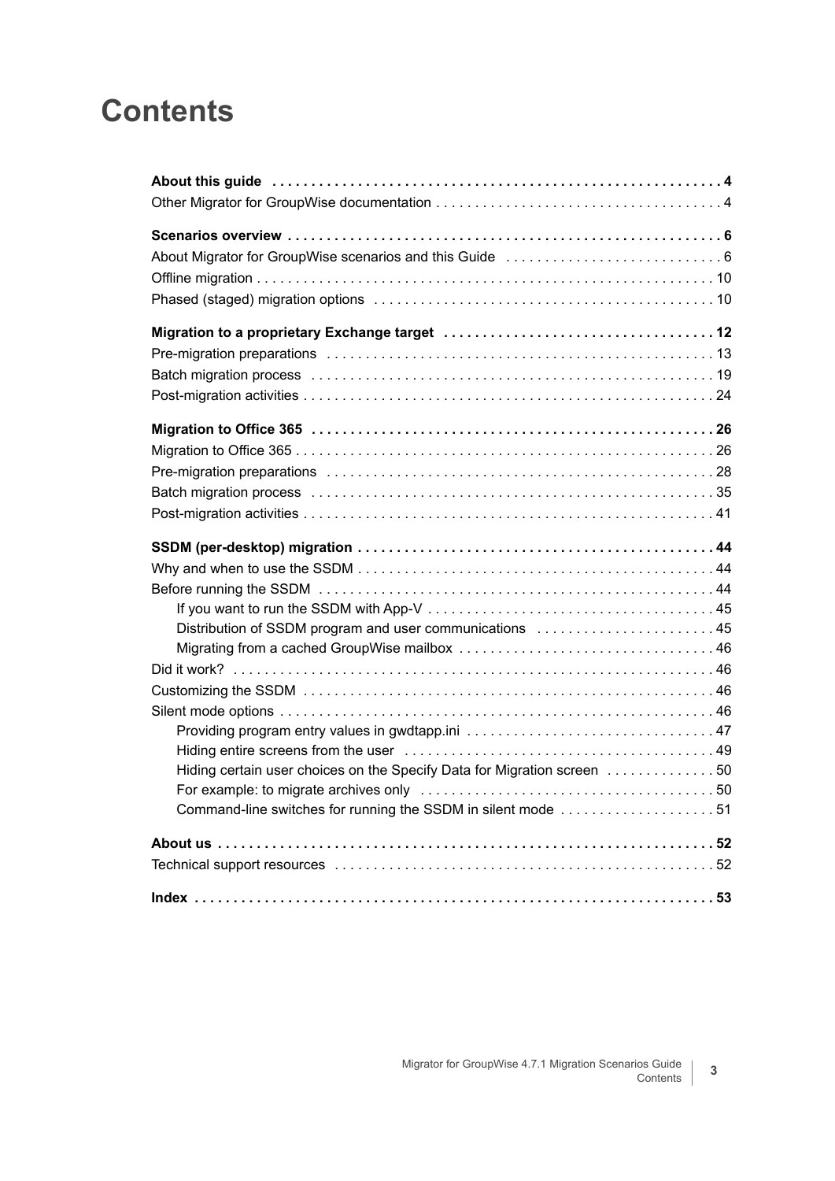# Contents

**About this guide** . . . . . . . . . . . . . . . . . . . . . . . . . . . . . . . . . . . . . . . . . . . . . . . . . . . . . . . . . **4**
Other Migrator for GroupWise documentation . . . . . . . . . . . . . . . . . . . . . . . . . . . . . . . . . . . . 4

**Scenarios overview** . . . . . . . . . . . . . . . . . . . . . . . . . . . . . . . . . . . . . . . . . . . . . . . . . . . . . . . **6**
About Migrator for GroupWise scenarios and this Guide . . . . . . . . . . . . . . . . . . . . . . . . . . . . 6
Offline migration . . . . . . . . . . . . . . . . . . . . . . . . . . . . . . . . . . . . . . . . . . . . . . . . . . . . . . . . . . . 10
Phased (staged) migration options . . . . . . . . . . . . . . . . . . . . . . . . . . . . . . . . . . . . . . . . . . . 10

**Migration to a proprietary Exchange target** . . . . . . . . . . . . . . . . . . . . . . . . . . . . . . . . . . **12**
Pre-migration preparations . . . . . . . . . . . . . . . . . . . . . . . . . . . . . . . . . . . . . . . . . . . . . . . . . 13
Batch migration process . . . . . . . . . . . . . . . . . . . . . . . . . . . . . . . . . . . . . . . . . . . . . . . . . . . 19
Post-migration activities . . . . . . . . . . . . . . . . . . . . . . . . . . . . . . . . . . . . . . . . . . . . . . . . . . . . 24

**Migration to Office 365** . . . . . . . . . . . . . . . . . . . . . . . . . . . . . . . . . . . . . . . . . . . . . . . . . . . **26**
Migration to Office 365 . . . . . . . . . . . . . . . . . . . . . . . . . . . . . . . . . . . . . . . . . . . . . . . . . . . . . 26
Pre-migration preparations . . . . . . . . . . . . . . . . . . . . . . . . . . . . . . . . . . . . . . . . . . . . . . . . . 28
Batch migration process . . . . . . . . . . . . . . . . . . . . . . . . . . . . . . . . . . . . . . . . . . . . . . . . . . . 35
Post-migration activities . . . . . . . . . . . . . . . . . . . . . . . . . . . . . . . . . . . . . . . . . . . . . . . . . . . . 41

**SSDM (per-desktop) migration** . . . . . . . . . . . . . . . . . . . . . . . . . . . . . . . . . . . . . . . . . . . . . **44**
Why and when to use the SSDM . . . . . . . . . . . . . . . . . . . . . . . . . . . . . . . . . . . . . . . . . . . . . 44
Before running the SSDM . . . . . . . . . . . . . . . . . . . . . . . . . . . . . . . . . . . . . . . . . . . . . . . . . . 44
- If you want to run the SSDM with App-V . . . . . . . . . . . . . . . . . . . . . . . . . . . . . . . . . . . . 45
- Distribution of SSDM program and user communications . . . . . . . . . . . . . . . . . . . . . . 45
- Migrating from a cached GroupWise mailbox . . . . . . . . . . . . . . . . . . . . . . . . . . . . . . . . 46

Did it work? . . . . . . . . . . . . . . . . . . . . . . . . . . . . . . . . . . . . . . . . . . . . . . . . . . . . . . . . . . . . . 46
Customizing the SSDM . . . . . . . . . . . . . . . . . . . . . . . . . . . . . . . . . . . . . . . . . . . . . . . . . . . . 46
Silent mode options . . . . . . . . . . . . . . . . . . . . . . . . . . . . . . . . . . . . . . . . . . . . . . . . . . . . . . . 46
- Providing program entry values in gwdtapp.ini . . . . . . . . . . . . . . . . . . . . . . . . . . . . . . . 47
- Hiding entire screens from the user . . . . . . . . . . . . . . . . . . . . . . . . . . . . . . . . . . . . . . . 49
- Hiding certain user choices on the Specify Data for Migration screen . . . . . . . . . . . . . . 50
- For example: to migrate archives only . . . . . . . . . . . . . . . . . . . . . . . . . . . . . . . . . . . . . 50
- Command-line switches for running the SSDM in silent mode . . . . . . . . . . . . . . . . . . . 51

**About us** . . . . . . . . . . . . . . . . . . . . . . . . . . . . . . . . . . . . . . . . . . . . . . . . . . . . . . . . . . . . . . **52**
Technical support resources . . . . . . . . . . . . . . . . . . . . . . . . . . . . . . . . . . . . . . . . . . . . . . . . 52

**Index** . . . . . . . . . . . . . . . . . . . . . . . . . . . . . . . . . . . . . . . . . . . . . . . . . . . . . . . . . . . . . . . . . **53**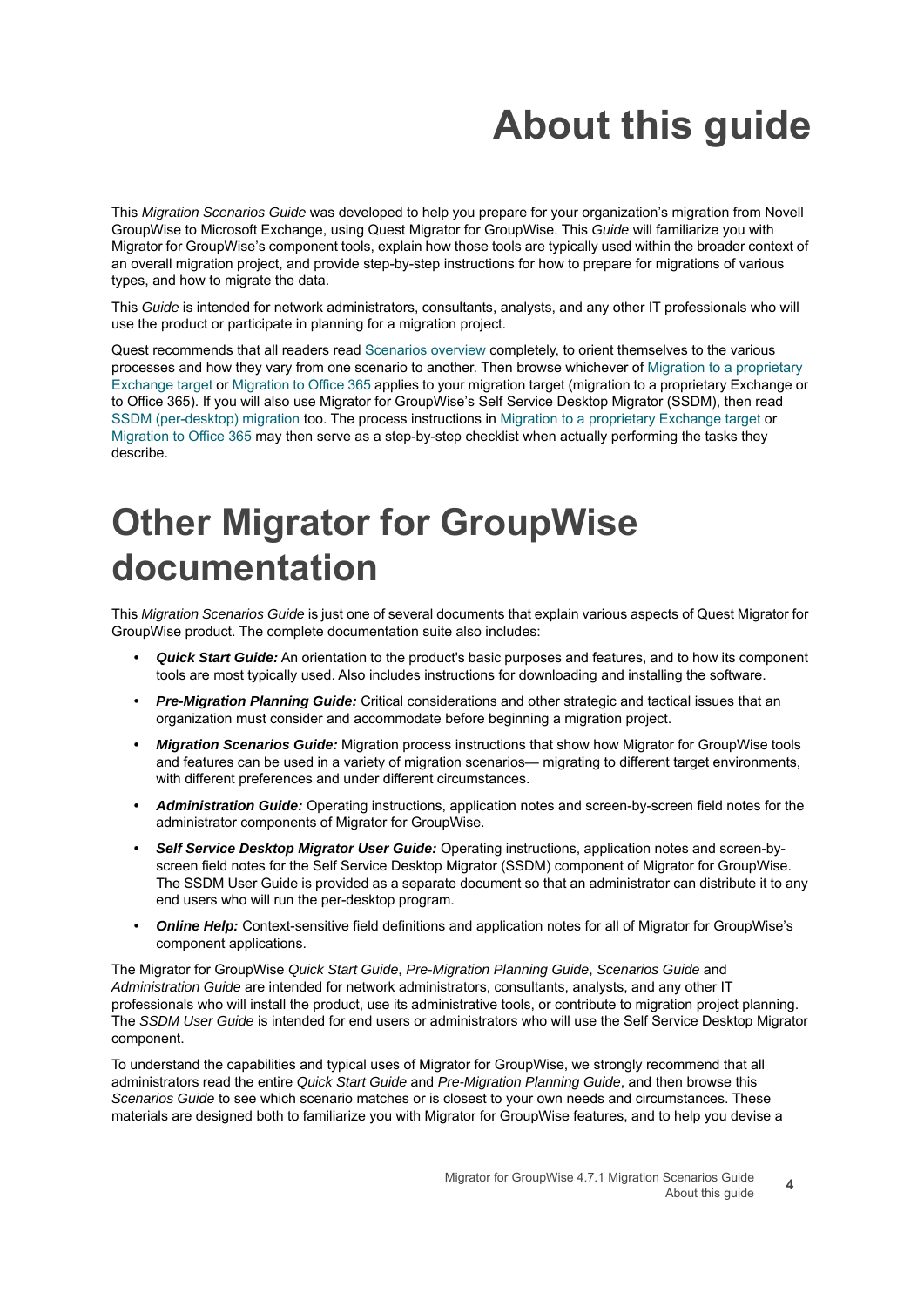# About this guide

This *Migration Scenarios Guide* was developed to help you prepare for your organization's migration from Novell GroupWise to Microsoft Exchange, using Quest Migrator for GroupWise. This *Guide* will familiarize you with Migrator for GroupWise's component tools, explain how those tools are typically used within the broader context of an overall migration project, and provide step-by-step instructions for how to prepare for migrations of various types, and how to migrate the data.

This *Guide* is intended for network administrators, consultants, analysts, and any other IT professionals who will use the product or participate in planning for a migration project.

Quest recommends that all readers read Scenarios overview completely, to orient themselves to the various processes and how they vary from one scenario to another. Then browse whichever of Migration to a proprietary Exchange target or Migration to Office 365 applies to your migration target (migration to a proprietary Exchange or to Office 365). If you will also use Migrator for GroupWise's Self Service Desktop Migrator (SSDM), then read SSDM (per-desktop) migration too. The process instructions in Migration to a proprietary Exchange target or Migration to Office 365 may then serve as a step-by-step checklist when actually performing the tasks they describe.

# Other Migrator for GroupWise documentation

This *Migration Scenarios Guide* is just one of several documents that explain various aspects of Quest Migrator for GroupWise product. The complete documentation suite also includes:

- ***Quick Start Guide:*** An orientation to the product's basic purposes and features, and to how its component tools are most typically used. Also includes instructions for downloading and installing the software.
- ***Pre-Migration Planning Guide:*** Critical considerations and other strategic and tactical issues that an organization must consider and accommodate before beginning a migration project.
- ***Migration Scenarios Guide:*** Migration process instructions that show how Migrator for GroupWise tools and features can be used in a variety of migration scenarios— migrating to different target environments, with different preferences and under different circumstances.
- ***Administration Guide:*** Operating instructions, application notes and screen-by-screen field notes for the administrator components of Migrator for GroupWise.
- ***Self Service Desktop Migrator User Guide:*** Operating instructions, application notes and screen-by-screen field notes for the Self Service Desktop Migrator (SSDM) component of Migrator for GroupWise. The SSDM User Guide is provided as a separate document so that an administrator can distribute it to any end users who will run the per-desktop program.
- ***Online Help:*** Context-sensitive field definitions and application notes for all of Migrator for GroupWise's component applications.

The Migrator for GroupWise *Quick Start Guide*, *Pre-Migration Planning Guide*, *Scenarios Guide* and *Administration Guide* are intended for network administrators, consultants, analysts, and any other IT professionals who will install the product, use its administrative tools, or contribute to migration project planning. The *SSDM User Guide* is intended for end users or administrators who will use the Self Service Desktop Migrator component.

To understand the capabilities and typical uses of Migrator for GroupWise, we strongly recommend that all administrators read the entire *Quick Start Guide* and *Pre-Migration Planning Guide*, and then browse this *Scenarios Guide* to see which scenario matches or is closest to your own needs and circumstances. These materials are designed both to familiarize you with Migrator for GroupWise features, and to help you devise a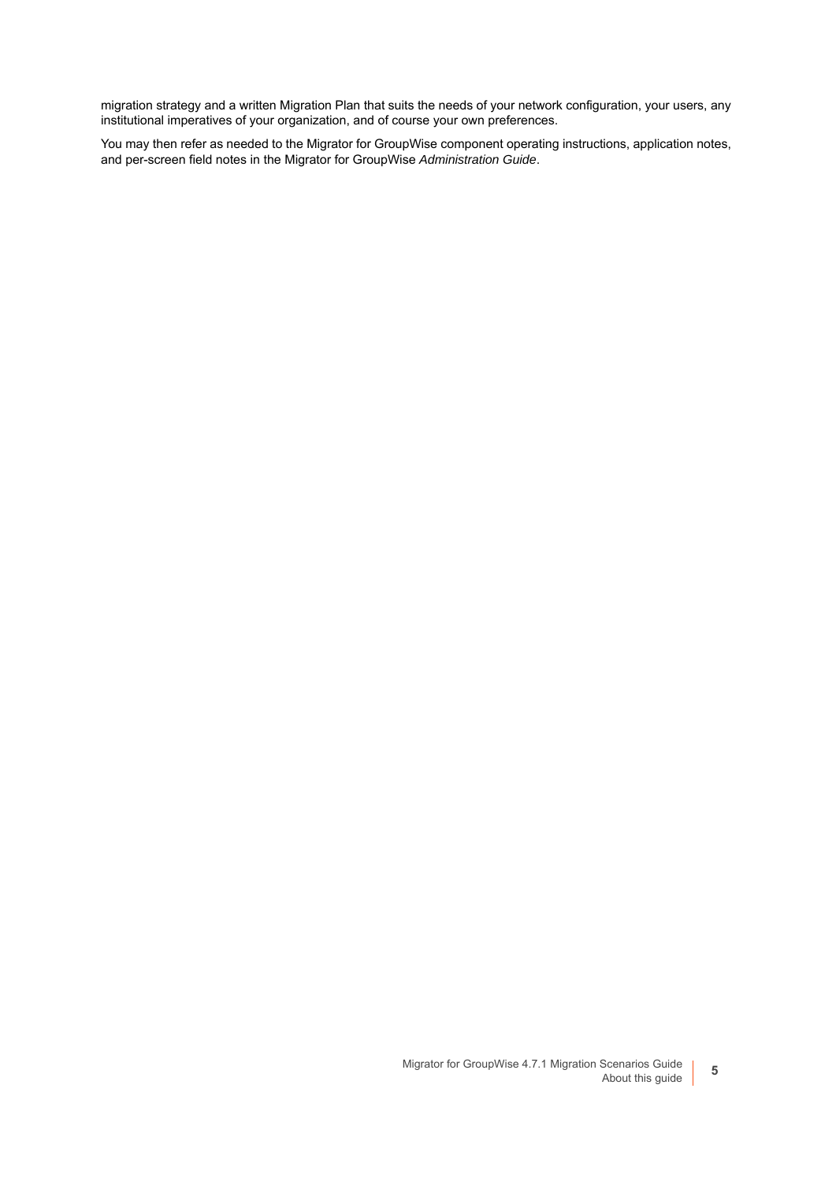migration strategy and a written Migration Plan that suits the needs of your network configuration, your users, any institutional imperatives of your organization, and of course your own preferences.

You may then refer as needed to the Migrator for GroupWise component operating instructions, application notes, and per-screen field notes in the Migrator for GroupWise *Administration Guide*.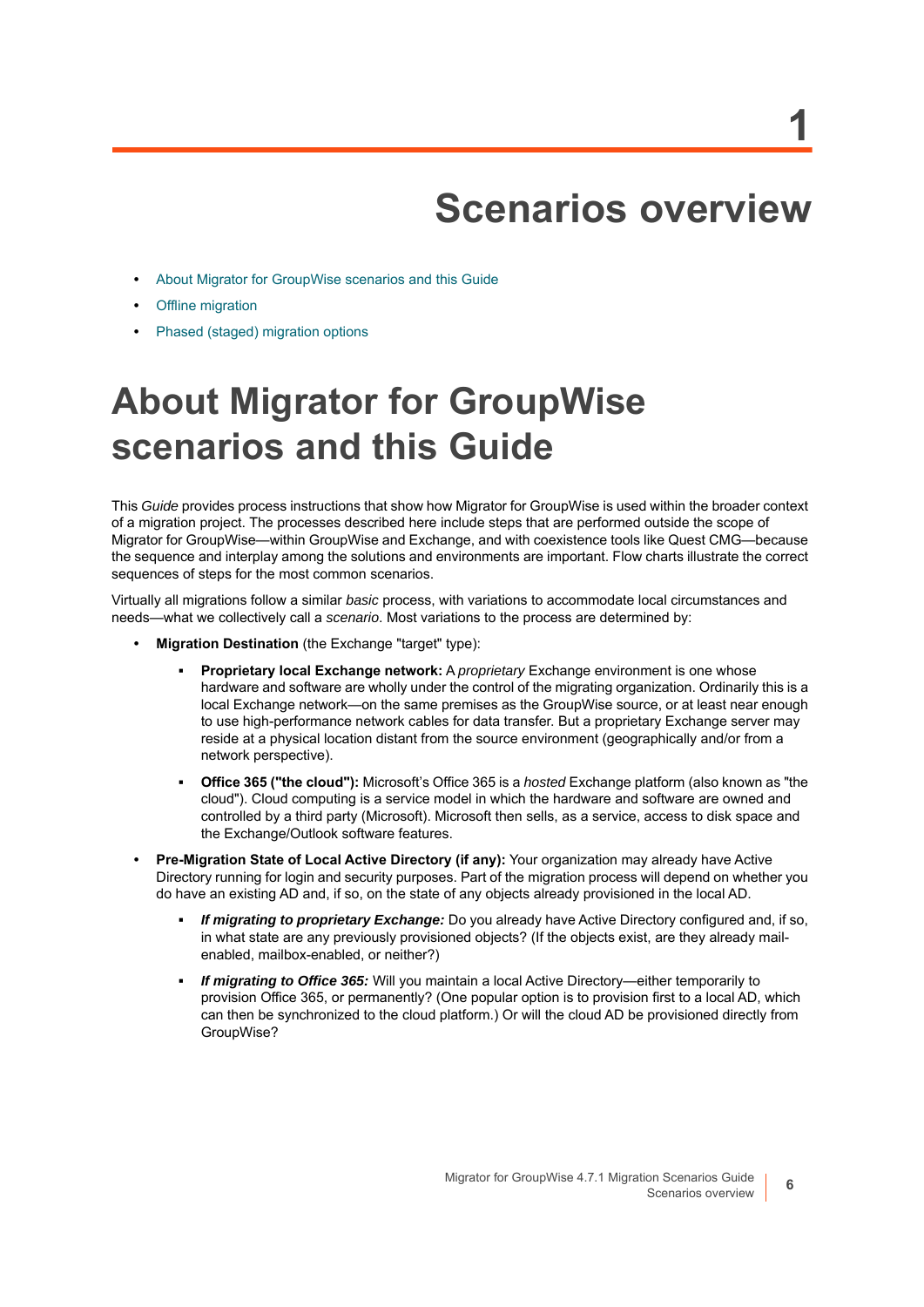# 1 Scenarios overview

- About Migrator for GroupWise scenarios and this Guide
- Offline migration
- Phased (staged) migration options

## About Migrator for GroupWise scenarios and this Guide

This *Guide* provides process instructions that show how Migrator for GroupWise is used within the broader context of a migration project. The processes described here include steps that are performed outside the scope of Migrator for GroupWise—within GroupWise and Exchange, and with coexistence tools like Quest CMG—because the sequence and interplay among the solutions and environments are important. Flow charts illustrate the correct sequences of steps for the most common scenarios.

Virtually all migrations follow a similar *basic* process, with variations to accommodate local circumstances and needs—what we collectively call a *scenario*. Most variations to the process are determined by:

- **Migration Destination** (the Exchange "target" type):
  - **Proprietary local Exchange network:** A *proprietary* Exchange environment is one whose hardware and software are wholly under the control of the migrating organization. Ordinarily this is a local Exchange network—on the same premises as the GroupWise source, or at least near enough to use high-performance network cables for data transfer. But a proprietary Exchange server may reside at a physical location distant from the source environment (geographically and/or from a network perspective).
  - **Office 365 ("the cloud"):** Microsoft's Office 365 is a *hosted* Exchange platform (also known as "the cloud"). Cloud computing is a service model in which the hardware and software are owned and controlled by a third party (Microsoft). Microsoft then sells, as a service, access to disk space and the Exchange/Outlook software features.
- **Pre-Migration State of Local Active Directory (if any):** Your organization may already have Active Directory running for login and security purposes. Part of the migration process will depend on whether you do have an existing AD and, if so, on the state of any objects already provisioned in the local AD.
  - ***If migrating to proprietary Exchange:*** Do you already have Active Directory configured and, if so, in what state are any previously provisioned objects? (If the objects exist, are they already mail-enabled, mailbox-enabled, or neither?)
  - ***If migrating to Office 365:*** Will you maintain a local Active Directory—either temporarily to provision Office 365, or permanently? (One popular option is to provision first to a local AD, which can then be synchronized to the cloud platform.) Or will the cloud AD be provisioned directly from GroupWise?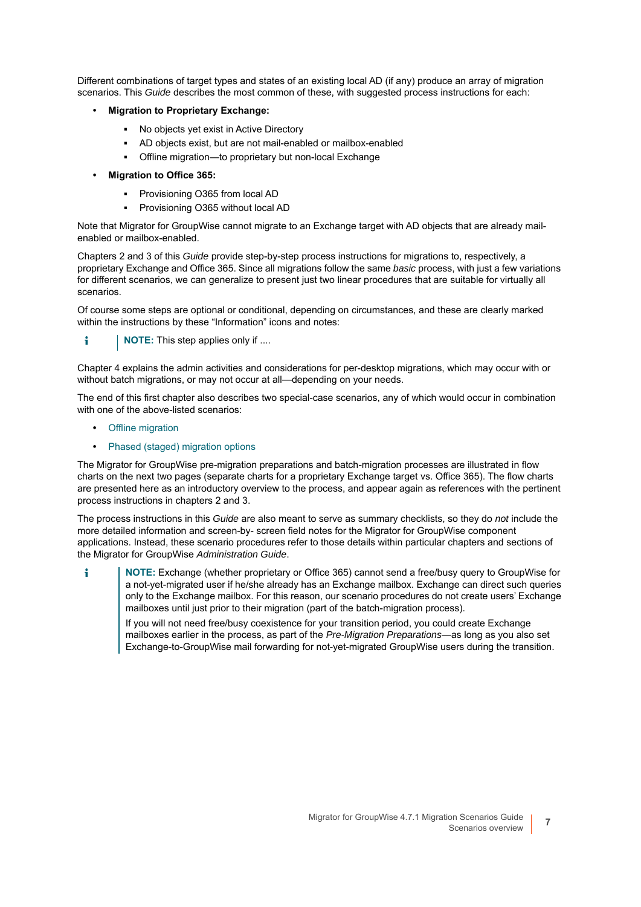Different combinations of target types and states of an existing local AD (if any) produce an array of migration scenarios. This *Guide* describes the most common of these, with suggested process instructions for each:

- **Migration to Proprietary Exchange:**
  - No objects yet exist in Active Directory
  - AD objects exist, but are not mail-enabled or mailbox-enabled
  - Offline migration—to proprietary but non-local Exchange
- **Migration to Office 365:**
  - Provisioning O365 from local AD
  - Provisioning O365 without local AD

Note that Migrator for GroupWise cannot migrate to an Exchange target with AD objects that are already mail-enabled or mailbox-enabled.

Chapters 2 and 3 of this *Guide* provide step-by-step process instructions for migrations to, respectively, a proprietary Exchange and Office 365. Since all migrations follow the same *basic* process, with just a few variations for different scenarios, we can generalize to present just two linear procedures that are suitable for virtually all scenarios.

Of course some steps are optional or conditional, depending on circumstances, and these are clearly marked within the instructions by these “Information” icons and notes:

> **NOTE:** This step applies only if ....

Chapter 4 explains the admin activities and considerations for per-desktop migrations, which may occur with or without batch migrations, or may not occur at all—depending on your needs.

The end of this first chapter also describes two special-case scenarios, any of which would occur in combination with one of the above-listed scenarios:

- Offline migration
- Phased (staged) migration options

The Migrator for GroupWise pre-migration preparations and batch-migration processes are illustrated in flow charts on the next two pages (separate charts for a proprietary Exchange target vs. Office 365). The flow charts are presented here as an introductory overview to the process, and appear again as references with the pertinent process instructions in chapters 2 and 3.

The process instructions in this *Guide* are also meant to serve as summary checklists, so they do *not* include the more detailed information and screen-by- screen field notes for the Migrator for GroupWise component applications. Instead, these scenario procedures refer to those details within particular chapters and sections of the Migrator for GroupWise *Administration Guide*.

> **NOTE:** Exchange (whether proprietary or Office 365) cannot send a free/busy query to GroupWise for a not-yet-migrated user if he/she already has an Exchange mailbox. Exchange can direct such queries only to the Exchange mailbox. For this reason, our scenario procedures do not create users' Exchange mailboxes until just prior to their migration (part of the batch-migration process).
>
> If you will not need free/busy coexistence for your transition period, you could create Exchange mailboxes earlier in the process, as part of the *Pre-Migration Preparations*—as long as you also set Exchange-to-GroupWise mail forwarding for not-yet-migrated GroupWise users during the transition.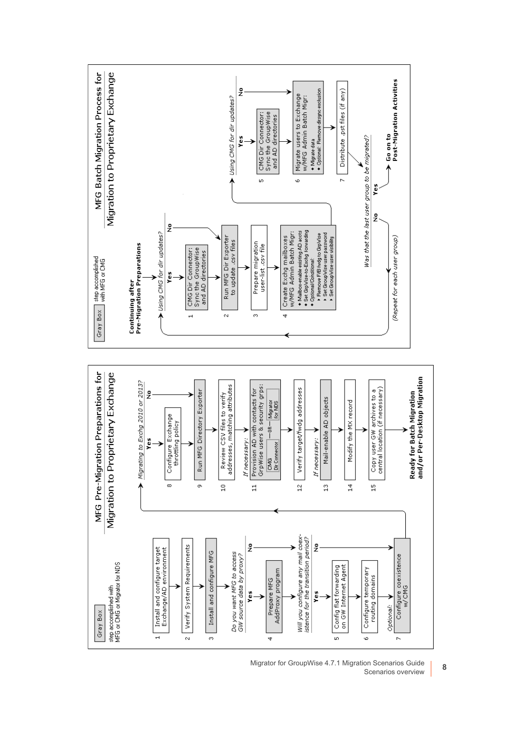## MFG Pre-Migration Preparations for Migration to Proprietary Exchange

Gray Box — step accomplished with MFG or CMG or Migrator for NDS

1. Install and configure target Exchange/AD environment
2. Verify System Requirements
3. Install and configure MFG

*Do you want MFG to access GW source data by proxy?* Yes → 4; No → skip to next question

4. Prepare MFG AddProxy program

*Will you configure any mail coexistence for the transition period?* Yes → 5; No → 7

5. Config flat forwarding on GW Internet Agent
6. Configure temporary routing domains
7. *Optional:* Configure coexistence w/CMG

*Migrating to Exchg 2010 or 2013?* Yes → 8; No → 9

8. Configure Exchange throttling policy
9. Run MFG Directory Exporter
10. Review CSV files to verify addresses, matching attributes
11. *If necessary:* Provision AD with contacts for GrpWise users & security grps: CMG Dir Connector —OR— Migrator for NDS
12. Verify target/fwdg addresses
13. *If necessary:* Mail-enable AD objects
14. Modify the MX record
15. Copy user GW archives to a central location (if necessary)

**Ready for Batch Migration and/or Per-Desktop Migration**

## MFG Batch Migration Process for Migration to Proprietary Exchange

Gray Box — step accomplished with MFG or CMG

**Continuing after Pre-Migration Preparations**

*Using CMG for dir updates?* Yes → 1; No → 2

1. CMG Dir Connector: Sync the GroupWise and AD directories
2. Run MFG Dir Exporter to update .csv files
3. Prepare migration user-list .csv file
4. Create Exchg mailboxes w/MFG Admin Batch Migr:
   - Mailbox-enable existing AD accts
   - Set GrpWise-to-Exchg forwarding
   - Optional/Conditional:
     - Remove F/B fwdg to GrpWise
     - Set GroupWise user password
     - Set GroupWise user visibility

*Using CMG for dir updates?* Yes → 5; No → 6

5. CMG Dir Connector: Sync the GroupWise and AD directories
6. Migrate users to Exchange w/MFG Admin Batch Migr:
   - Migrate data
   - Optional: Remove dirsync exclusion
7. Distribute .pst files (if any)

*Was that the last user group to be migrated?* No → *(Repeat for each user group)*; Yes → **Go on to Post-Migration Activities**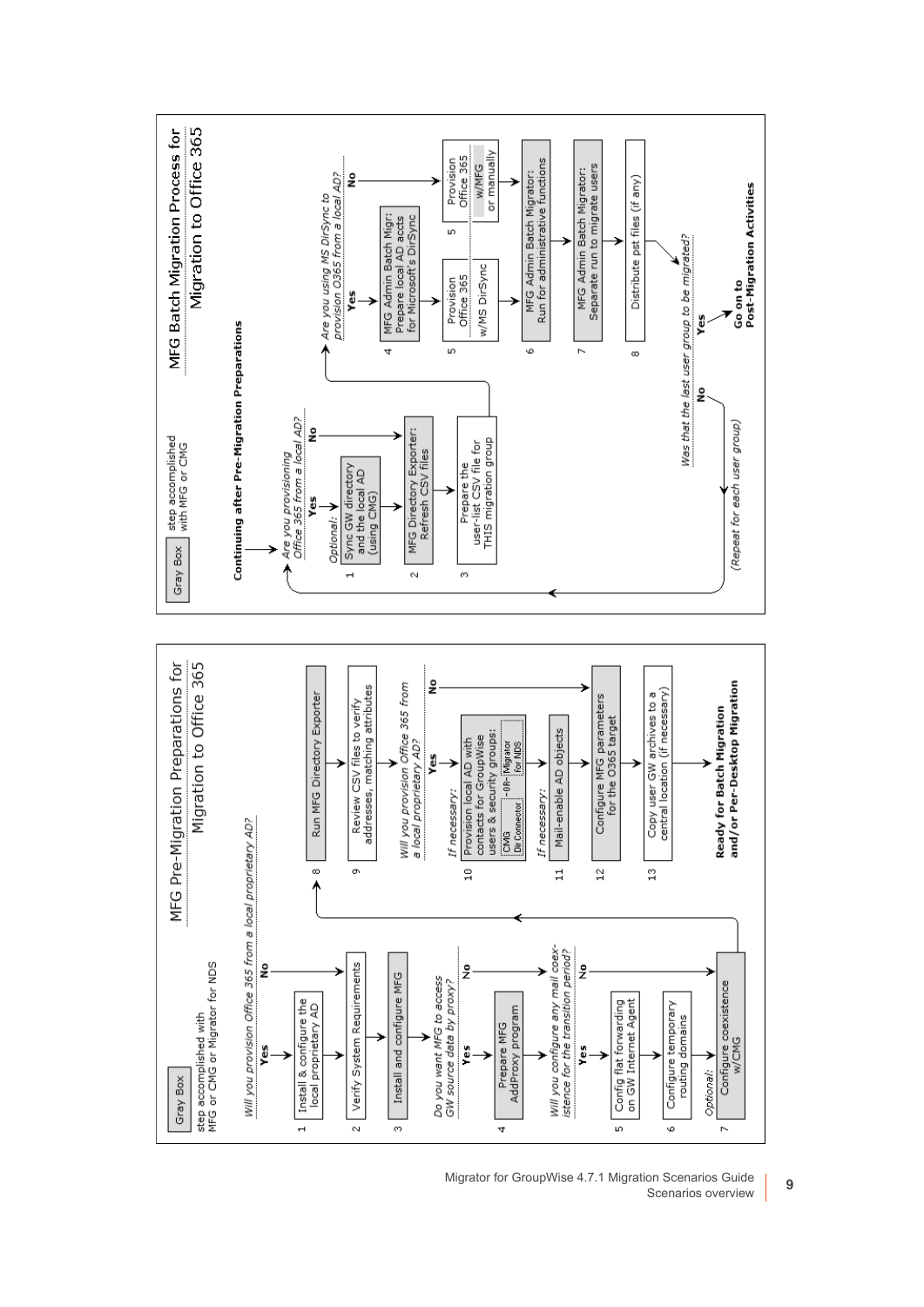## MFG Pre-Migration Preparations for Migration to Office 365

Gray Box — step accomplished with MFG or CMG or Migrator for NDS

*Will you provision Office 365 from a local proprietary AD?*

- **Yes:**
  1. Install & configure the local proprietary AD
- **No:** (go to step 2)

2. Verify System Requirements
3. Install and configure MFG

*Do you want MFG to access GW source data by proxy?*

- **Yes:**
  4. Prepare MFG AddProxy program
- **No:** (continue)

*Will you configure any mail coexistence for the transition period?*

- **Yes:**
  5. Config flat forwarding on GW Internet Agent
  6. Configure temporary routing domains
- **No:** (go to step 7)

7. *Optional:* Configure coexistence w/CMG
8. Run MFG Directory Exporter
9. Review CSV files to verify addresses, matching attributes

*Will you provision Office 365 from a local proprietary AD?*

- **Yes:**
  10. *If necessary:* Provision local AD with contacts for GroupWise users & security groups: CMG Dir Connector -OR- Migrator for NDS
  11. *If necessary:* Mail-enable AD objects
- **No:** (go to step 12)

12. Configure MFG parameters for the O365 target
13. Copy user GW archives to a central location (if necessary)

**Ready for Batch Migration and/or Per-Desktop Migration**

## MFG Batch Migration Process for Migration to Office 365

Gray Box — step accomplished with MFG or CMG

**Continuing after Pre-Migration Preparations**

*Are you provisioning Office 365 from a local AD?*

- **Yes:**
  1. *Optional:* Sync GW directory and the local AD (using CMG)
- **No:** (go to step 2)

2. MFG Directory Exporter: Refresh CSV files
3. Prepare the user-list CSV file for THIS migration group

*Are you using MS DirSync to provision O365 from a local AD?*

- **Yes:**
  4. MFG Admin Batch Migr: Prepare local AD accts for Microsoft's DirSync
  5. Provision Office 365 w/MS DirSync
- **No:**
  5. Provision Office 365 w/MFG or manually

6. MFG Admin Batch Migrator: Run for administrative functions
7. MFG Admin Batch Migrator: Separate run to migrate users
8. Distribute pst files (if any)

*Was that the last user group to be migrated?*

- **No:** *(Repeat for each user group)*
- **Yes:** **Go on to Post-Migration Activities**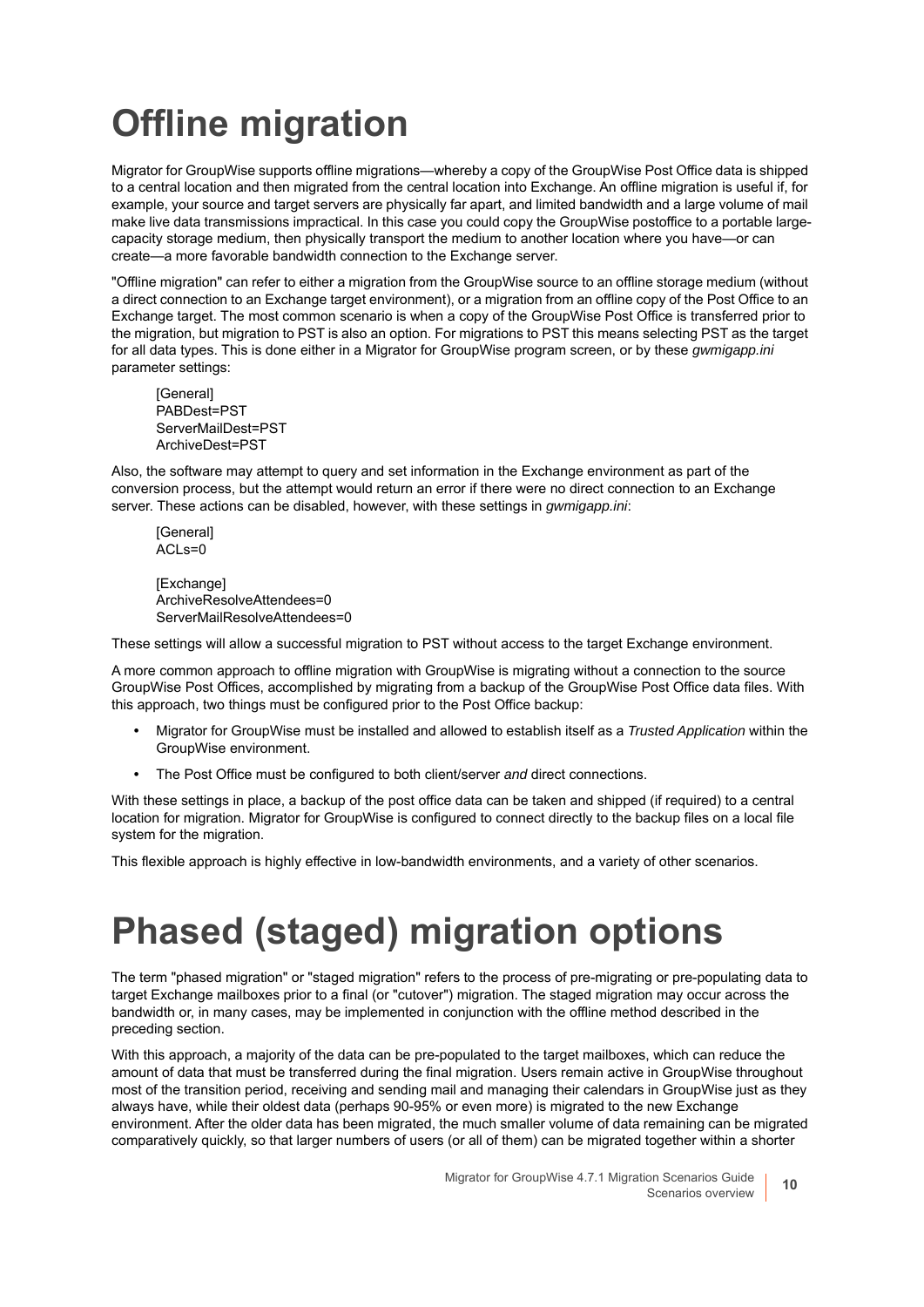# Offline migration

Migrator for GroupWise supports offline migrations—whereby a copy of the GroupWise Post Office data is shipped to a central location and then migrated from the central location into Exchange. An offline migration is useful if, for example, your source and target servers are physically far apart, and limited bandwidth and a large volume of mail make live data transmissions impractical. In this case you could copy the GroupWise postoffice to a portable large-capacity storage medium, then physically transport the medium to another location where you have—or can create—a more favorable bandwidth connection to the Exchange server.

"Offline migration" can refer to either a migration from the GroupWise source to an offline storage medium (without a direct connection to an Exchange target environment), or a migration from an offline copy of the Post Office to an Exchange target. The most common scenario is when a copy of the GroupWise Post Office is transferred prior to the migration, but migration to PST is also an option. For migrations to PST this means selecting PST as the target for all data types. This is done either in a Migrator for GroupWise program screen, or by these *gwmigapp.ini* parameter settings:

```
[General]
PABDest=PST
ServerMailDest=PST
ArchiveDest=PST
```

Also, the software may attempt to query and set information in the Exchange environment as part of the conversion process, but the attempt would return an error if there were no direct connection to an Exchange server. These actions can be disabled, however, with these settings in *gwmigapp.ini*:

```
[General]
ACLs=0

[Exchange]
ArchiveResolveAttendees=0
ServerMailResolveAttendees=0
```

These settings will allow a successful migration to PST without access to the target Exchange environment.

A more common approach to offline migration with GroupWise is migrating without a connection to the source GroupWise Post Offices, accomplished by migrating from a backup of the GroupWise Post Office data files. With this approach, two things must be configured prior to the Post Office backup:

- Migrator for GroupWise must be installed and allowed to establish itself as a *Trusted Application* within the GroupWise environment.
- The Post Office must be configured to both client/server *and* direct connections.

With these settings in place, a backup of the post office data can be taken and shipped (if required) to a central location for migration. Migrator for GroupWise is configured to connect directly to the backup files on a local file system for the migration.

This flexible approach is highly effective in low-bandwidth environments, and a variety of other scenarios.

# Phased (staged) migration options

The term "phased migration" or "staged migration" refers to the process of pre-migrating or pre-populating data to target Exchange mailboxes prior to a final (or "cutover") migration. The staged migration may occur across the bandwidth or, in many cases, may be implemented in conjunction with the offline method described in the preceding section.

With this approach, a majority of the data can be pre-populated to the target mailboxes, which can reduce the amount of data that must be transferred during the final migration. Users remain active in GroupWise throughout most of the transition period, receiving and sending mail and managing their calendars in GroupWise just as they always have, while their oldest data (perhaps 90-95% or even more) is migrated to the new Exchange environment. After the older data has been migrated, the much smaller volume of data remaining can be migrated comparatively quickly, so that larger numbers of users (or all of them) can be migrated together within a shorter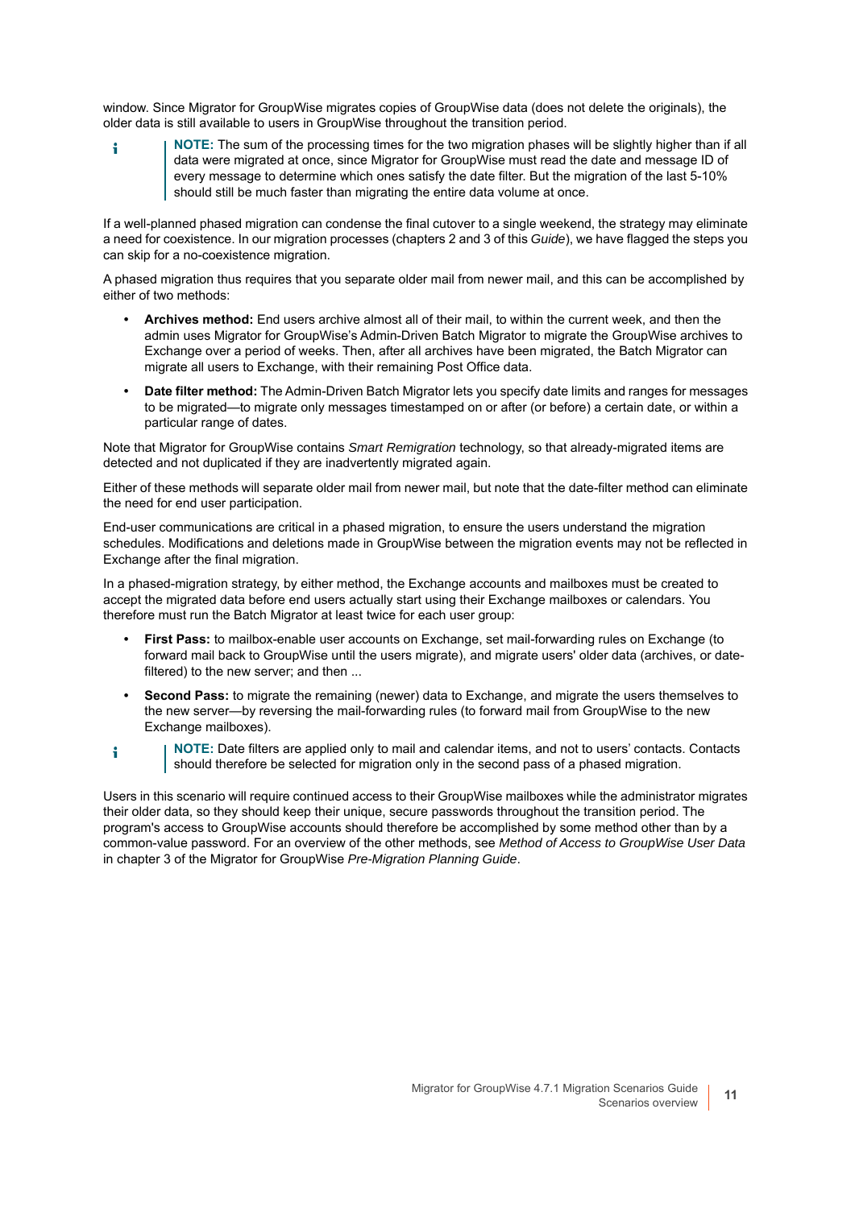window. Since Migrator for GroupWise migrates copies of GroupWise data (does not delete the originals), the older data is still available to users in GroupWise throughout the transition period.

> **NOTE:** The sum of the processing times for the two migration phases will be slightly higher than if all data were migrated at once, since Migrator for GroupWise must read the date and message ID of every message to determine which ones satisfy the date filter. But the migration of the last 5-10% should still be much faster than migrating the entire data volume at once.

If a well-planned phased migration can condense the final cutover to a single weekend, the strategy may eliminate a need for coexistence. In our migration processes (chapters 2 and 3 of this *Guide*), we have flagged the steps you can skip for a no-coexistence migration.

A phased migration thus requires that you separate older mail from newer mail, and this can be accomplished by either of two methods:

- **Archives method:** End users archive almost all of their mail, to within the current week, and then the admin uses Migrator for GroupWise's Admin-Driven Batch Migrator to migrate the GroupWise archives to Exchange over a period of weeks. Then, after all archives have been migrated, the Batch Migrator can migrate all users to Exchange, with their remaining Post Office data.
- **Date filter method:** The Admin-Driven Batch Migrator lets you specify date limits and ranges for messages to be migrated—to migrate only messages timestamped on or after (or before) a certain date, or within a particular range of dates.

Note that Migrator for GroupWise contains *Smart Remigration* technology, so that already-migrated items are detected and not duplicated if they are inadvertently migrated again.

Either of these methods will separate older mail from newer mail, but note that the date-filter method can eliminate the need for end user participation.

End-user communications are critical in a phased migration, to ensure the users understand the migration schedules. Modifications and deletions made in GroupWise between the migration events may not be reflected in Exchange after the final migration.

In a phased-migration strategy, by either method, the Exchange accounts and mailboxes must be created to accept the migrated data before end users actually start using their Exchange mailboxes or calendars. You therefore must run the Batch Migrator at least twice for each user group:

- **First Pass:** to mailbox-enable user accounts on Exchange, set mail-forwarding rules on Exchange (to forward mail back to GroupWise until the users migrate), and migrate users' older data (archives, or date-filtered) to the new server; and then ...
- **Second Pass:** to migrate the remaining (newer) data to Exchange, and migrate the users themselves to the new server—by reversing the mail-forwarding rules (to forward mail from GroupWise to the new Exchange mailboxes).

> **NOTE:** Date filters are applied only to mail and calendar items, and not to users' contacts. Contacts should therefore be selected for migration only in the second pass of a phased migration.

Users in this scenario will require continued access to their GroupWise mailboxes while the administrator migrates their older data, so they should keep their unique, secure passwords throughout the transition period. The program's access to GroupWise accounts should therefore be accomplished by some method other than by a common-value password. For an overview of the other methods, see *Method of Access to GroupWise User Data* in chapter 3 of the Migrator for GroupWise *Pre-Migration Planning Guide*.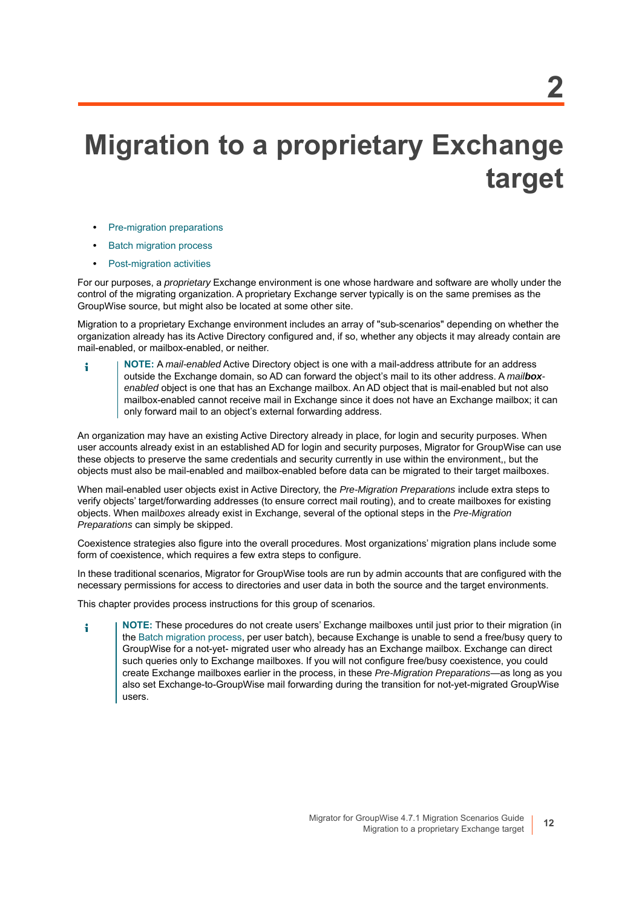# 2 Migration to a proprietary Exchange target

- Pre-migration preparations
- Batch migration process
- Post-migration activities

For our purposes, a *proprietary* Exchange environment is one whose hardware and software are wholly under the control of the migrating organization. A proprietary Exchange server typically is on the same premises as the GroupWise source, but might also be located at some other site.

Migration to a proprietary Exchange environment includes an array of "sub-scenarios" depending on whether the organization already has its Active Directory configured and, if so, whether any objects it may already contain are mail-enabled, or mailbox-enabled, or neither.

> **NOTE:** A *mail-enabled* Active Directory object is one with a mail-address attribute for an address outside the Exchange domain, so AD can forward the object's mail to its other address. A *mail**box**-enabled* object is one that has an Exchange mailbox. An AD object that is mail-enabled but not also mailbox-enabled cannot receive mail in Exchange since it does not have an Exchange mailbox; it can only forward mail to an object's external forwarding address.

An organization may have an existing Active Directory already in place, for login and security purposes. When user accounts already exist in an established AD for login and security purposes, Migrator for GroupWise can use these objects to preserve the same credentials and security currently in use within the environment,, but the objects must also be mail-enabled and mailbox-enabled before data can be migrated to their target mailboxes.

When mail-enabled user objects exist in Active Directory, the *Pre-Migration Preparations* include extra steps to verify objects' target/forwarding addresses (to ensure correct mail routing), and to create mailboxes for existing objects. When mail*boxes* already exist in Exchange, several of the optional steps in the *Pre-Migration Preparations* can simply be skipped.

Coexistence strategies also figure into the overall procedures. Most organizations' migration plans include some form of coexistence, which requires a few extra steps to configure.

In these traditional scenarios, Migrator for GroupWise tools are run by admin accounts that are configured with the necessary permissions for access to directories and user data in both the source and the target environments.

This chapter provides process instructions for this group of scenarios.

> **NOTE:** These procedures do not create users' Exchange mailboxes until just prior to their migration (in the Batch migration process, per user batch), because Exchange is unable to send a free/busy query to GroupWise for a not-yet- migrated user who already has an Exchange mailbox. Exchange can direct such queries only to Exchange mailboxes. If you will not configure free/busy coexistence, you could create Exchange mailboxes earlier in the process, in these *Pre-Migration Preparations*—as long as you also set Exchange-to-GroupWise mail forwarding during the transition for not-yet-migrated GroupWise users.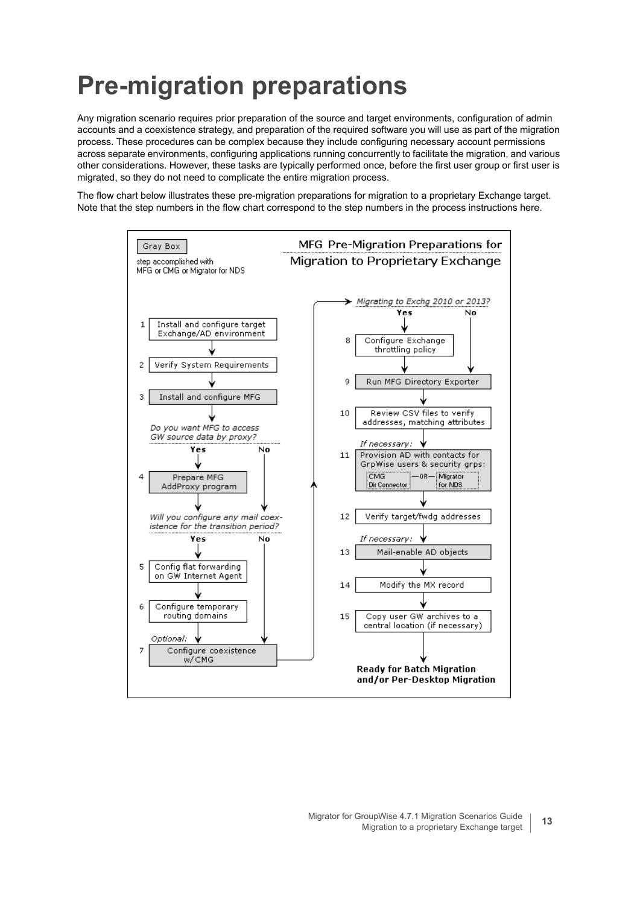# Pre-migration preparations

Any migration scenario requires prior preparation of the source and target environments, configuration of admin accounts and a coexistence strategy, and preparation of the required software you will use as part of the migration process. These procedures can be complex because they include configuring necessary account permissions across separate environments, configuring applications running concurrently to facilitate the migration, and various other considerations. However, these tasks are typically performed once, before the first user group or first user is migrated, so they do not need to complicate the entire migration process.

The flow chart below illustrates these pre-migration preparations for migration to a proprietary Exchange target. Note that the step numbers in the flow chart correspond to the step numbers in the process instructions here.

**MFG Pre-Migration Preparations for Migration to Proprietary Exchange**

Gray Box: step accomplished with MFG or CMG or Migrator for NDS

1. Install and configure target Exchange/AD environment
2. Verify System Requirements
3. Install and configure MFG

*Do you want MFG to access GW source data by proxy?* Yes / No

4. Prepare MFG AddProxy program (if Yes)

*Will you configure any mail coexistence for the transition period?* Yes / No

5. Config flat forwarding on GW Internet Agent (if Yes)
6. Configure temporary routing domains (if Yes)
7. *Optional:* Configure coexistence w/CMG

*Migrating to Exchg 2010 or 2013?* Yes / No

8. Configure Exchange throttling policy (if Yes)
9. Run MFG Directory Exporter
10. Review CSV files to verify addresses, matching attributes
11. *If necessary:* Provision AD with contacts for GrpWise users & security grps: CMG Dir Connector —OR— Migrator for NDS
12. Verify target/fwdg addresses
13. *If necessary:* Mail-enable AD objects
14. Modify the MX record
15. Copy user GW archives to a central location (if necessary)

**Ready for Batch Migration and/or Per-Desktop Migration**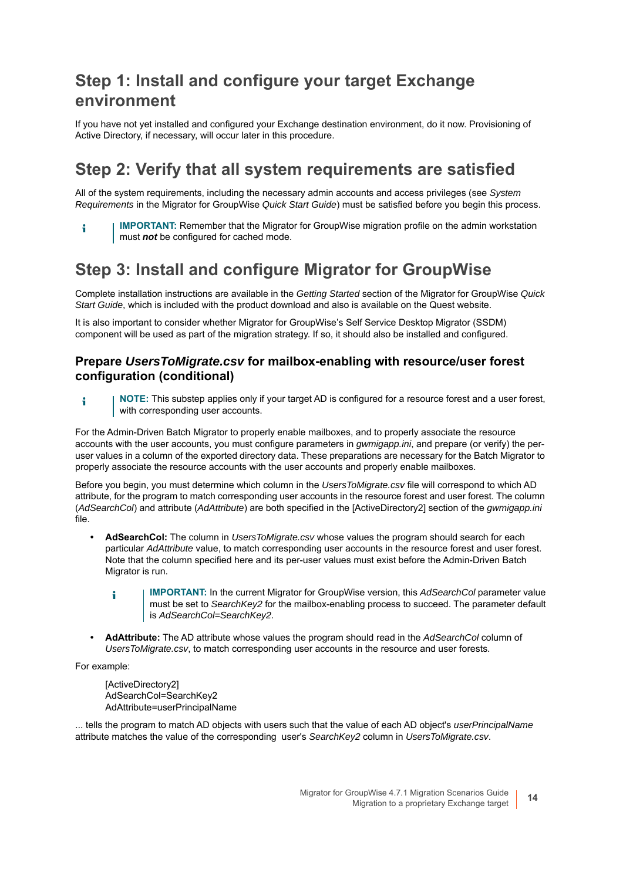## Step 1: Install and configure your target Exchange environment

If you have not yet installed and configured your Exchange destination environment, do it now. Provisioning of Active Directory, if necessary, will occur later in this procedure.

## Step 2: Verify that all system requirements are satisfied

All of the system requirements, including the necessary admin accounts and access privileges (see *System Requirements* in the Migrator for GroupWise *Quick Start Guide*) must be satisfied before you begin this process.

> **IMPORTANT:** Remember that the Migrator for GroupWise migration profile on the admin workstation must ***not*** be configured for cached mode.

## Step 3: Install and configure Migrator for GroupWise

Complete installation instructions are available in the *Getting Started* section of the Migrator for GroupWise *Quick Start Guide*, which is included with the product download and also is available on the Quest website.

It is also important to consider whether Migrator for GroupWise's Self Service Desktop Migrator (SSDM) component will be used as part of the migration strategy. If so, it should also be installed and configured.

### Prepare *UsersToMigrate.csv* for mailbox-enabling with resource/user forest configuration (conditional)

> **NOTE:** This substep applies only if your target AD is configured for a resource forest and a user forest, with corresponding user accounts.

For the Admin-Driven Batch Migrator to properly enable mailboxes, and to properly associate the resource accounts with the user accounts, you must configure parameters in *gwmigapp.ini*, and prepare (or verify) the per-user values in a column of the exported directory data. These preparations are necessary for the Batch Migrator to properly associate the resource accounts with the user accounts and properly enable mailboxes.

Before you begin, you must determine which column in the *UsersToMigrate.csv* file will correspond to which AD attribute, for the program to match corresponding user accounts in the resource forest and user forest. The column (*AdSearchCol*) and attribute (*AdAttribute*) are both specified in the [ActiveDirectory2] section of the *gwmigapp.ini* file.

- **AdSearchCol:** The column in *UsersToMigrate.csv* whose values the program should search for each particular *AdAttribute* value, to match corresponding user accounts in the resource forest and user forest. Note that the column specified here and its per-user values must exist before the Admin-Driven Batch Migrator is run.

  > **IMPORTANT:** In the current Migrator for GroupWise version, this *AdSearchCol* parameter value must be set to *SearchKey2* for the mailbox-enabling process to succeed. The parameter default is *AdSearchCol=SearchKey2*.

- **AdAttribute:** The AD attribute whose values the program should read in the *AdSearchCol* column of *UsersToMigrate.csv*, to match corresponding user accounts in the resource and user forests.

For example:

```
[ActiveDirectory2]
AdSearchCol=SearchKey2
AdAttribute=userPrincipalName
```

... tells the program to match AD objects with users such that the value of each AD object's *userPrincipalName* attribute matches the value of the corresponding user's *SearchKey2* column in *UsersToMigrate.csv*.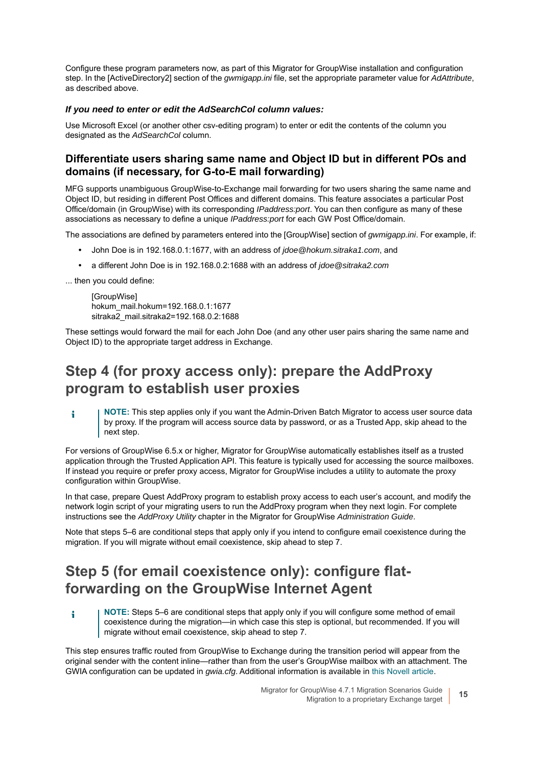Configure these program parameters now, as part of this Migrator for GroupWise installation and configuration step. In the [ActiveDirectory2] section of the *gwmigapp.ini* file, set the appropriate parameter value for *AdAttribute*, as described above.

***If you need to enter or edit the AdSearchCol column values:***

Use Microsoft Excel (or another other csv-editing program) to enter or edit the contents of the column you designated as the *AdSearchCol* column.

### Differentiate users sharing same name and Object ID but in different POs and domains (if necessary, for G-to-E mail forwarding)

MFG supports unambiguous GroupWise-to-Exchange mail forwarding for two users sharing the same name and Object ID, but residing in different Post Offices and different domains. This feature associates a particular Post Office/domain (in GroupWise) with its corresponding *IPaddress:port*. You can then configure as many of these associations as necessary to define a unique *IPaddress:port* for each GW Post Office/domain.

The associations are defined by parameters entered into the [GroupWise] section of *gwmigapp.ini*. For example, if:

- John Doe is in 192.168.0.1:1677, with an address of *jdoe@hokum.sitraka1.com*, and
- a different John Doe is in 192.168.0.2:1688 with an address of *jdoe@sitraka2.com*

... then you could define:

```
[GroupWise]
hokum_mail.hokum=192.168.0.1:1677
sitraka2_mail.sitraka2=192.168.0.2:1688
```

These settings would forward the mail for each John Doe (and any other user pairs sharing the same name and Object ID) to the appropriate target address in Exchange.

## Step 4 (for proxy access only): prepare the AddProxy program to establish user proxies

> **NOTE:** This step applies only if you want the Admin-Driven Batch Migrator to access user source data by proxy. If the program will access source data by password, or as a Trusted App, skip ahead to the next step.

For versions of GroupWise 6.5.x or higher, Migrator for GroupWise automatically establishes itself as a trusted application through the Trusted Application API. This feature is typically used for accessing the source mailboxes. If instead you require or prefer proxy access, Migrator for GroupWise includes a utility to automate the proxy configuration within GroupWise.

In that case, prepare Quest AddProxy program to establish proxy access to each user's account, and modify the network login script of your migrating users to run the AddProxy program when they next login. For complete instructions see the *AddProxy Utility* chapter in the Migrator for GroupWise *Administration Guide*.

Note that steps 5–6 are conditional steps that apply only if you intend to configure email coexistence during the migration. If you will migrate without email coexistence, skip ahead to step 7.

## Step 5 (for email coexistence only): configure flat-forwarding on the GroupWise Internet Agent

> **NOTE:** Steps 5–6 are conditional steps that apply only if you will configure some method of email coexistence during the migration—in which case this step is optional, but recommended. If you will migrate without email coexistence, skip ahead to step 7.

This step ensures traffic routed from GroupWise to Exchange during the transition period will appear from the original sender with the content inline—rather than from the user's GroupWise mailbox with an attachment. The GWIA configuration can be updated in *gwia.cfg*. Additional information is available in this Novell article.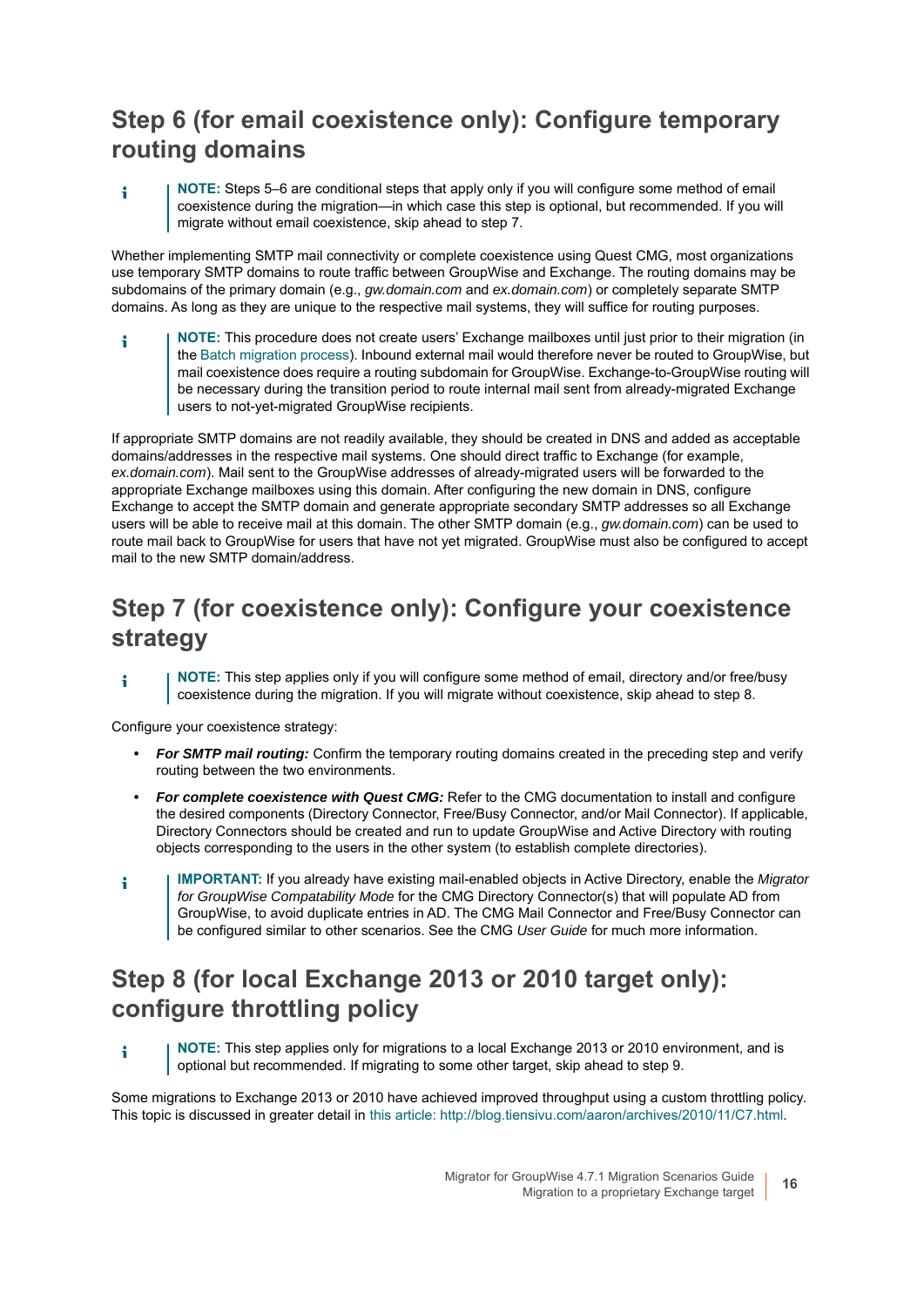## Step 6 (for email coexistence only): Configure temporary routing domains

> **NOTE:** Steps 5–6 are conditional steps that apply only if you will configure some method of email coexistence during the migration—in which case this step is optional, but recommended. If you will migrate without email coexistence, skip ahead to step 7.

Whether implementing SMTP mail connectivity or complete coexistence using Quest CMG, most organizations use temporary SMTP domains to route traffic between GroupWise and Exchange. The routing domains may be subdomains of the primary domain (e.g., *gw.domain.com* and *ex.domain.com*) or completely separate SMTP domains. As long as they are unique to the respective mail systems, they will suffice for routing purposes.

> **NOTE:** This procedure does not create users' Exchange mailboxes until just prior to their migration (in the Batch migration process). Inbound external mail would therefore never be routed to GroupWise, but mail coexistence does require a routing subdomain for GroupWise. Exchange-to-GroupWise routing will be necessary during the transition period to route internal mail sent from already-migrated Exchange users to not-yet-migrated GroupWise recipients.

If appropriate SMTP domains are not readily available, they should be created in DNS and added as acceptable domains/addresses in the respective mail systems. One should direct traffic to Exchange (for example, *ex.domain.com*). Mail sent to the GroupWise addresses of already-migrated users will be forwarded to the appropriate Exchange mailboxes using this domain. After configuring the new domain in DNS, configure Exchange to accept the SMTP domain and generate appropriate secondary SMTP addresses so all Exchange users will be able to receive mail at this domain. The other SMTP domain (e.g., *gw.domain.com*) can be used to route mail back to GroupWise for users that have not yet migrated. GroupWise must also be configured to accept mail to the new SMTP domain/address.

## Step 7 (for coexistence only): Configure your coexistence strategy

> **NOTE:** This step applies only if you will configure some method of email, directory and/or free/busy coexistence during the migration. If you will migrate without coexistence, skip ahead to step 8.

Configure your coexistence strategy:

- ***For SMTP mail routing:*** Confirm the temporary routing domains created in the preceding step and verify routing between the two environments.
- ***For complete coexistence with Quest CMG:*** Refer to the CMG documentation to install and configure the desired components (Directory Connector, Free/Busy Connector, and/or Mail Connector). If applicable, Directory Connectors should be created and run to update GroupWise and Active Directory with routing objects corresponding to the users in the other system (to establish complete directories).

> **IMPORTANT:** If you already have existing mail-enabled objects in Active Directory, enable the *Migrator for GroupWise Compatability Mode* for the CMG Directory Connector(s) that will populate AD from GroupWise, to avoid duplicate entries in AD. The CMG Mail Connector and Free/Busy Connector can be configured similar to other scenarios. See the CMG *User Guide* for much more information.

## Step 8 (for local Exchange 2013 or 2010 target only): configure throttling policy

> **NOTE:** This step applies only for migrations to a local Exchange 2013 or 2010 environment, and is optional but recommended. If migrating to some other target, skip ahead to step 9.

Some migrations to Exchange 2013 or 2010 have achieved improved throughput using a custom throttling policy. This topic is discussed in greater detail in this article: http://blog.tiensivu.com/aaron/archives/2010/11/C7.html.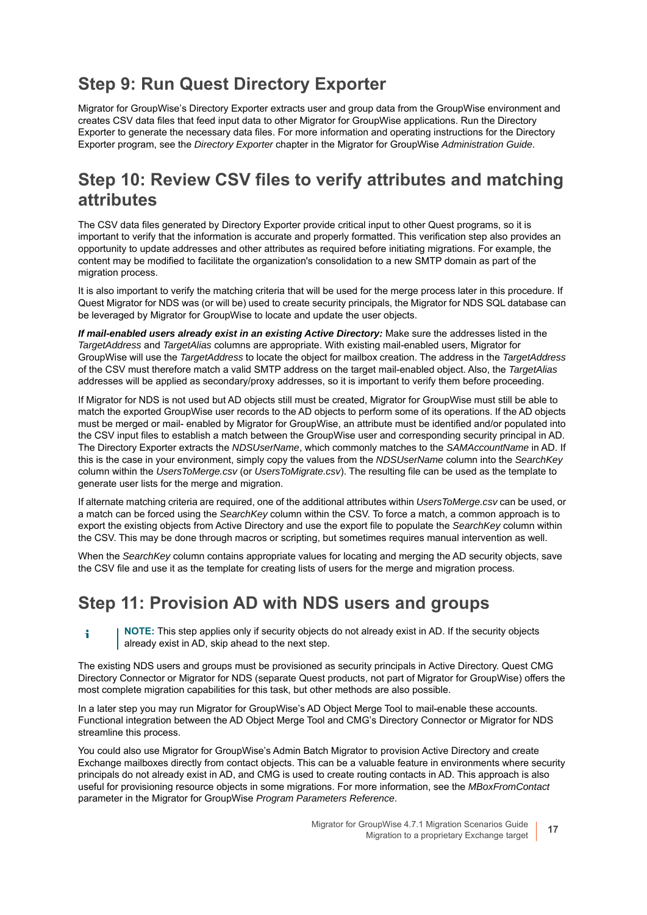## Step 9: Run Quest Directory Exporter

Migrator for GroupWise's Directory Exporter extracts user and group data from the GroupWise environment and creates CSV data files that feed input data to other Migrator for GroupWise applications. Run the Directory Exporter to generate the necessary data files. For more information and operating instructions for the Directory Exporter program, see the *Directory Exporter* chapter in the Migrator for GroupWise *Administration Guide*.

## Step 10: Review CSV files to verify attributes and matching attributes

The CSV data files generated by Directory Exporter provide critical input to other Quest programs, so it is important to verify that the information is accurate and properly formatted. This verification step also provides an opportunity to update addresses and other attributes as required before initiating migrations. For example, the content may be modified to facilitate the organization's consolidation to a new SMTP domain as part of the migration process.

It is also important to verify the matching criteria that will be used for the merge process later in this procedure. If Quest Migrator for NDS was (or will be) used to create security principals, the Migrator for NDS SQL database can be leveraged by Migrator for GroupWise to locate and update the user objects.

***If mail-enabled users already exist in an existing Active Directory:*** Make sure the addresses listed in the *TargetAddress* and *TargetAlias* columns are appropriate. With existing mail-enabled users, Migrator for GroupWise will use the *TargetAddress* to locate the object for mailbox creation. The address in the *TargetAddress* of the CSV must therefore match a valid SMTP address on the target mail-enabled object. Also, the *TargetAlias* addresses will be applied as secondary/proxy addresses, so it is important to verify them before proceeding.

If Migrator for NDS is not used but AD objects still must be created, Migrator for GroupWise must still be able to match the exported GroupWise user records to the AD objects to perform some of its operations. If the AD objects must be merged or mail- enabled by Migrator for GroupWise, an attribute must be identified and/or populated into the CSV input files to establish a match between the GroupWise user and corresponding security principal in AD. The Directory Exporter extracts the *NDSUserName*, which commonly matches to the *SAMAccountName* in AD. If this is the case in your environment, simply copy the values from the *NDSUserName* column into the *SearchKey* column within the *UsersToMerge.csv* (or *UsersToMigrate.csv*). The resulting file can be used as the template to generate user lists for the merge and migration.

If alternate matching criteria are required, one of the additional attributes within *UsersToMerge.csv* can be used, or a match can be forced using the *SearchKey* column within the CSV. To force a match, a common approach is to export the existing objects from Active Directory and use the export file to populate the *SearchKey* column within the CSV. This may be done through macros or scripting, but sometimes requires manual intervention as well.

When the *SearchKey* column contains appropriate values for locating and merging the AD security objects, save the CSV file and use it as the template for creating lists of users for the merge and migration process.

## Step 11: Provision AD with NDS users and groups

> **NOTE:** This step applies only if security objects do not already exist in AD. If the security objects already exist in AD, skip ahead to the next step.

The existing NDS users and groups must be provisioned as security principals in Active Directory. Quest CMG Directory Connector or Migrator for NDS (separate Quest products, not part of Migrator for GroupWise) offers the most complete migration capabilities for this task, but other methods are also possible.

In a later step you may run Migrator for GroupWise's AD Object Merge Tool to mail-enable these accounts. Functional integration between the AD Object Merge Tool and CMG's Directory Connector or Migrator for NDS streamline this process.

You could also use Migrator for GroupWise's Admin Batch Migrator to provision Active Directory and create Exchange mailboxes directly from contact objects. This can be a valuable feature in environments where security principals do not already exist in AD, and CMG is used to create routing contacts in AD. This approach is also useful for provisioning resource objects in some migrations. For more information, see the *MBoxFromContact* parameter in the Migrator for GroupWise *Program Parameters Reference*.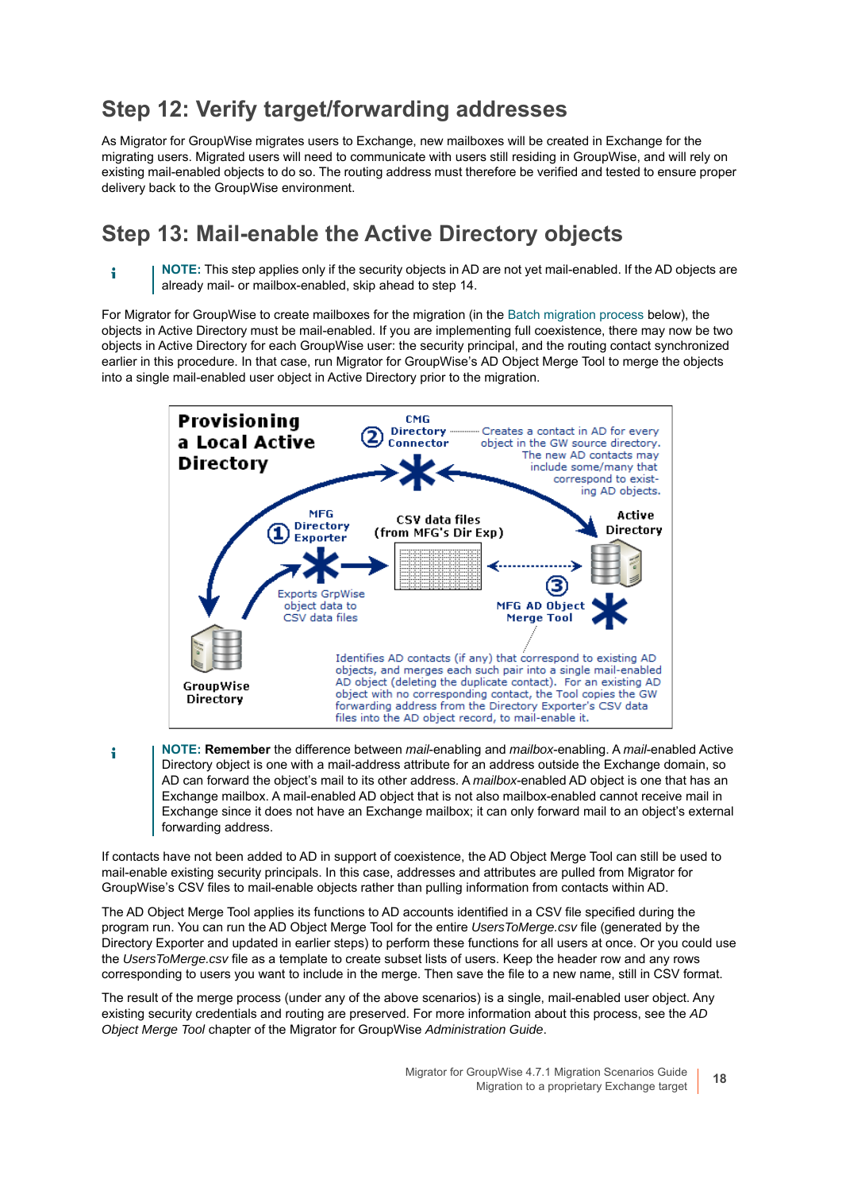## Step 12: Verify target/forwarding addresses

As Migrator for GroupWise migrates users to Exchange, new mailboxes will be created in Exchange for the migrating users. Migrated users will need to communicate with users still residing in GroupWise, and will rely on existing mail-enabled objects to do so. The routing address must therefore be verified and tested to ensure proper delivery back to the GroupWise environment.

## Step 13: Mail-enable the Active Directory objects

> **NOTE:** This step applies only if the security objects in AD are not yet mail-enabled. If the AD objects are already mail- or mailbox-enabled, skip ahead to step 14.

For Migrator for GroupWise to create mailboxes for the migration (in the Batch migration process below), the objects in Active Directory must be mail-enabled. If you are implementing full coexistence, there may now be two objects in Active Directory for each GroupWise user: the security principal, and the routing contact synchronized earlier in this procedure. In that case, run Migrator for GroupWise's AD Object Merge Tool to merge the objects into a single mail-enabled user object in Active Directory prior to the migration.

**Provisioning a Local Active Directory**

- ① MFG Directory Exporter: Exports GrpWise object data to CSV data files
- CSV data files (from MFG's Dir Exp)
- ② CMG Directory Connector: Creates a contact in AD for every object in the GW source directory. The new AD contacts may include some/many that correspond to existing AD objects.
- ③ MFG AD Object Merge Tool: Identifies AD contacts (if any) that correspond to existing AD objects, and merges each such pair into a single mail-enabled AD object (deleting the duplicate contact). For an existing AD object with no corresponding contact, the Tool copies the GW forwarding address from the Directory Exporter's CSV data files into the AD object record, to mail-enable it.
- GroupWise Directory
- Active Directory

> **NOTE: Remember** the difference between *mail*-enabling and *mailbox*-enabling. A *mail*-enabled Active Directory object is one with a mail-address attribute for an address outside the Exchange domain, so AD can forward the object's mail to its other address. A *mailbox*-enabled AD object is one that has an Exchange mailbox. A mail-enabled AD object that is not also mailbox-enabled cannot receive mail in Exchange since it does not have an Exchange mailbox; it can only forward mail to an object's external forwarding address.

If contacts have not been added to AD in support of coexistence, the AD Object Merge Tool can still be used to mail-enable existing security principals. In this case, addresses and attributes are pulled from Migrator for GroupWise's CSV files to mail-enable objects rather than pulling information from contacts within AD.

The AD Object Merge Tool applies its functions to AD accounts identified in a CSV file specified during the program run. You can run the AD Object Merge Tool for the entire *UsersToMerge.csv* file (generated by the Directory Exporter and updated in earlier steps) to perform these functions for all users at once. Or you could use the *UsersToMerge.csv* file as a template to create subset lists of users. Keep the header row and any rows corresponding to users you want to include in the merge. Then save the file to a new name, still in CSV format.

The result of the merge process (under any of the above scenarios) is a single, mail-enabled user object. Any existing security credentials and routing are preserved. For more information about this process, see the *AD Object Merge Tool* chapter of the Migrator for GroupWise *Administration Guide*.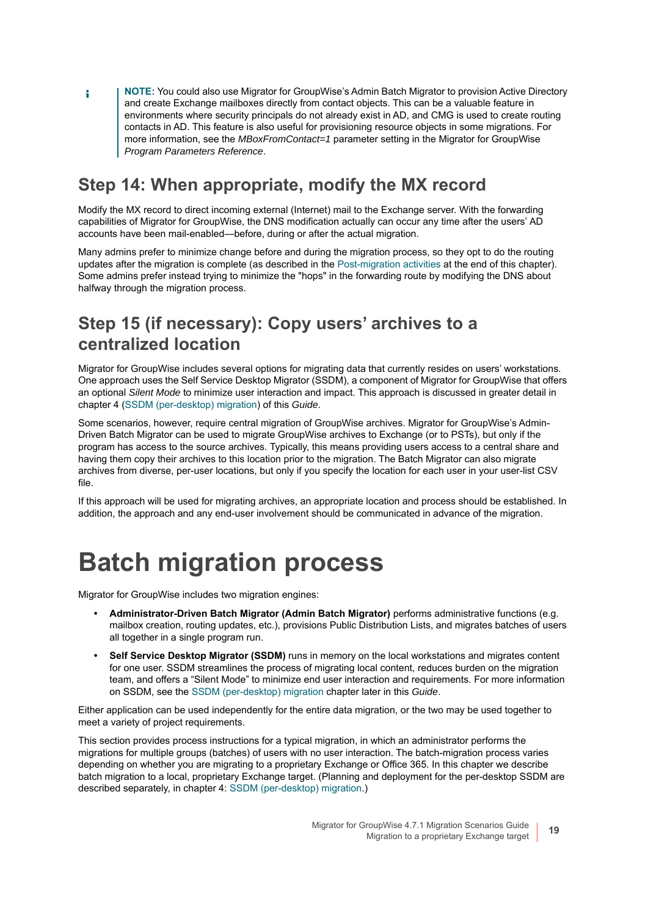> **NOTE:** You could also use Migrator for GroupWise's Admin Batch Migrator to provision Active Directory and create Exchange mailboxes directly from contact objects. This can be a valuable feature in environments where security principals do not already exist in AD, and CMG is used to create routing contacts in AD. This feature is also useful for provisioning resource objects in some migrations. For more information, see the *MBoxFromContact=1* parameter setting in the Migrator for GroupWise *Program Parameters Reference*.

## Step 14: When appropriate, modify the MX record

Modify the MX record to direct incoming external (Internet) mail to the Exchange server. With the forwarding capabilities of Migrator for GroupWise, the DNS modification actually can occur any time after the users' AD accounts have been mail-enabled—before, during or after the actual migration.

Many admins prefer to minimize change before and during the migration process, so they opt to do the routing updates after the migration is complete (as described in the Post-migration activities at the end of this chapter). Some admins prefer instead trying to minimize the "hops" in the forwarding route by modifying the DNS about halfway through the migration process.

## Step 15 (if necessary): Copy users' archives to a centralized location

Migrator for GroupWise includes several options for migrating data that currently resides on users' workstations. One approach uses the Self Service Desktop Migrator (SSDM), a component of Migrator for GroupWise that offers an optional *Silent Mode* to minimize user interaction and impact. This approach is discussed in greater detail in chapter 4 (SSDM (per-desktop) migration) of this *Guide*.

Some scenarios, however, require central migration of GroupWise archives. Migrator for GroupWise's Admin-Driven Batch Migrator can be used to migrate GroupWise archives to Exchange (or to PSTs), but only if the program has access to the source archives. Typically, this means providing users access to a central share and having them copy their archives to this location prior to the migration. The Batch Migrator can also migrate archives from diverse, per-user locations, but only if you specify the location for each user in your user-list CSV file.

If this approach will be used for migrating archives, an appropriate location and process should be established. In addition, the approach and any end-user involvement should be communicated in advance of the migration.

# Batch migration process

Migrator for GroupWise includes two migration engines:

- **Administrator-Driven Batch Migrator (Admin Batch Migrator)** performs administrative functions (e.g. mailbox creation, routing updates, etc.), provisions Public Distribution Lists, and migrates batches of users all together in a single program run.
- **Self Service Desktop Migrator (SSDM)** runs in memory on the local workstations and migrates content for one user. SSDM streamlines the process of migrating local content, reduces burden on the migration team, and offers a "Silent Mode" to minimize end user interaction and requirements. For more information on SSDM, see the SSDM (per-desktop) migration chapter later in this *Guide*.

Either application can be used independently for the entire data migration, or the two may be used together to meet a variety of project requirements.

This section provides process instructions for a typical migration, in which an administrator performs the migrations for multiple groups (batches) of users with no user interaction. The batch-migration process varies depending on whether you are migrating to a proprietary Exchange or Office 365. In this chapter we describe batch migration to a local, proprietary Exchange target. (Planning and deployment for the per-desktop SSDM are described separately, in chapter 4: SSDM (per-desktop) migration.)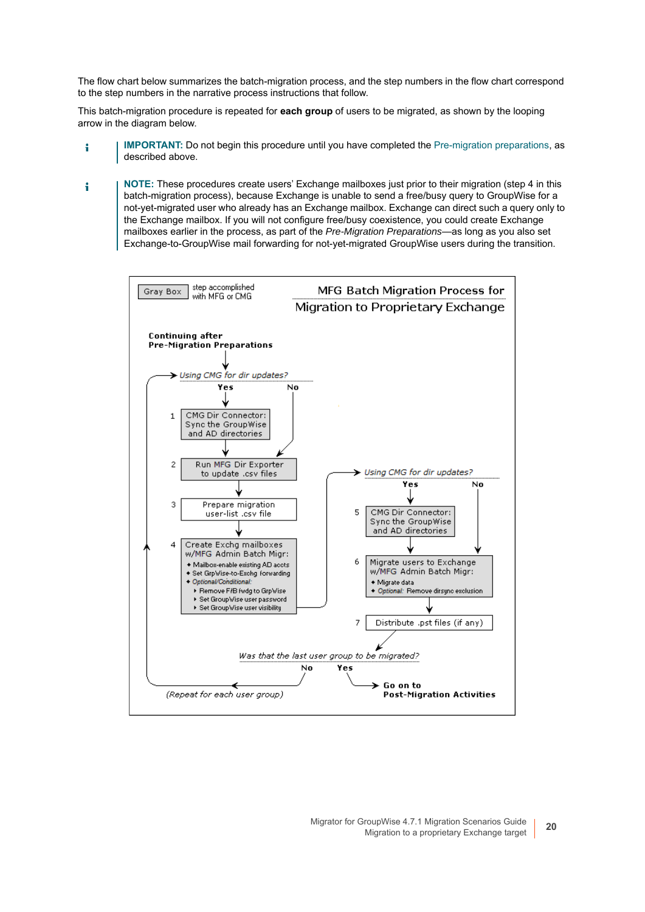The flow chart below summarizes the batch-migration process, and the step numbers in the flow chart correspond to the step numbers in the narrative process instructions that follow.

This batch-migration procedure is repeated for **each group** of users to be migrated, as shown by the looping arrow in the diagram below.

**IMPORTANT:** Do not begin this procedure until you have completed the Pre-migration preparations, as described above.

**NOTE:** These procedures create users' Exchange mailboxes just prior to their migration (step 4 in this batch-migration process), because Exchange is unable to send a free/busy query to GroupWise for a not-yet-migrated user who already has an Exchange mailbox. Exchange can direct such a query only to the Exchange mailbox. If you will not configure free/busy coexistence, you could create Exchange mailboxes earlier in the process, as part of the *Pre-Migration Preparations*—as long as you also set Exchange-to-GroupWise mail forwarding for not-yet-migrated GroupWise users during the transition.

**MFG Batch Migration Process for Migration to Proprietary Exchange**

Gray Box = step accomplished with MFG or CMG

**Continuing after Pre-Migration Preparations**

*Using CMG for dir updates?* Yes → step 1; No → step 2

1. CMG Dir Connector: Sync the GroupWise and AD directories
2. Run MFG Dir Exporter to update .csv files
3. Prepare migration user-list .csv file
4. Create Exchg mailboxes w/MFG Admin Batch Migr:
   - Mailbox-enable existing AD accts
   - Set GrpWise-to-Exchg forwarding
   - *Optional/Conditional:*
     - Remove F/B fwdg to GrpWise
     - Set GroupWise user password
     - Set GroupWise user visibility

*Using CMG for dir updates?* Yes → step 5; No → step 6

5. CMG Dir Connector: Sync the GroupWise and AD directories
6. Migrate users to Exchange w/MFG Admin Batch Migr:
   - Migrate data
   - *Optional:* Remove dirsync exclusion
7. Distribute .pst files (if any)

*Was that the last user group to be migrated?*
- No → *(Repeat for each user group)*
- Yes → **Go on to Post-Migration Activities**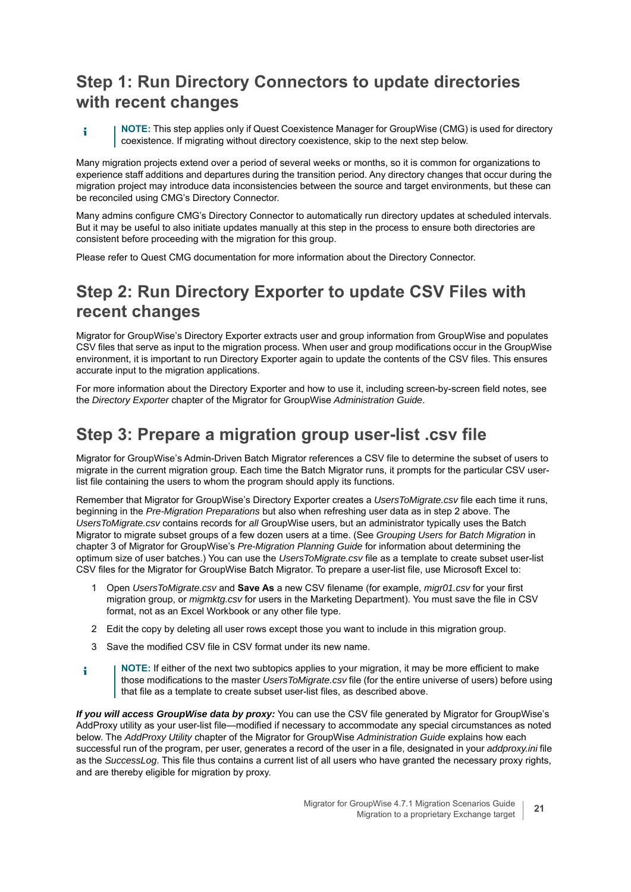## Step 1: Run Directory Connectors to update directories with recent changes

> **NOTE:** This step applies only if Quest Coexistence Manager for GroupWise (CMG) is used for directory coexistence. If migrating without directory coexistence, skip to the next step below.

Many migration projects extend over a period of several weeks or months, so it is common for organizations to experience staff additions and departures during the transition period. Any directory changes that occur during the migration project may introduce data inconsistencies between the source and target environments, but these can be reconciled using CMG's Directory Connector.

Many admins configure CMG's Directory Connector to automatically run directory updates at scheduled intervals. But it may be useful to also initiate updates manually at this step in the process to ensure both directories are consistent before proceeding with the migration for this group.

Please refer to Quest CMG documentation for more information about the Directory Connector.

## Step 2: Run Directory Exporter to update CSV Files with recent changes

Migrator for GroupWise's Directory Exporter extracts user and group information from GroupWise and populates CSV files that serve as input to the migration process. When user and group modifications occur in the GroupWise environment, it is important to run Directory Exporter again to update the contents of the CSV files. This ensures accurate input to the migration applications.

For more information about the Directory Exporter and how to use it, including screen-by-screen field notes, see the *Directory Exporter* chapter of the Migrator for GroupWise *Administration Guide*.

## Step 3: Prepare a migration group user-list .csv file

Migrator for GroupWise's Admin-Driven Batch Migrator references a CSV file to determine the subset of users to migrate in the current migration group. Each time the Batch Migrator runs, it prompts for the particular CSV user-list file containing the users to whom the program should apply its functions.

Remember that Migrator for GroupWise's Directory Exporter creates a *UsersToMigrate.csv* file each time it runs, beginning in the *Pre-Migration Preparations* but also when refreshing user data as in step 2 above. The *UsersToMigrate.csv* contains records for *all* GroupWise users, but an administrator typically uses the Batch Migrator to migrate subset groups of a few dozen users at a time. (See *Grouping Users for Batch Migration* in chapter 3 of Migrator for GroupWise's *Pre-Migration Planning Guide* for information about determining the optimum size of user batches.) You can use the *UsersToMigrate.csv* file as a template to create subset user-list CSV files for the Migrator for GroupWise Batch Migrator. To prepare a user-list file, use Microsoft Excel to:

1. Open *UsersToMigrate.csv* and **Save As** a new CSV filename (for example, *migr01.csv* for your first migration group, or *migmktg.csv* for users in the Marketing Department). You must save the file in CSV format, not as an Excel Workbook or any other file type.
2. Edit the copy by deleting all user rows except those you want to include in this migration group.
3. Save the modified CSV file in CSV format under its new name.

> **NOTE:** If either of the next two subtopics applies to your migration, it may be more efficient to make those modifications to the master *UsersToMigrate.csv* file (for the entire universe of users) before using that file as a template to create subset user-list files, as described above.

***If you will access GroupWise data by proxy:*** You can use the CSV file generated by Migrator for GroupWise's AddProxy utility as your user-list file—modified if necessary to accommodate any special circumstances as noted below. The *AddProxy Utility* chapter of the Migrator for GroupWise *Administration Guide* explains how each successful run of the program, per user, generates a record of the user in a file, designated in your *addproxy.ini* file as the *SuccessLog*. This file thus contains a current list of all users who have granted the necessary proxy rights, and are thereby eligible for migration by proxy.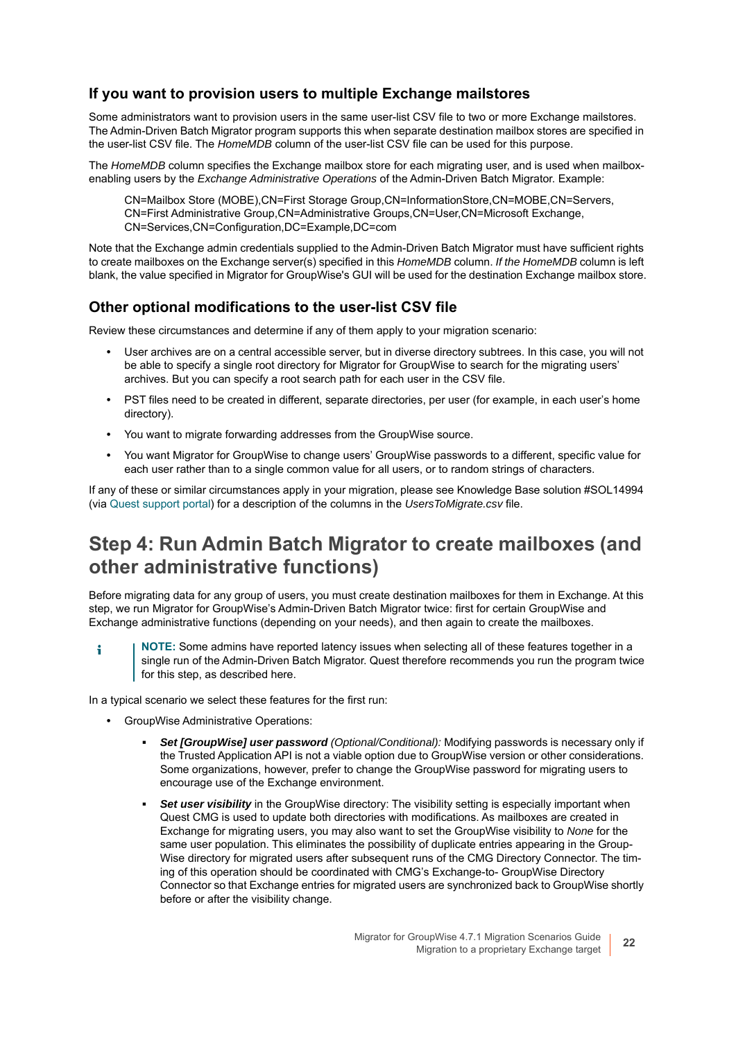### If you want to provision users to multiple Exchange mailstores

Some administrators want to provision users in the same user-list CSV file to two or more Exchange mailstores. The Admin-Driven Batch Migrator program supports this when separate destination mailbox stores are specified in the user-list CSV file. The *HomeMDB* column of the user-list CSV file can be used for this purpose.

The *HomeMDB* column specifies the Exchange mailbox store for each migrating user, and is used when mailbox-enabling users by the *Exchange Administrative Operations* of the Admin-Driven Batch Migrator. Example:

> CN=Mailbox Store (MOBE),CN=First Storage Group,CN=InformationStore,CN=MOBE,CN=Servers, CN=First Administrative Group,CN=Administrative Groups,CN=User,CN=Microsoft Exchange, CN=Services,CN=Configuration,DC=Example,DC=com

Note that the Exchange admin credentials supplied to the Admin-Driven Batch Migrator must have sufficient rights to create mailboxes on the Exchange server(s) specified in this *HomeMDB* column. *If the HomeMDB* column is left blank, the value specified in Migrator for GroupWise's GUI will be used for the destination Exchange mailbox store.

### Other optional modifications to the user-list CSV file

Review these circumstances and determine if any of them apply to your migration scenario:

- User archives are on a central accessible server, but in diverse directory subtrees. In this case, you will not be able to specify a single root directory for Migrator for GroupWise to search for the migrating users' archives. But you can specify a root search path for each user in the CSV file.
- PST files need to be created in different, separate directories, per user (for example, in each user's home directory).
- You want to migrate forwarding addresses from the GroupWise source.
- You want Migrator for GroupWise to change users' GroupWise passwords to a different, specific value for each user rather than to a single common value for all users, or to random strings of characters.

If any of these or similar circumstances apply in your migration, please see Knowledge Base solution #SOL14994 (via Quest support portal) for a description of the columns in the *UsersToMigrate.csv* file.

## Step 4: Run Admin Batch Migrator to create mailboxes (and other administrative functions)

Before migrating data for any group of users, you must create destination mailboxes for them in Exchange. At this step, we run Migrator for GroupWise's Admin-Driven Batch Migrator twice: first for certain GroupWise and Exchange administrative functions (depending on your needs), and then again to create the mailboxes.

> **NOTE:** Some admins have reported latency issues when selecting all of these features together in a single run of the Admin-Driven Batch Migrator. Quest therefore recommends you run the program twice for this step, as described here.

In a typical scenario we select these features for the first run:

- GroupWise Administrative Operations:
    - ***Set [GroupWise] user password*** *(Optional/Conditional):* Modifying passwords is necessary only if the Trusted Application API is not a viable option due to GroupWise version or other considerations. Some organizations, however, prefer to change the GroupWise password for migrating users to encourage use of the Exchange environment.
    - ***Set user visibility*** in the GroupWise directory: The visibility setting is especially important when Quest CMG is used to update both directories with modifications. As mailboxes are created in Exchange for migrating users, you may also want to set the GroupWise visibility to *None* for the same user population. This eliminates the possibility of duplicate entries appearing in the GroupWise directory for migrated users after subsequent runs of the CMG Directory Connector. The timing of this operation should be coordinated with CMG's Exchange-to- GroupWise Directory Connector so that Exchange entries for migrated users are synchronized back to GroupWise shortly before or after the visibility change.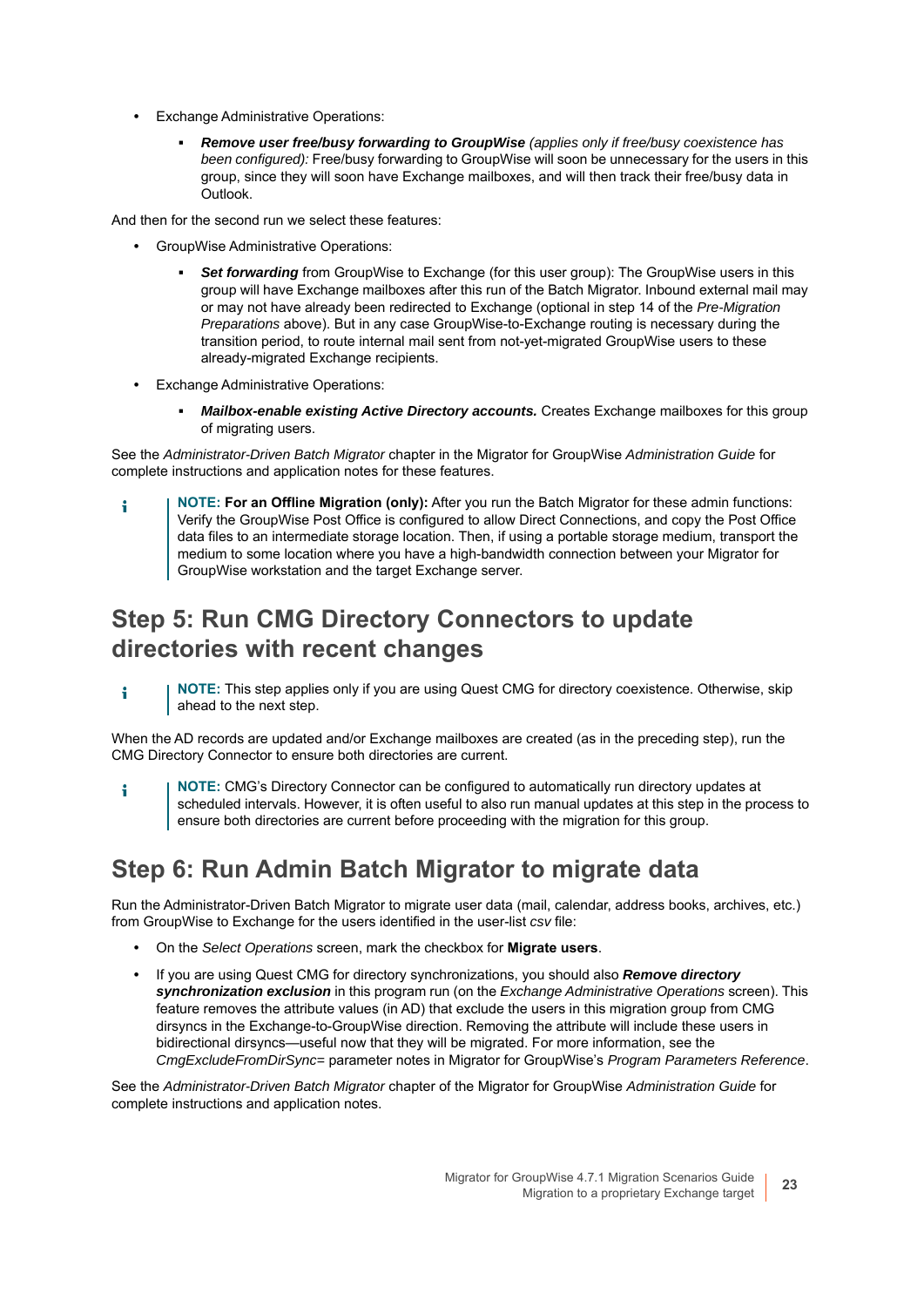- Exchange Administrative Operations:
  - ***Remove user free/busy forwarding to GroupWise*** *(applies only if free/busy coexistence has been configured):* Free/busy forwarding to GroupWise will soon be unnecessary for the users in this group, since they will soon have Exchange mailboxes, and will then track their free/busy data in Outlook.

And then for the second run we select these features:

- GroupWise Administrative Operations:
  - ***Set forwarding*** from GroupWise to Exchange (for this user group): The GroupWise users in this group will have Exchange mailboxes after this run of the Batch Migrator. Inbound external mail may or may not have already been redirected to Exchange (optional in step 14 of the *Pre-Migration Preparations* above). But in any case GroupWise-to-Exchange routing is necessary during the transition period, to route internal mail sent from not-yet-migrated GroupWise users to these already-migrated Exchange recipients.
- Exchange Administrative Operations:
  - ***Mailbox-enable existing Active Directory accounts.*** Creates Exchange mailboxes for this group of migrating users.

See the *Administrator-Driven Batch Migrator* chapter in the Migrator for GroupWise *Administration Guide* for complete instructions and application notes for these features.

> **NOTE: For an Offline Migration (only):** After you run the Batch Migrator for these admin functions: Verify the GroupWise Post Office is configured to allow Direct Connections, and copy the Post Office data files to an intermediate storage location. Then, if using a portable storage medium, transport the medium to some location where you have a high-bandwidth connection between your Migrator for GroupWise workstation and the target Exchange server.

## Step 5: Run CMG Directory Connectors to update directories with recent changes

> **NOTE:** This step applies only if you are using Quest CMG for directory coexistence. Otherwise, skip ahead to the next step.

When the AD records are updated and/or Exchange mailboxes are created (as in the preceding step), run the CMG Directory Connector to ensure both directories are current.

> **NOTE:** CMG's Directory Connector can be configured to automatically run directory updates at scheduled intervals. However, it is often useful to also run manual updates at this step in the process to ensure both directories are current before proceeding with the migration for this group.

## Step 6: Run Admin Batch Migrator to migrate data

Run the Administrator-Driven Batch Migrator to migrate user data (mail, calendar, address books, archives, etc.) from GroupWise to Exchange for the users identified in the user-list *csv* file:

- On the *Select Operations* screen, mark the checkbox for **Migrate users**.
- If you are using Quest CMG for directory synchronizations, you should also ***Remove directory synchronization exclusion*** in this program run (on the *Exchange Administrative Operations* screen). This feature removes the attribute values (in AD) that exclude the users in this migration group from CMG dirsyncs in the Exchange-to-GroupWise direction. Removing the attribute will include these users in bidirectional dirsyncs—useful now that they will be migrated. For more information, see the *CmgExcludeFromDirSync=* parameter notes in Migrator for GroupWise's *Program Parameters Reference*.

See the *Administrator-Driven Batch Migrator* chapter of the Migrator for GroupWise *Administration Guide* for complete instructions and application notes.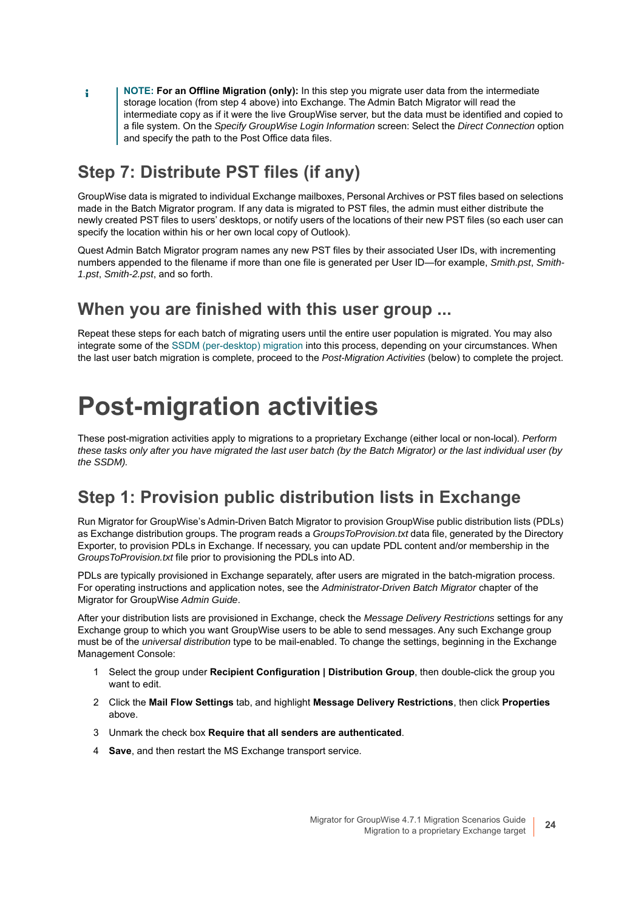> **NOTE: For an Offline Migration (only):** In this step you migrate user data from the intermediate storage location (from step 4 above) into Exchange. The Admin Batch Migrator will read the intermediate copy as if it were the live GroupWise server, but the data must be identified and copied to a file system. On the *Specify GroupWise Login Information* screen: Select the *Direct Connection* option and specify the path to the Post Office data files.

## Step 7: Distribute PST files (if any)

GroupWise data is migrated to individual Exchange mailboxes, Personal Archives or PST files based on selections made in the Batch Migrator program. If any data is migrated to PST files, the admin must either distribute the newly created PST files to users' desktops, or notify users of the locations of their new PST files (so each user can specify the location within his or her own local copy of Outlook).

Quest Admin Batch Migrator program names any new PST files by their associated User IDs, with incrementing numbers appended to the filename if more than one file is generated per User ID—for example, *Smith.pst*, *Smith-1.pst*, *Smith-2.pst*, and so forth.

## When you are finished with this user group ...

Repeat these steps for each batch of migrating users until the entire user population is migrated. You may also integrate some of the SSDM (per-desktop) migration into this process, depending on your circumstances. When the last user batch migration is complete, proceed to the *Post-Migration Activities* (below) to complete the project.

# Post-migration activities

These post-migration activities apply to migrations to a proprietary Exchange (either local or non-local). *Perform these tasks only after you have migrated the last user batch (by the Batch Migrator) or the last individual user (by the SSDM).*

## Step 1: Provision public distribution lists in Exchange

Run Migrator for GroupWise's Admin-Driven Batch Migrator to provision GroupWise public distribution lists (PDLs) as Exchange distribution groups. The program reads a *GroupsToProvision.txt* data file, generated by the Directory Exporter, to provision PDLs in Exchange. If necessary, you can update PDL content and/or membership in the *GroupsToProvision.txt* file prior to provisioning the PDLs into AD.

PDLs are typically provisioned in Exchange separately, after users are migrated in the batch-migration process. For operating instructions and application notes, see the *Administrator-Driven Batch Migrator* chapter of the Migrator for GroupWise *Admin Guide*.

After your distribution lists are provisioned in Exchange, check the *Message Delivery Restrictions* settings for any Exchange group to which you want GroupWise users to be able to send messages. Any such Exchange group must be of the *universal distribution* type to be mail-enabled. To change the settings, beginning in the Exchange Management Console:

1. Select the group under **Recipient Configuration | Distribution Group**, then double-click the group you want to edit.
2. Click the **Mail Flow Settings** tab, and highlight **Message Delivery Restrictions**, then click **Properties** above.
3. Unmark the check box **Require that all senders are authenticated**.
4. **Save**, and then restart the MS Exchange transport service.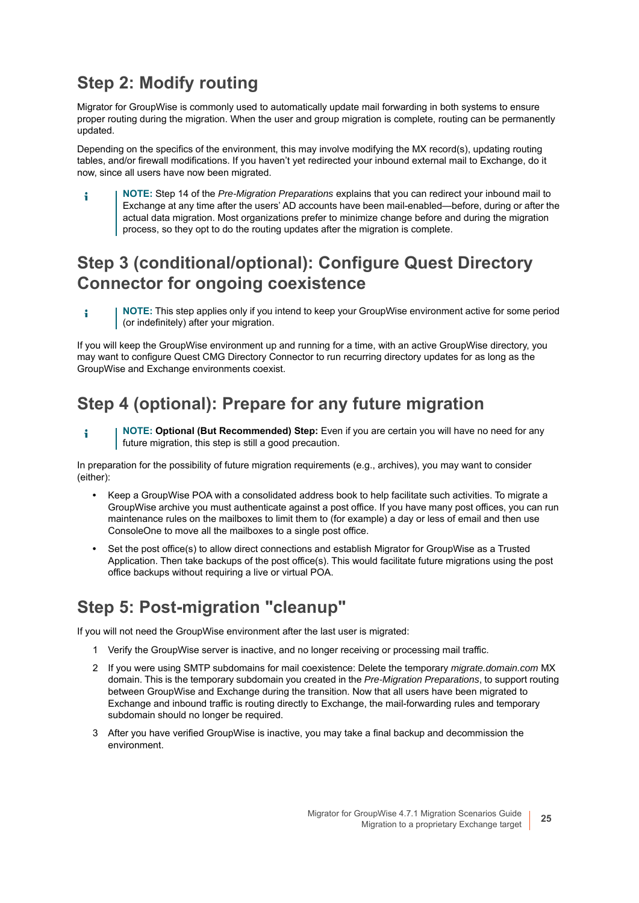## Step 2: Modify routing

Migrator for GroupWise is commonly used to automatically update mail forwarding in both systems to ensure proper routing during the migration. When the user and group migration is complete, routing can be permanently updated.

Depending on the specifics of the environment, this may involve modifying the MX record(s), updating routing tables, and/or firewall modifications. If you haven't yet redirected your inbound external mail to Exchange, do it now, since all users have now been migrated.

> **NOTE:** Step 14 of the *Pre-Migration Preparations* explains that you can redirect your inbound mail to Exchange at any time after the users' AD accounts have been mail-enabled—before, during or after the actual data migration. Most organizations prefer to minimize change before and during the migration process, so they opt to do the routing updates after the migration is complete.

## Step 3 (conditional/optional): Configure Quest Directory Connector for ongoing coexistence

> **NOTE:** This step applies only if you intend to keep your GroupWise environment active for some period (or indefinitely) after your migration.

If you will keep the GroupWise environment up and running for a time, with an active GroupWise directory, you may want to configure Quest CMG Directory Connector to run recurring directory updates for as long as the GroupWise and Exchange environments coexist.

## Step 4 (optional): Prepare for any future migration

> **NOTE:** **Optional (But Recommended) Step:** Even if you are certain you will have no need for any future migration, this step is still a good precaution.

In preparation for the possibility of future migration requirements (e.g., archives), you may want to consider (either):

- Keep a GroupWise POA with a consolidated address book to help facilitate such activities. To migrate a GroupWise archive you must authenticate against a post office. If you have many post offices, you can run maintenance rules on the mailboxes to limit them to (for example) a day or less of email and then use ConsoleOne to move all the mailboxes to a single post office.
- Set the post office(s) to allow direct connections and establish Migrator for GroupWise as a Trusted Application. Then take backups of the post office(s). This would facilitate future migrations using the post office backups without requiring a live or virtual POA.

## Step 5: Post-migration "cleanup"

If you will not need the GroupWise environment after the last user is migrated:

1. Verify the GroupWise server is inactive, and no longer receiving or processing mail traffic.
2. If you were using SMTP subdomains for mail coexistence: Delete the temporary *migrate.domain.com* MX domain. This is the temporary subdomain you created in the *Pre-Migration Preparations*, to support routing between GroupWise and Exchange during the transition. Now that all users have been migrated to Exchange and inbound traffic is routing directly to Exchange, the mail-forwarding rules and temporary subdomain should no longer be required.
3. After you have verified GroupWise is inactive, you may take a final backup and decommission the environment.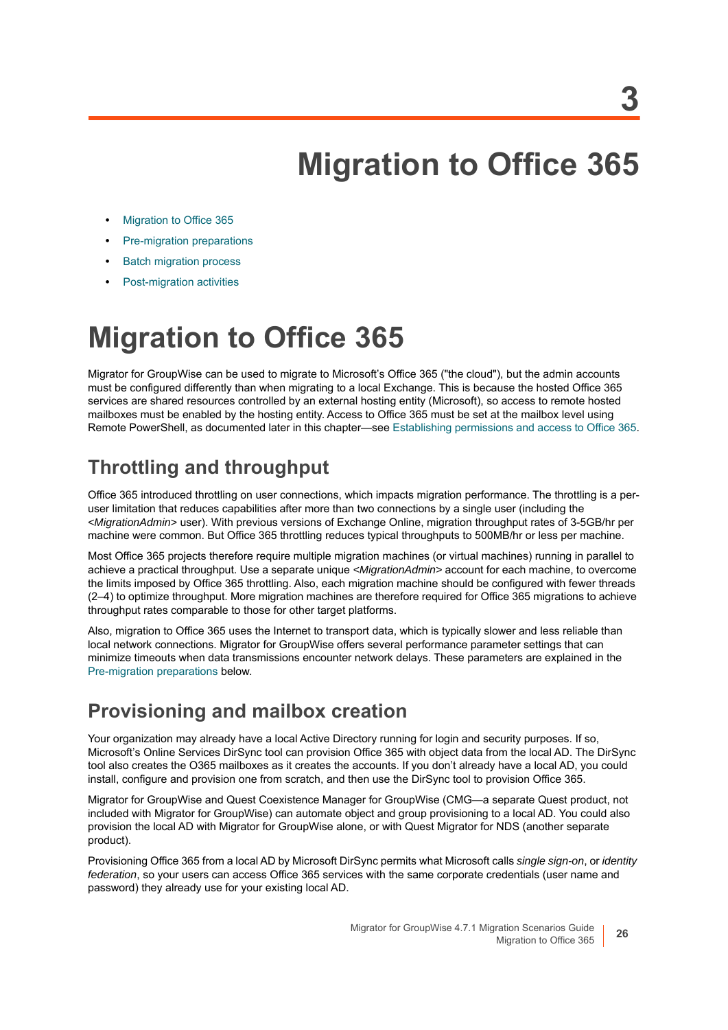3

# Migration to Office 365

- Migration to Office 365
- Pre-migration preparations
- Batch migration process
- Post-migration activities

# Migration to Office 365

Migrator for GroupWise can be used to migrate to Microsoft's Office 365 ("the cloud"), but the admin accounts must be configured differently than when migrating to a local Exchange. This is because the hosted Office 365 services are shared resources controlled by an external hosting entity (Microsoft), so access to remote hosted mailboxes must be enabled by the hosting entity. Access to Office 365 must be set at the mailbox level using Remote PowerShell, as documented later in this chapter—see Establishing permissions and access to Office 365.

## Throttling and throughput

Office 365 introduced throttling on user connections, which impacts migration performance. The throttling is a per-user limitation that reduces capabilities after more than two connections by a single user (including the <*MigrationAdmin*> user). With previous versions of Exchange Online, migration throughput rates of 3-5GB/hr per machine were common. But Office 365 throttling reduces typical throughputs to 500MB/hr or less per machine.

Most Office 365 projects therefore require multiple migration machines (or virtual machines) running in parallel to achieve a practical throughput. Use a separate unique <*MigrationAdmin*> account for each machine, to overcome the limits imposed by Office 365 throttling. Also, each migration machine should be configured with fewer threads (2–4) to optimize throughput. More migration machines are therefore required for Office 365 migrations to achieve throughput rates comparable to those for other target platforms.

Also, migration to Office 365 uses the Internet to transport data, which is typically slower and less reliable than local network connections. Migrator for GroupWise offers several performance parameter settings that can minimize timeouts when data transmissions encounter network delays. These parameters are explained in the Pre-migration preparations below.

## Provisioning and mailbox creation

Your organization may already have a local Active Directory running for login and security purposes. If so, Microsoft's Online Services DirSync tool can provision Office 365 with object data from the local AD. The DirSync tool also creates the O365 mailboxes as it creates the accounts. If you don't already have a local AD, you could install, configure and provision one from scratch, and then use the DirSync tool to provision Office 365.

Migrator for GroupWise and Quest Coexistence Manager for GroupWise (CMG—a separate Quest product, not included with Migrator for GroupWise) can automate object and group provisioning to a local AD. You could also provision the local AD with Migrator for GroupWise alone, or with Quest Migrator for NDS (another separate product).

Provisioning Office 365 from a local AD by Microsoft DirSync permits what Microsoft calls *single sign-on*, or *identity federation*, so your users can access Office 365 services with the same corporate credentials (user name and password) they already use for your existing local AD.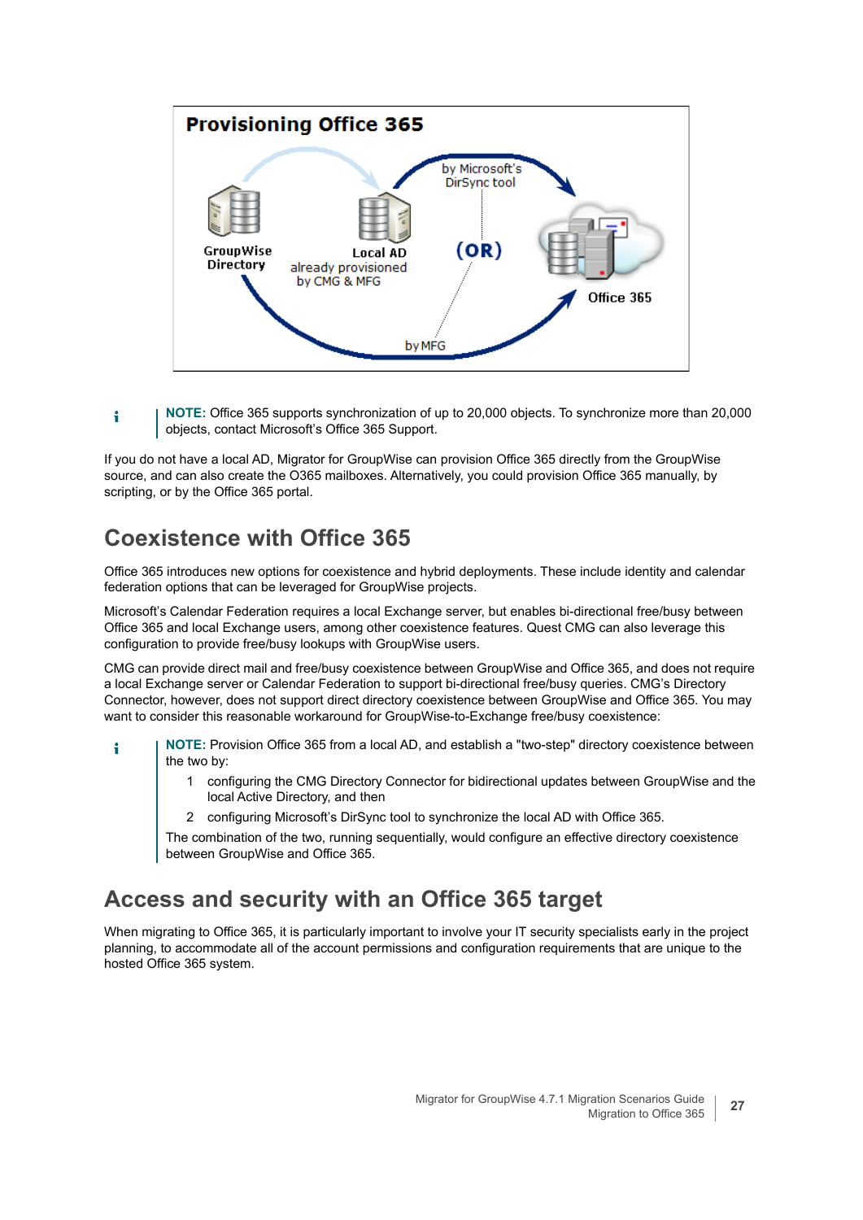**NOTE:** Office 365 supports synchronization of up to 20,000 objects. To synchronize more than 20,000 objects, contact Microsoft's Office 365 Support.

If you do not have a local AD, Migrator for GroupWise can provision Office 365 directly from the GroupWise source, and can also create the O365 mailboxes. Alternatively, you could provision Office 365 manually, by scripting, or by the Office 365 portal.

## Coexistence with Office 365

Office 365 introduces new options for coexistence and hybrid deployments. These include identity and calendar federation options that can be leveraged for GroupWise projects.

Microsoft's Calendar Federation requires a local Exchange server, but enables bi-directional free/busy between Office 365 and local Exchange users, among other coexistence features. Quest CMG can also leverage this configuration to provide free/busy lookups with GroupWise users.

CMG can provide direct mail and free/busy coexistence between GroupWise and Office 365, and does not require a local Exchange server or Calendar Federation to support bi-directional free/busy queries. CMG's Directory Connector, however, does not support direct directory coexistence between GroupWise and Office 365. You may want to consider this reasonable workaround for GroupWise-to-Exchange free/busy coexistence:

**NOTE:** Provision Office 365 from a local AD, and establish a "two-step" directory coexistence between the two by:

1. configuring the CMG Directory Connector for bidirectional updates between GroupWise and the local Active Directory, and then
2. configuring Microsoft's DirSync tool to synchronize the local AD with Office 365.

The combination of the two, running sequentially, would configure an effective directory coexistence between GroupWise and Office 365.

## Access and security with an Office 365 target

When migrating to Office 365, it is particularly important to involve your IT security specialists early in the project planning, to accommodate all of the account permissions and configuration requirements that are unique to the hosted Office 365 system.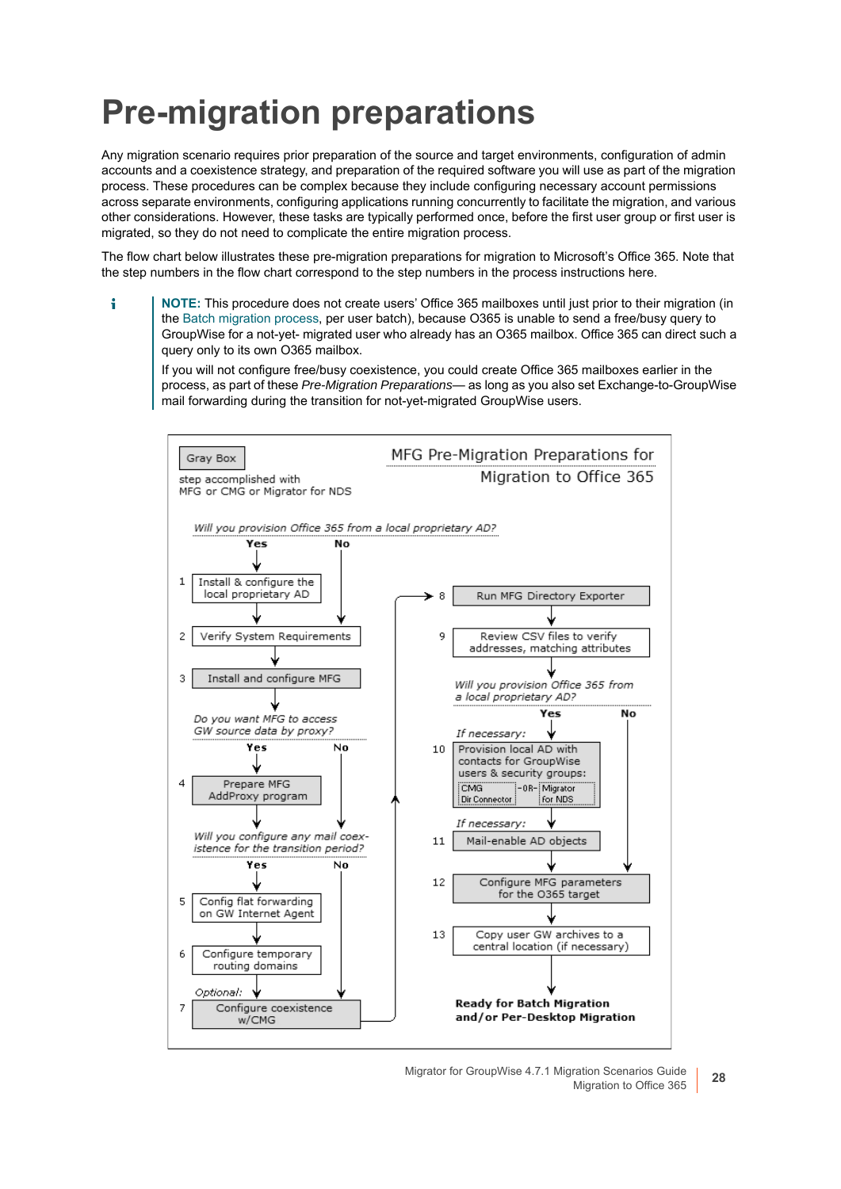# Pre-migration preparations

Any migration scenario requires prior preparation of the source and target environments, configuration of admin accounts and a coexistence strategy, and preparation of the required software you will use as part of the migration process. These procedures can be complex because they include configuring necessary account permissions across separate environments, configuring applications running concurrently to facilitate the migration, and various other considerations. However, these tasks are typically performed once, before the first user group or first user is migrated, so they do not need to complicate the entire migration process.

The flow chart below illustrates these pre-migration preparations for migration to Microsoft's Office 365. Note that the step numbers in the flow chart correspond to the step numbers in the process instructions here.

> **NOTE:** This procedure does not create users' Office 365 mailboxes until just prior to their migration (in the Batch migration process, per user batch), because O365 is unable to send a free/busy query to GroupWise for a not-yet- migrated user who already has an O365 mailbox. Office 365 can direct such a query only to its own O365 mailbox.
>
> If you will not configure free/busy coexistence, you could create Office 365 mailboxes earlier in the process, as part of these *Pre-Migration Preparations*— as long as you also set Exchange-to-GroupWise mail forwarding during the transition for not-yet-migrated GroupWise users.

**MFG Pre-Migration Preparations for Migration to Office 365**

Gray Box: step accomplished with MFG or CMG or Migrator for NDS

*Will you provision Office 365 from a local proprietary AD?* (Yes → step 1; No → step 2)

1. Install & configure the local proprietary AD
2. Verify System Requirements
3. Install and configure MFG

*Do you want MFG to access GW source data by proxy?* (Yes → step 4; No → next question)

4. Prepare MFG AddProxy program

*Will you configure any mail coexistence for the transition period?* (Yes → step 5; No → step 7)

5. Config flat forwarding on GW Internet Agent
6. Configure temporary routing domains
7. *Optional:* Configure coexistence w/CMG
8. Run MFG Directory Exporter
9. Review CSV files to verify addresses, matching attributes

*Will you provision Office 365 from a local proprietary AD?* (Yes → step 10; No → step 12)

10. *If necessary:* Provision local AD with contacts for GroupWise users & security groups: CMG Dir Connector -OR- Migrator for NDS
11. *If necessary:* Mail-enable AD objects
12. Configure MFG parameters for the O365 target
13. Copy user GW archives to a central location (if necessary)

**Ready for Batch Migration and/or Per-Desktop Migration**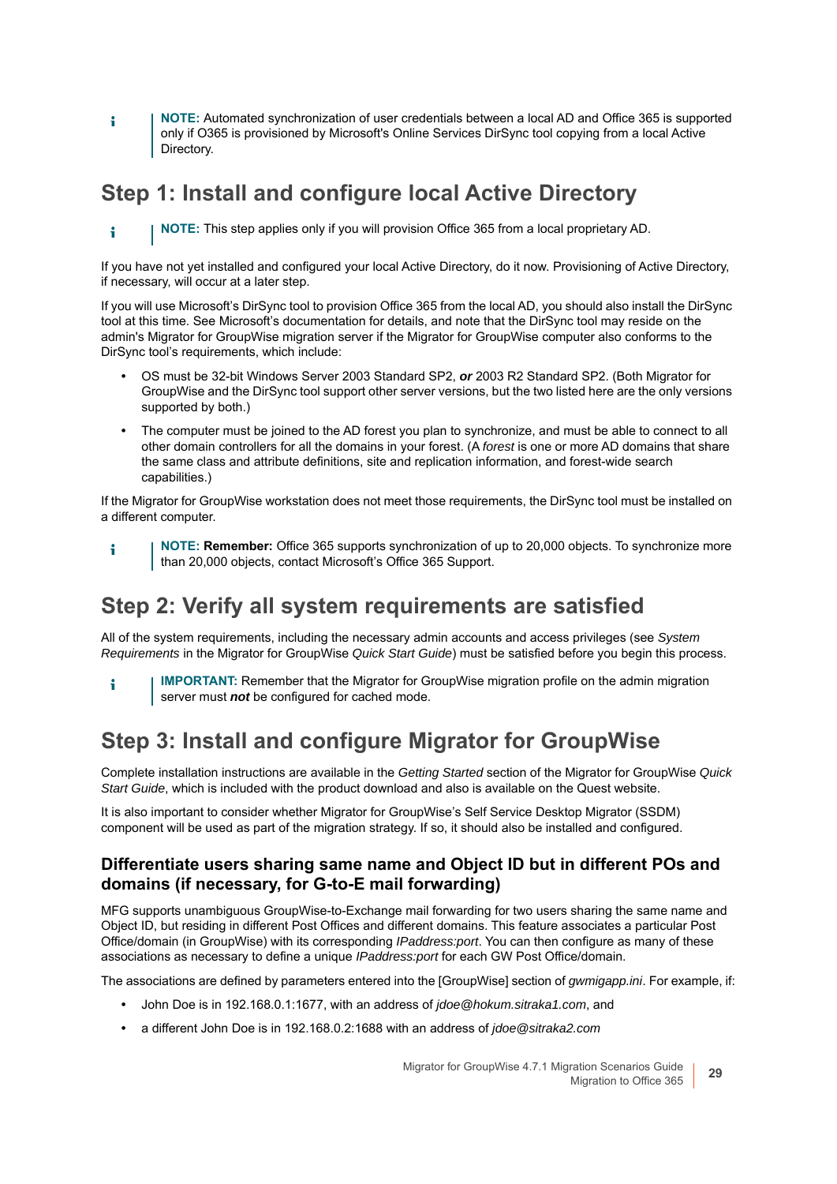**NOTE:** Automated synchronization of user credentials between a local AD and Office 365 is supported only if O365 is provisioned by Microsoft's Online Services DirSync tool copying from a local Active Directory.

## Step 1: Install and configure local Active Directory

**NOTE:** This step applies only if you will provision Office 365 from a local proprietary AD.

If you have not yet installed and configured your local Active Directory, do it now. Provisioning of Active Directory, if necessary, will occur at a later step.

If you will use Microsoft's DirSync tool to provision Office 365 from the local AD, you should also install the DirSync tool at this time. See Microsoft's documentation for details, and note that the DirSync tool may reside on the admin's Migrator for GroupWise migration server if the Migrator for GroupWise computer also conforms to the DirSync tool's requirements, which include:

- OS must be 32-bit Windows Server 2003 Standard SP2, ***or*** 2003 R2 Standard SP2. (Both Migrator for GroupWise and the DirSync tool support other server versions, but the two listed here are the only versions supported by both.)
- The computer must be joined to the AD forest you plan to synchronize, and must be able to connect to all other domain controllers for all the domains in your forest. (A *forest* is one or more AD domains that share the same class and attribute definitions, site and replication information, and forest-wide search capabilities.)

If the Migrator for GroupWise workstation does not meet those requirements, the DirSync tool must be installed on a different computer.

**NOTE: Remember:** Office 365 supports synchronization of up to 20,000 objects. To synchronize more than 20,000 objects, contact Microsoft's Office 365 Support.

## Step 2: Verify all system requirements are satisfied

All of the system requirements, including the necessary admin accounts and access privileges (see *System Requirements* in the Migrator for GroupWise *Quick Start Guide*) must be satisfied before you begin this process.

**IMPORTANT:** Remember that the Migrator for GroupWise migration profile on the admin migration server must ***not*** be configured for cached mode.

## Step 3: Install and configure Migrator for GroupWise

Complete installation instructions are available in the *Getting Started* section of the Migrator for GroupWise *Quick Start Guide*, which is included with the product download and also is available on the Quest website.

It is also important to consider whether Migrator for GroupWise's Self Service Desktop Migrator (SSDM) component will be used as part of the migration strategy. If so, it should also be installed and configured.

### Differentiate users sharing same name and Object ID but in different POs and domains (if necessary, for G-to-E mail forwarding)

MFG supports unambiguous GroupWise-to-Exchange mail forwarding for two users sharing the same name and Object ID, but residing in different Post Offices and different domains. This feature associates a particular Post Office/domain (in GroupWise) with its corresponding *IPaddress:port*. You can then configure as many of these associations as necessary to define a unique *IPaddress:port* for each GW Post Office/domain.

The associations are defined by parameters entered into the [GroupWise] section of *gwmigapp.ini*. For example, if:

- John Doe is in 192.168.0.1:1677, with an address of *jdoe@hokum.sitraka1.com*, and
- a different John Doe is in 192.168.0.2:1688 with an address of *jdoe@sitraka2.com*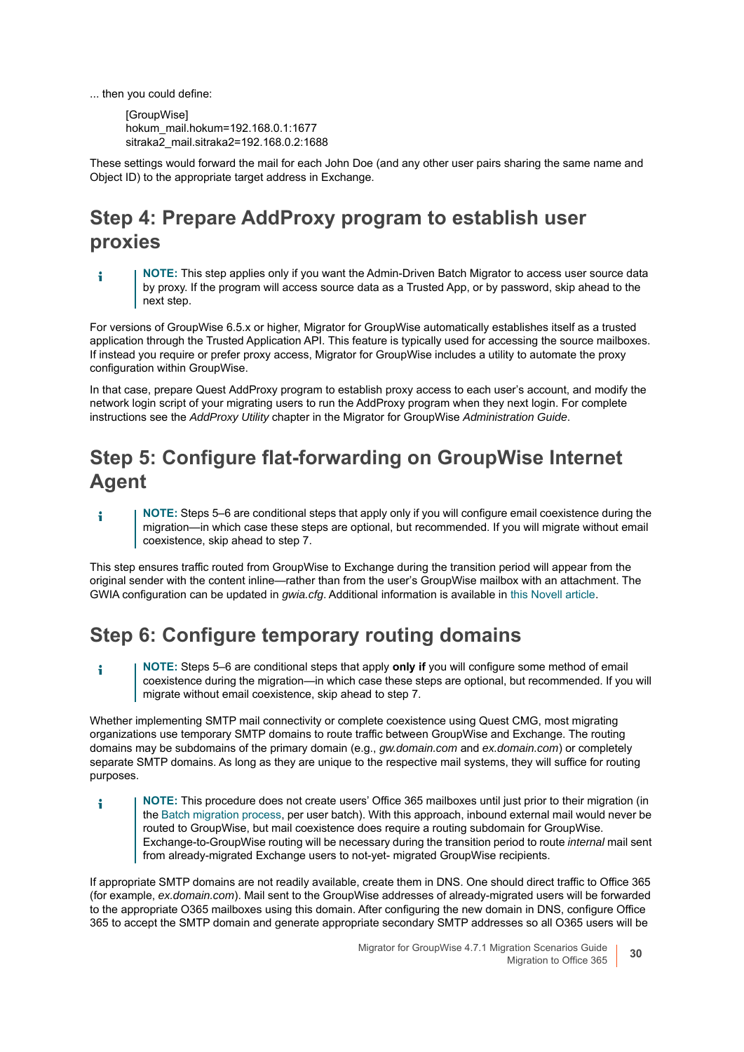... then you could define:

```
[GroupWise]
hokum_mail.hokum=192.168.0.1:1677
sitraka2_mail.sitraka2=192.168.0.2:1688
```

These settings would forward the mail for each John Doe (and any other user pairs sharing the same name and Object ID) to the appropriate target address in Exchange.

## Step 4: Prepare AddProxy program to establish user proxies

> **NOTE:** This step applies only if you want the Admin-Driven Batch Migrator to access user source data by proxy. If the program will access source data as a Trusted App, or by password, skip ahead to the next step.

For versions of GroupWise 6.5.x or higher, Migrator for GroupWise automatically establishes itself as a trusted application through the Trusted Application API. This feature is typically used for accessing the source mailboxes. If instead you require or prefer proxy access, Migrator for GroupWise includes a utility to automate the proxy configuration within GroupWise.

In that case, prepare Quest AddProxy program to establish proxy access to each user's account, and modify the network login script of your migrating users to run the AddProxy program when they next login. For complete instructions see the *AddProxy Utility* chapter in the Migrator for GroupWise *Administration Guide*.

## Step 5: Configure flat-forwarding on GroupWise Internet Agent

> **NOTE:** Steps 5–6 are conditional steps that apply only if you will configure email coexistence during the migration—in which case these steps are optional, but recommended. If you will migrate without email coexistence, skip ahead to step 7.

This step ensures traffic routed from GroupWise to Exchange during the transition period will appear from the original sender with the content inline—rather than from the user's GroupWise mailbox with an attachment. The GWIA configuration can be updated in *gwia.cfg*. Additional information is available in this Novell article.

## Step 6: Configure temporary routing domains

> **NOTE:** Steps 5–6 are conditional steps that apply **only if** you will configure some method of email coexistence during the migration—in which case these steps are optional, but recommended. If you will migrate without email coexistence, skip ahead to step 7.

Whether implementing SMTP mail connectivity or complete coexistence using Quest CMG, most migrating organizations use temporary SMTP domains to route traffic between GroupWise and Exchange. The routing domains may be subdomains of the primary domain (e.g., *gw.domain.com* and *ex.domain.com*) or completely separate SMTP domains. As long as they are unique to the respective mail systems, they will suffice for routing purposes.

> **NOTE:** This procedure does not create users' Office 365 mailboxes until just prior to their migration (in the Batch migration process, per user batch). With this approach, inbound external mail would never be routed to GroupWise, but mail coexistence does require a routing subdomain for GroupWise. Exchange-to-GroupWise routing will be necessary during the transition period to route *internal* mail sent from already-migrated Exchange users to not-yet- migrated GroupWise recipients.

If appropriate SMTP domains are not readily available, create them in DNS. One should direct traffic to Office 365 (for example, *ex.domain.com*). Mail sent to the GroupWise addresses of already-migrated users will be forwarded to the appropriate O365 mailboxes using this domain. After configuring the new domain in DNS, configure Office 365 to accept the SMTP domain and generate appropriate secondary SMTP addresses so all O365 users will be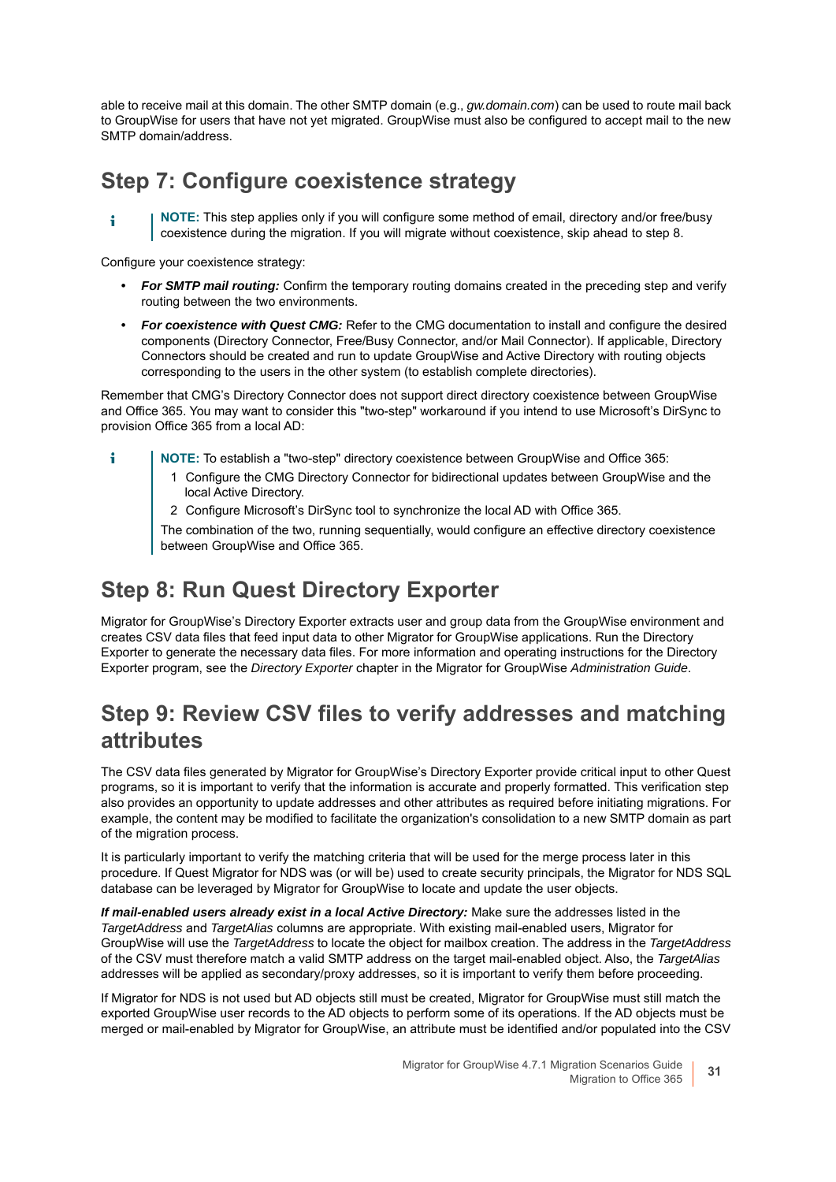able to receive mail at this domain. The other SMTP domain (e.g., *gw.domain.com*) can be used to route mail back to GroupWise for users that have not yet migrated. GroupWise must also be configured to accept mail to the new SMTP domain/address.

## Step 7: Configure coexistence strategy

> **NOTE:** This step applies only if you will configure some method of email, directory and/or free/busy coexistence during the migration. If you will migrate without coexistence, skip ahead to step 8.

Configure your coexistence strategy:

- ***For SMTP mail routing:*** Confirm the temporary routing domains created in the preceding step and verify routing between the two environments.
- ***For coexistence with Quest CMG:*** Refer to the CMG documentation to install and configure the desired components (Directory Connector, Free/Busy Connector, and/or Mail Connector). If applicable, Directory Connectors should be created and run to update GroupWise and Active Directory with routing objects corresponding to the users in the other system (to establish complete directories).

Remember that CMG's Directory Connector does not support direct directory coexistence between GroupWise and Office 365. You may want to consider this "two-step" workaround if you intend to use Microsoft's DirSync to provision Office 365 from a local AD:

> **NOTE:** To establish a "two-step" directory coexistence between GroupWise and Office 365:
>
> 1. Configure the CMG Directory Connector for bidirectional updates between GroupWise and the local Active Directory.
> 2. Configure Microsoft's DirSync tool to synchronize the local AD with Office 365.
>
> The combination of the two, running sequentially, would configure an effective directory coexistence between GroupWise and Office 365.

## Step 8: Run Quest Directory Exporter

Migrator for GroupWise's Directory Exporter extracts user and group data from the GroupWise environment and creates CSV data files that feed input data to other Migrator for GroupWise applications. Run the Directory Exporter to generate the necessary data files. For more information and operating instructions for the Directory Exporter program, see the *Directory Exporter* chapter in the Migrator for GroupWise *Administration Guide*.

## Step 9: Review CSV files to verify addresses and matching attributes

The CSV data files generated by Migrator for GroupWise's Directory Exporter provide critical input to other Quest programs, so it is important to verify that the information is accurate and properly formatted. This verification step also provides an opportunity to update addresses and other attributes as required before initiating migrations. For example, the content may be modified to facilitate the organization's consolidation to a new SMTP domain as part of the migration process.

It is particularly important to verify the matching criteria that will be used for the merge process later in this procedure. If Quest Migrator for NDS was (or will be) used to create security principals, the Migrator for NDS SQL database can be leveraged by Migrator for GroupWise to locate and update the user objects.

***If mail-enabled users already exist in a local Active Directory:*** Make sure the addresses listed in the *TargetAddress* and *TargetAlias* columns are appropriate. With existing mail-enabled users, Migrator for GroupWise will use the *TargetAddress* to locate the object for mailbox creation. The address in the *TargetAddress* of the CSV must therefore match a valid SMTP address on the target mail-enabled object. Also, the *TargetAlias* addresses will be applied as secondary/proxy addresses, so it is important to verify them before proceeding.

If Migrator for NDS is not used but AD objects still must be created, Migrator for GroupWise must still match the exported GroupWise user records to the AD objects to perform some of its operations. If the AD objects must be merged or mail-enabled by Migrator for GroupWise, an attribute must be identified and/or populated into the CSV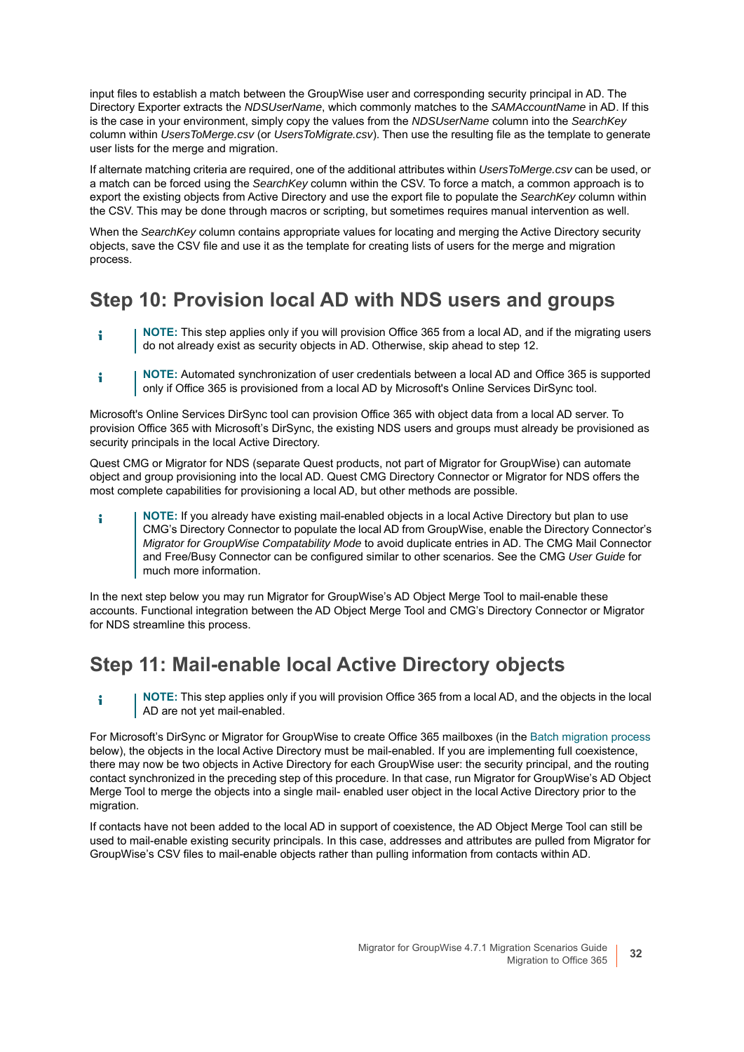input files to establish a match between the GroupWise user and corresponding security principal in AD. The Directory Exporter extracts the *NDSUserName*, which commonly matches to the *SAMAccountName* in AD. If this is the case in your environment, simply copy the values from the *NDSUserName* column into the *SearchKey* column within *UsersToMerge.csv* (or *UsersToMigrate.csv*). Then use the resulting file as the template to generate user lists for the merge and migration.

If alternate matching criteria are required, one of the additional attributes within *UsersToMerge.csv* can be used, or a match can be forced using the *SearchKey* column within the CSV. To force a match, a common approach is to export the existing objects from Active Directory and use the export file to populate the *SearchKey* column within the CSV. This may be done through macros or scripting, but sometimes requires manual intervention as well.

When the *SearchKey* column contains appropriate values for locating and merging the Active Directory security objects, save the CSV file and use it as the template for creating lists of users for the merge and migration process.

## Step 10: Provision local AD with NDS users and groups

> **NOTE:** This step applies only if you will provision Office 365 from a local AD, and if the migrating users do not already exist as security objects in AD. Otherwise, skip ahead to step 12.

> **NOTE:** Automated synchronization of user credentials between a local AD and Office 365 is supported only if Office 365 is provisioned from a local AD by Microsoft's Online Services DirSync tool.

Microsoft's Online Services DirSync tool can provision Office 365 with object data from a local AD server. To provision Office 365 with Microsoft's DirSync, the existing NDS users and groups must already be provisioned as security principals in the local Active Directory.

Quest CMG or Migrator for NDS (separate Quest products, not part of Migrator for GroupWise) can automate object and group provisioning into the local AD. Quest CMG Directory Connector or Migrator for NDS offers the most complete capabilities for provisioning a local AD, but other methods are possible.

> **NOTE:** If you already have existing mail-enabled objects in a local Active Directory but plan to use CMG's Directory Connector to populate the local AD from GroupWise, enable the Directory Connector's *Migrator for GroupWise Compatability Mode* to avoid duplicate entries in AD. The CMG Mail Connector and Free/Busy Connector can be configured similar to other scenarios. See the CMG *User Guide* for much more information.

In the next step below you may run Migrator for GroupWise's AD Object Merge Tool to mail-enable these accounts. Functional integration between the AD Object Merge Tool and CMG's Directory Connector or Migrator for NDS streamline this process.

## Step 11: Mail-enable local Active Directory objects

> **NOTE:** This step applies only if you will provision Office 365 from a local AD, and the objects in the local AD are not yet mail-enabled.

For Microsoft's DirSync or Migrator for GroupWise to create Office 365 mailboxes (in the Batch migration process below), the objects in the local Active Directory must be mail-enabled. If you are implementing full coexistence, there may now be two objects in Active Directory for each GroupWise user: the security principal, and the routing contact synchronized in the preceding step of this procedure. In that case, run Migrator for GroupWise's AD Object Merge Tool to merge the objects into a single mail- enabled user object in the local Active Directory prior to the migration.

If contacts have not been added to the local AD in support of coexistence, the AD Object Merge Tool can still be used to mail-enable existing security principals. In this case, addresses and attributes are pulled from Migrator for GroupWise's CSV files to mail-enable objects rather than pulling information from contacts within AD.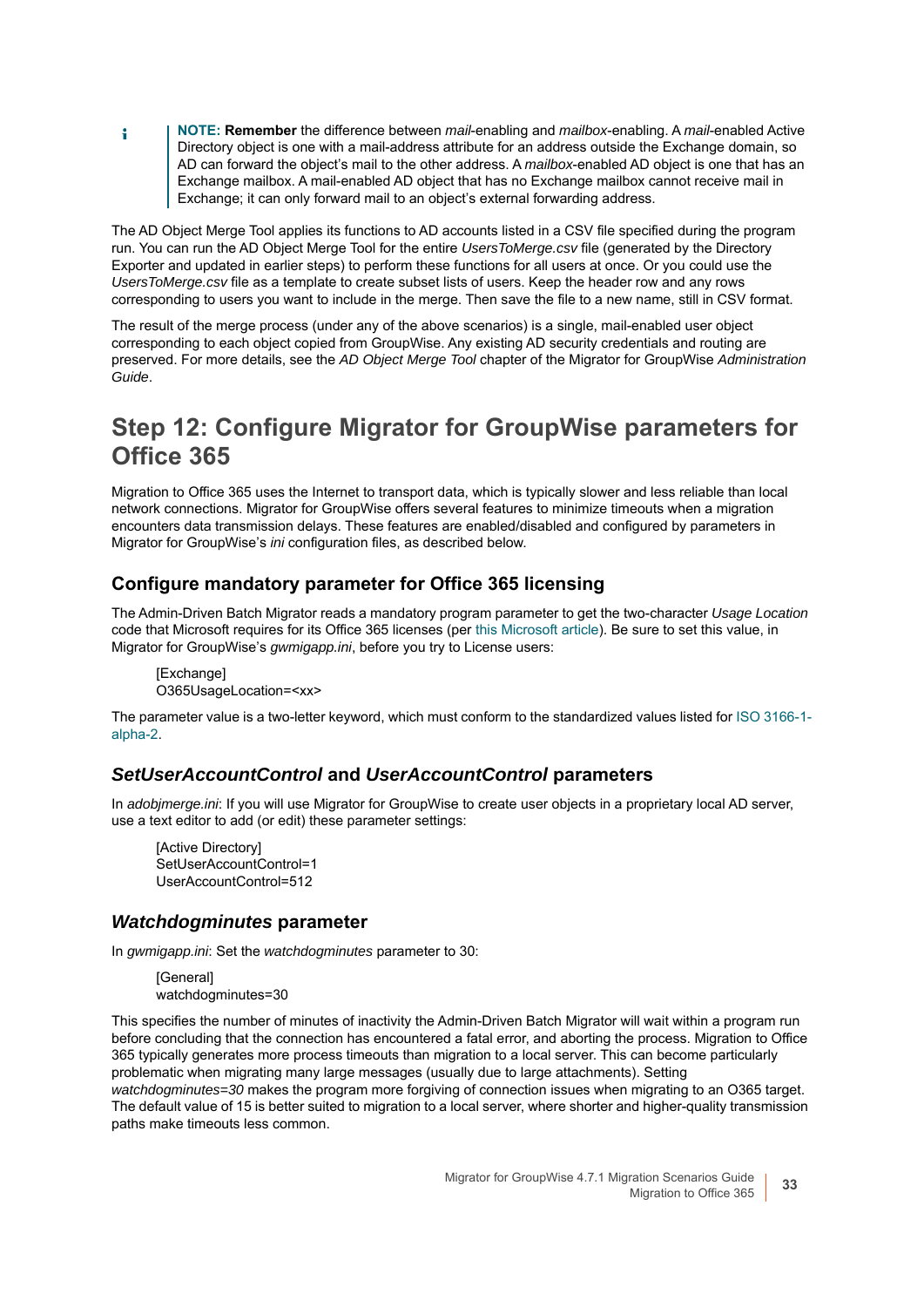> **NOTE: Remember** the difference between *mail*-enabling and *mailbox*-enabling. A *mail*-enabled Active Directory object is one with a mail-address attribute for an address outside the Exchange domain, so AD can forward the object's mail to the other address. A *mailbox*-enabled AD object is one that has an Exchange mailbox. A mail-enabled AD object that has no Exchange mailbox cannot receive mail in Exchange; it can only forward mail to an object's external forwarding address.

The AD Object Merge Tool applies its functions to AD accounts listed in a CSV file specified during the program run. You can run the AD Object Merge Tool for the entire *UsersToMerge.csv* file (generated by the Directory Exporter and updated in earlier steps) to perform these functions for all users at once. Or you could use the *UsersToMerge.csv* file as a template to create subset lists of users. Keep the header row and any rows corresponding to users you want to include in the merge. Then save the file to a new name, still in CSV format.

The result of the merge process (under any of the above scenarios) is a single, mail-enabled user object corresponding to each object copied from GroupWise. Any existing AD security credentials and routing are preserved. For more details, see the *AD Object Merge Tool* chapter of the Migrator for GroupWise *Administration Guide*.

# Step 12: Configure Migrator for GroupWise parameters for Office 365

Migration to Office 365 uses the Internet to transport data, which is typically slower and less reliable than local network connections. Migrator for GroupWise offers several features to minimize timeouts when a migration encounters data transmission delays. These features are enabled/disabled and configured by parameters in Migrator for GroupWise's *ini* configuration files, as described below.

## Configure mandatory parameter for Office 365 licensing

The Admin-Driven Batch Migrator reads a mandatory program parameter to get the two-character *Usage Location* code that Microsoft requires for its Office 365 licenses (per this Microsoft article). Be sure to set this value, in Migrator for GroupWise's *gwmigapp.ini*, before you try to License users:

```
[Exchange]
O365UsageLocation=<xx>
```

The parameter value is a two-letter keyword, which must conform to the standardized values listed for ISO 3166-1-alpha-2.

## *SetUserAccountControl* and *UserAccountControl* parameters

In *adobjmerge.ini*: If you will use Migrator for GroupWise to create user objects in a proprietary local AD server, use a text editor to add (or edit) these parameter settings:

```
[Active Directory]
SetUserAccountControl=1
UserAccountControl=512
```

## *Watchdogminutes* parameter

In *gwmigapp.ini*: Set the *watchdogminutes* parameter to 30:

```
[General]
watchdogminutes=30
```

This specifies the number of minutes of inactivity the Admin-Driven Batch Migrator will wait within a program run before concluding that the connection has encountered a fatal error, and aborting the process. Migration to Office 365 typically generates more process timeouts than migration to a local server. This can become particularly problematic when migrating many large messages (usually due to large attachments). Setting *watchdogminutes=30* makes the program more forgiving of connection issues when migrating to an O365 target. The default value of 15 is better suited to migration to a local server, where shorter and higher-quality transmission paths make timeouts less common.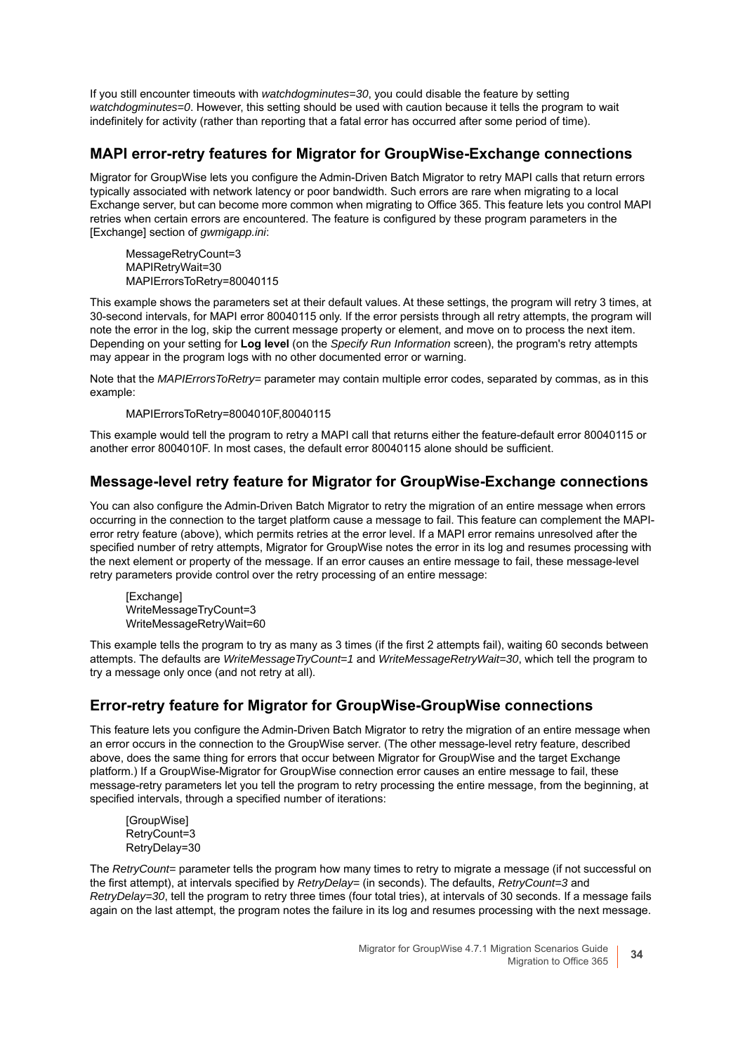If you still encounter timeouts with *watchdogminutes=30*, you could disable the feature by setting *watchdogminutes=0*. However, this setting should be used with caution because it tells the program to wait indefinitely for activity (rather than reporting that a fatal error has occurred after some period of time).

## MAPI error-retry features for Migrator for GroupWise-Exchange connections

Migrator for GroupWise lets you configure the Admin-Driven Batch Migrator to retry MAPI calls that return errors typically associated with network latency or poor bandwidth. Such errors are rare when migrating to a local Exchange server, but can become more common when migrating to Office 365. This feature lets you control MAPI retries when certain errors are encountered. The feature is configured by these program parameters in the [Exchange] section of *gwmigapp.ini*:

```
MessageRetryCount=3
MAPIRetryWait=30
MAPIErrorsToRetry=80040115
```

This example shows the parameters set at their default values. At these settings, the program will retry 3 times, at 30-second intervals, for MAPI error 80040115 only. If the error persists through all retry attempts, the program will note the error in the log, skip the current message property or element, and move on to process the next item. Depending on your setting for **Log level** (on the *Specify Run Information* screen), the program's retry attempts may appear in the program logs with no other documented error or warning.

Note that the *MAPIErrorsToRetry=* parameter may contain multiple error codes, separated by commas, as in this example:

```
MAPIErrorsToRetry=8004010F,80040115
```

This example would tell the program to retry a MAPI call that returns either the feature-default error 80040115 or another error 8004010F. In most cases, the default error 80040115 alone should be sufficient.

## Message-level retry feature for Migrator for GroupWise-Exchange connections

You can also configure the Admin-Driven Batch Migrator to retry the migration of an entire message when errors occurring in the connection to the target platform cause a message to fail. This feature can complement the MAPI-error retry feature (above), which permits retries at the error level. If a MAPI error remains unresolved after the specified number of retry attempts, Migrator for GroupWise notes the error in its log and resumes processing with the next element or property of the message. If an error causes an entire message to fail, these message-level retry parameters provide control over the retry processing of an entire message:

```
[Exchange]
WriteMessageTryCount=3
WriteMessageRetryWait=60
```

This example tells the program to try as many as 3 times (if the first 2 attempts fail), waiting 60 seconds between attempts. The defaults are *WriteMessageTryCount=1* and *WriteMessageRetryWait=30*, which tell the program to try a message only once (and not retry at all).

## Error-retry feature for Migrator for GroupWise-GroupWise connections

This feature lets you configure the Admin-Driven Batch Migrator to retry the migration of an entire message when an error occurs in the connection to the GroupWise server. (The other message-level retry feature, described above, does the same thing for errors that occur between Migrator for GroupWise and the target Exchange platform.) If a GroupWise-Migrator for GroupWise connection error causes an entire message to fail, these message-retry parameters let you tell the program to retry processing the entire message, from the beginning, at specified intervals, through a specified number of iterations:

```
[GroupWise]
RetryCount=3
RetryDelay=30
```

The *RetryCount=* parameter tells the program how many times to retry to migrate a message (if not successful on the first attempt), at intervals specified by *RetryDelay=* (in seconds). The defaults, *RetryCount=3* and *RetryDelay=30*, tell the program to retry three times (four total tries), at intervals of 30 seconds. If a message fails again on the last attempt, the program notes the failure in its log and resumes processing with the next message.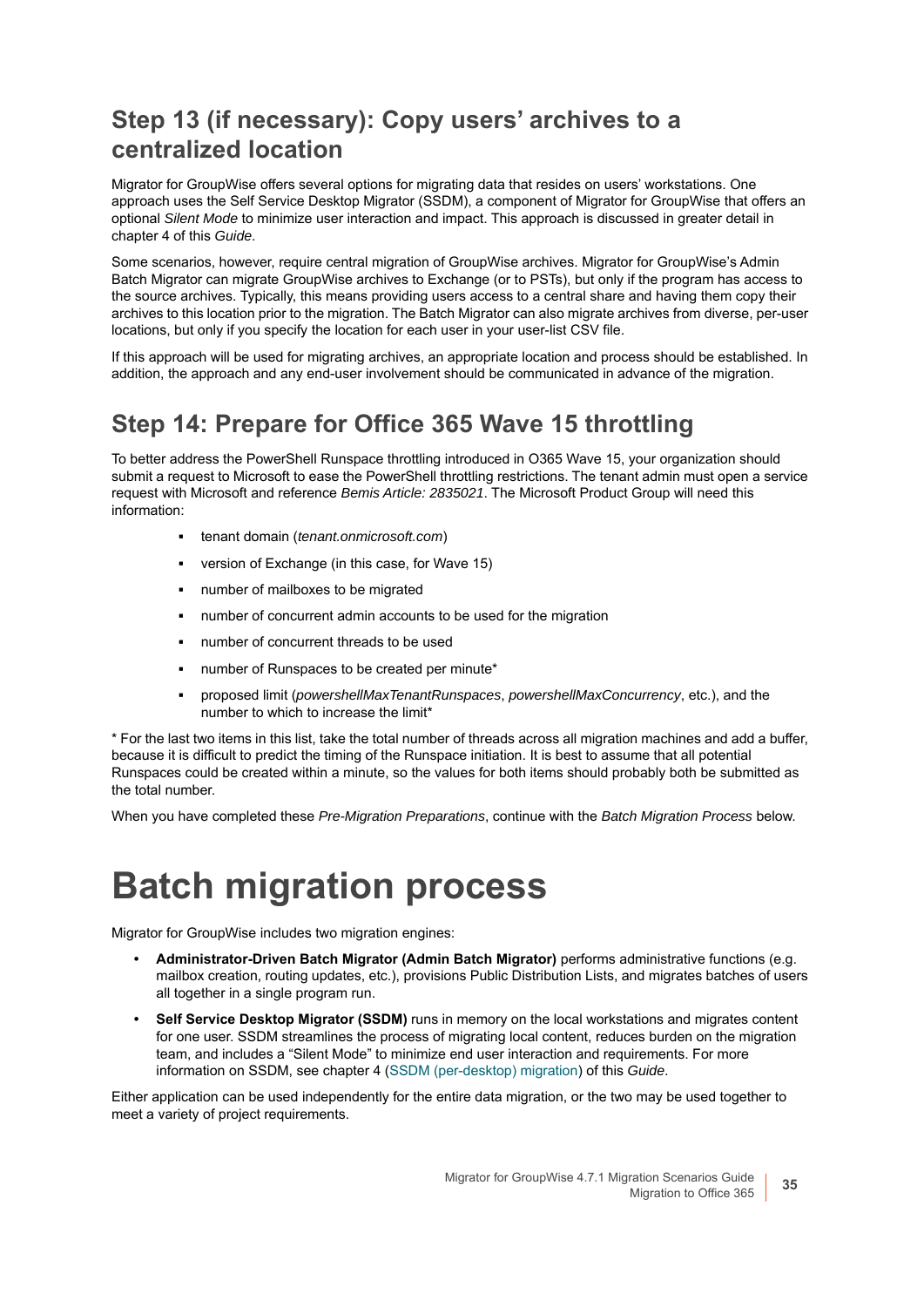## Step 13 (if necessary): Copy users' archives to a centralized location

Migrator for GroupWise offers several options for migrating data that resides on users' workstations. One approach uses the Self Service Desktop Migrator (SSDM), a component of Migrator for GroupWise that offers an optional *Silent Mode* to minimize user interaction and impact. This approach is discussed in greater detail in chapter 4 of this *Guide*.

Some scenarios, however, require central migration of GroupWise archives. Migrator for GroupWise's Admin Batch Migrator can migrate GroupWise archives to Exchange (or to PSTs), but only if the program has access to the source archives. Typically, this means providing users access to a central share and having them copy their archives to this location prior to the migration. The Batch Migrator can also migrate archives from diverse, per-user locations, but only if you specify the location for each user in your user-list CSV file.

If this approach will be used for migrating archives, an appropriate location and process should be established. In addition, the approach and any end-user involvement should be communicated in advance of the migration.

## Step 14: Prepare for Office 365 Wave 15 throttling

To better address the PowerShell Runspace throttling introduced in O365 Wave 15, your organization should submit a request to Microsoft to ease the PowerShell throttling restrictions. The tenant admin must open a service request with Microsoft and reference *Bemis Article: 2835021*. The Microsoft Product Group will need this information:

- tenant domain (*tenant.onmicrosoft.com*)
- version of Exchange (in this case, for Wave 15)
- number of mailboxes to be migrated
- number of concurrent admin accounts to be used for the migration
- number of concurrent threads to be used
- number of Runspaces to be created per minute*
- proposed limit (*powershellMaxTenantRunspaces*, *powershellMaxConcurrency*, etc.), and the number to which to increase the limit*

* For the last two items in this list, take the total number of threads across all migration machines and add a buffer, because it is difficult to predict the timing of the Runspace initiation. It is best to assume that all potential Runspaces could be created within a minute, so the values for both items should probably both be submitted as the total number.

When you have completed these *Pre-Migration Preparations*, continue with the *Batch Migration Process* below.

# Batch migration process

Migrator for GroupWise includes two migration engines:

- **Administrator-Driven Batch Migrator (Admin Batch Migrator)** performs administrative functions (e.g. mailbox creation, routing updates, etc.), provisions Public Distribution Lists, and migrates batches of users all together in a single program run.
- **Self Service Desktop Migrator (SSDM)** runs in memory on the local workstations and migrates content for one user. SSDM streamlines the process of migrating local content, reduces burden on the migration team, and includes a "Silent Mode" to minimize end user interaction and requirements. For more information on SSDM, see chapter 4 (SSDM (per-desktop) migration) of this *Guide*.

Either application can be used independently for the entire data migration, or the two may be used together to meet a variety of project requirements.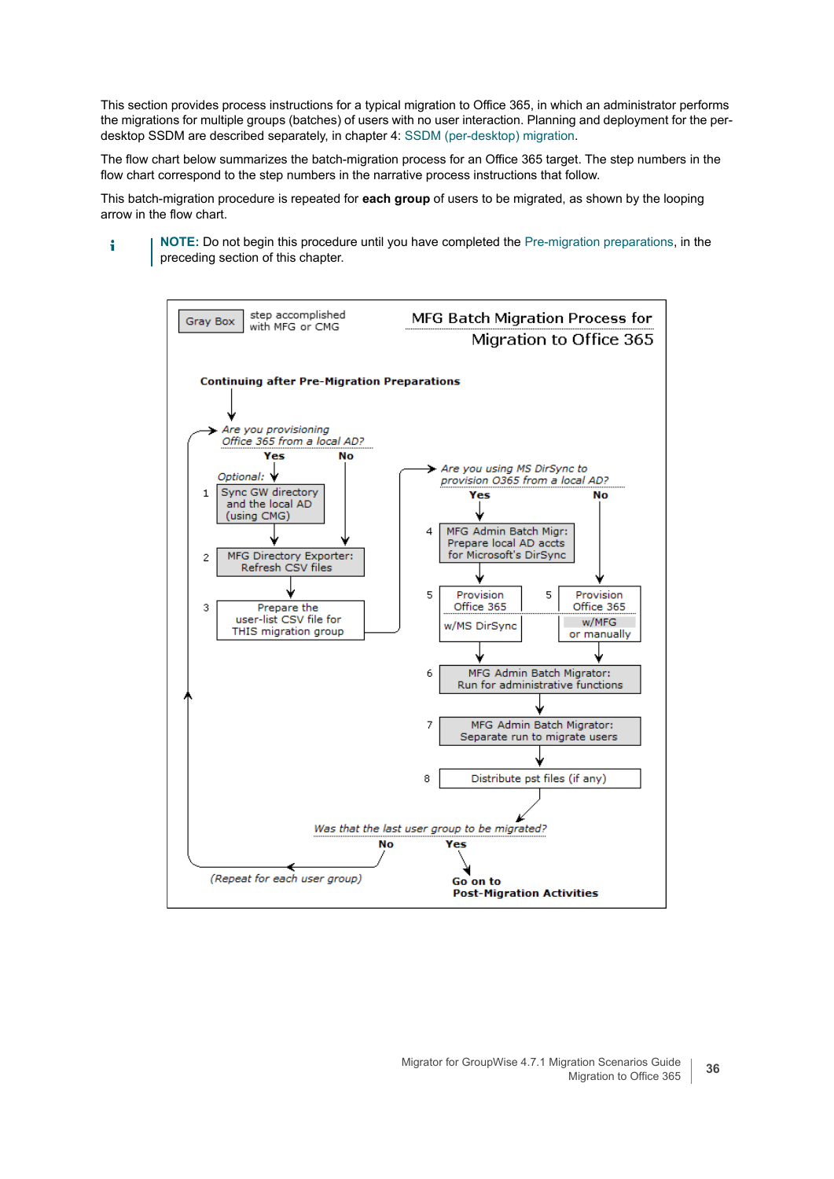This section provides process instructions for a typical migration to Office 365, in which an administrator performs the migrations for multiple groups (batches) of users with no user interaction. Planning and deployment for the per-desktop SSDM are described separately, in chapter 4: SSDM (per-desktop) migration.

The flow chart below summarizes the batch-migration process for an Office 365 target. The step numbers in the flow chart correspond to the step numbers in the narrative process instructions that follow.

This batch-migration procedure is repeated for **each group** of users to be migrated, as shown by the looping arrow in the flow chart.

**NOTE:** Do not begin this procedure until you have completed the Pre-migration preparations, in the preceding section of this chapter.

**MFG Batch Migration Process for Migration to Office 365**

Gray Box = step accomplished with MFG or CMG

**Continuing after Pre-Migration Preparations**

*Are you provisioning Office 365 from a local AD?*
- **Yes** → *Optional:* 1. Sync GW directory and the local AD (using CMG) → 2
- **No** → 2

2. MFG Directory Exporter: Refresh CSV files
3. Prepare the user-list CSV file for THIS migration group

*Are you using MS DirSync to provision O365 from a local AD?*
- **Yes** → 4. MFG Admin Batch Migr: Prepare local AD accts for Microsoft's DirSync → 5. Provision Office 365 w/MS DirSync
- **No** → 5. Provision Office 365 w/MFG or manually

6. MFG Admin Batch Migrator: Run for administrative functions
7. MFG Admin Batch Migrator: Separate run to migrate users
8. Distribute pst files (if any)

*Was that the last user group to be migrated?*
- **No** → *(Repeat for each user group)*
- **Yes** → **Go on to Post-Migration Activities**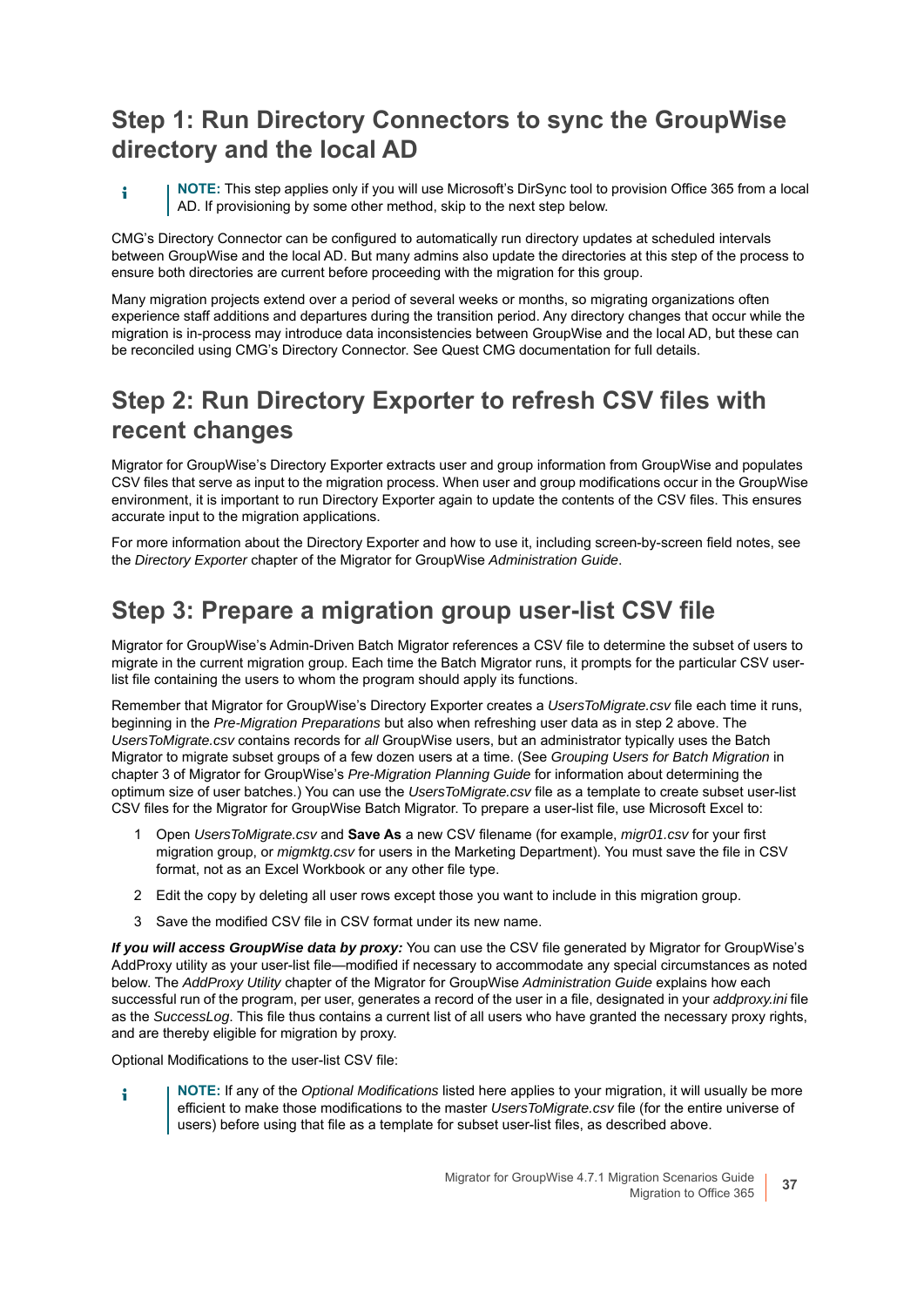## Step 1: Run Directory Connectors to sync the GroupWise directory and the local AD

> **NOTE:** This step applies only if you will use Microsoft's DirSync tool to provision Office 365 from a local AD. If provisioning by some other method, skip to the next step below.

CMG's Directory Connector can be configured to automatically run directory updates at scheduled intervals between GroupWise and the local AD. But many admins also update the directories at this step of the process to ensure both directories are current before proceeding with the migration for this group.

Many migration projects extend over a period of several weeks or months, so migrating organizations often experience staff additions and departures during the transition period. Any directory changes that occur while the migration is in-process may introduce data inconsistencies between GroupWise and the local AD, but these can be reconciled using CMG's Directory Connector. See Quest CMG documentation for full details.

## Step 2: Run Directory Exporter to refresh CSV files with recent changes

Migrator for GroupWise's Directory Exporter extracts user and group information from GroupWise and populates CSV files that serve as input to the migration process. When user and group modifications occur in the GroupWise environment, it is important to run Directory Exporter again to update the contents of the CSV files. This ensures accurate input to the migration applications.

For more information about the Directory Exporter and how to use it, including screen-by-screen field notes, see the *Directory Exporter* chapter of the Migrator for GroupWise *Administration Guide*.

## Step 3: Prepare a migration group user-list CSV file

Migrator for GroupWise's Admin-Driven Batch Migrator references a CSV file to determine the subset of users to migrate in the current migration group. Each time the Batch Migrator runs, it prompts for the particular CSV user-list file containing the users to whom the program should apply its functions.

Remember that Migrator for GroupWise's Directory Exporter creates a *UsersToMigrate.csv* file each time it runs, beginning in the *Pre-Migration Preparations* but also when refreshing user data as in step 2 above. The *UsersToMigrate.csv* contains records for *all* GroupWise users, but an administrator typically uses the Batch Migrator to migrate subset groups of a few dozen users at a time. (See *Grouping Users for Batch Migration* in chapter 3 of Migrator for GroupWise's *Pre-Migration Planning Guide* for information about determining the optimum size of user batches.) You can use the *UsersToMigrate.csv* file as a template to create subset user-list CSV files for the Migrator for GroupWise Batch Migrator. To prepare a user-list file, use Microsoft Excel to:

1. Open *UsersToMigrate.csv* and **Save As** a new CSV filename (for example, *migr01.csv* for your first migration group, or *migmktg.csv* for users in the Marketing Department). You must save the file in CSV format, not as an Excel Workbook or any other file type.
2. Edit the copy by deleting all user rows except those you want to include in this migration group.
3. Save the modified CSV file in CSV format under its new name.

***If you will access GroupWise data by proxy:*** You can use the CSV file generated by Migrator for GroupWise's AddProxy utility as your user-list file—modified if necessary to accommodate any special circumstances as noted below. The *AddProxy Utility* chapter of the Migrator for GroupWise *Administration Guide* explains how each successful run of the program, per user, generates a record of the user in a file, designated in your *addproxy.ini* file as the *SuccessLog*. This file thus contains a current list of all users who have granted the necessary proxy rights, and are thereby eligible for migration by proxy.

Optional Modifications to the user-list CSV file:

> **NOTE:** If any of the *Optional Modifications* listed here applies to your migration, it will usually be more efficient to make those modifications to the master *UsersToMigrate.csv* file (for the entire universe of users) before using that file as a template for subset user-list files, as described above.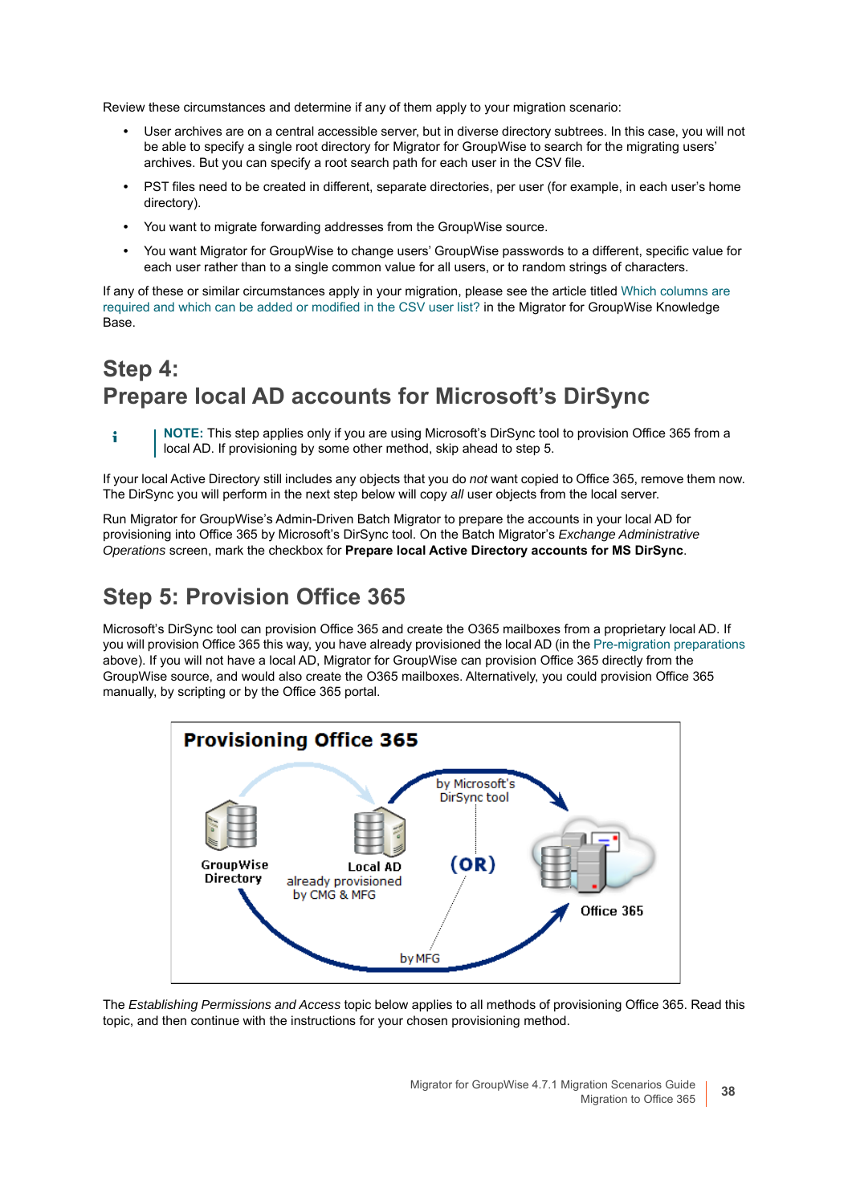Review these circumstances and determine if any of them apply to your migration scenario:

- User archives are on a central accessible server, but in diverse directory subtrees. In this case, you will not be able to specify a single root directory for Migrator for GroupWise to search for the migrating users' archives. But you can specify a root search path for each user in the CSV file.
- PST files need to be created in different, separate directories, per user (for example, in each user's home directory).
- You want to migrate forwarding addresses from the GroupWise source.
- You want Migrator for GroupWise to change users' GroupWise passwords to a different, specific value for each user rather than to a single common value for all users, or to random strings of characters.

If any of these or similar circumstances apply in your migration, please see the article titled Which columns are required and which can be added or modified in the CSV user list? in the Migrator for GroupWise Knowledge Base.

## Step 4: Prepare local AD accounts for Microsoft's DirSync

> **NOTE:** This step applies only if you are using Microsoft's DirSync tool to provision Office 365 from a local AD. If provisioning by some other method, skip ahead to step 5.

If your local Active Directory still includes any objects that you do *not* want copied to Office 365, remove them now. The DirSync you will perform in the next step below will copy *all* user objects from the local server.

Run Migrator for GroupWise's Admin-Driven Batch Migrator to prepare the accounts in your local AD for provisioning into Office 365 by Microsoft's DirSync tool. On the Batch Migrator's *Exchange Administrative Operations* screen, mark the checkbox for **Prepare local Active Directory accounts for MS DirSync**.

## Step 5: Provision Office 365

Microsoft's DirSync tool can provision Office 365 and create the O365 mailboxes from a proprietary local AD. If you will provision Office 365 this way, you have already provisioned the local AD (in the Pre-migration preparations above). If you will not have a local AD, Migrator for GroupWise can provision Office 365 directly from the GroupWise source, and would also create the O365 mailboxes. Alternatively, you could provision Office 365 manually, by scripting or by the Office 365 portal.

**Provisioning Office 365**

GroupWise Directory → Local AD (already provisioned by CMG & MFG) → by Microsoft's DirSync tool → Office 365

(OR)

GroupWise Directory → by MFG → Office 365

The *Establishing Permissions and Access* topic below applies to all methods of provisioning Office 365. Read this topic, and then continue with the instructions for your chosen provisioning method.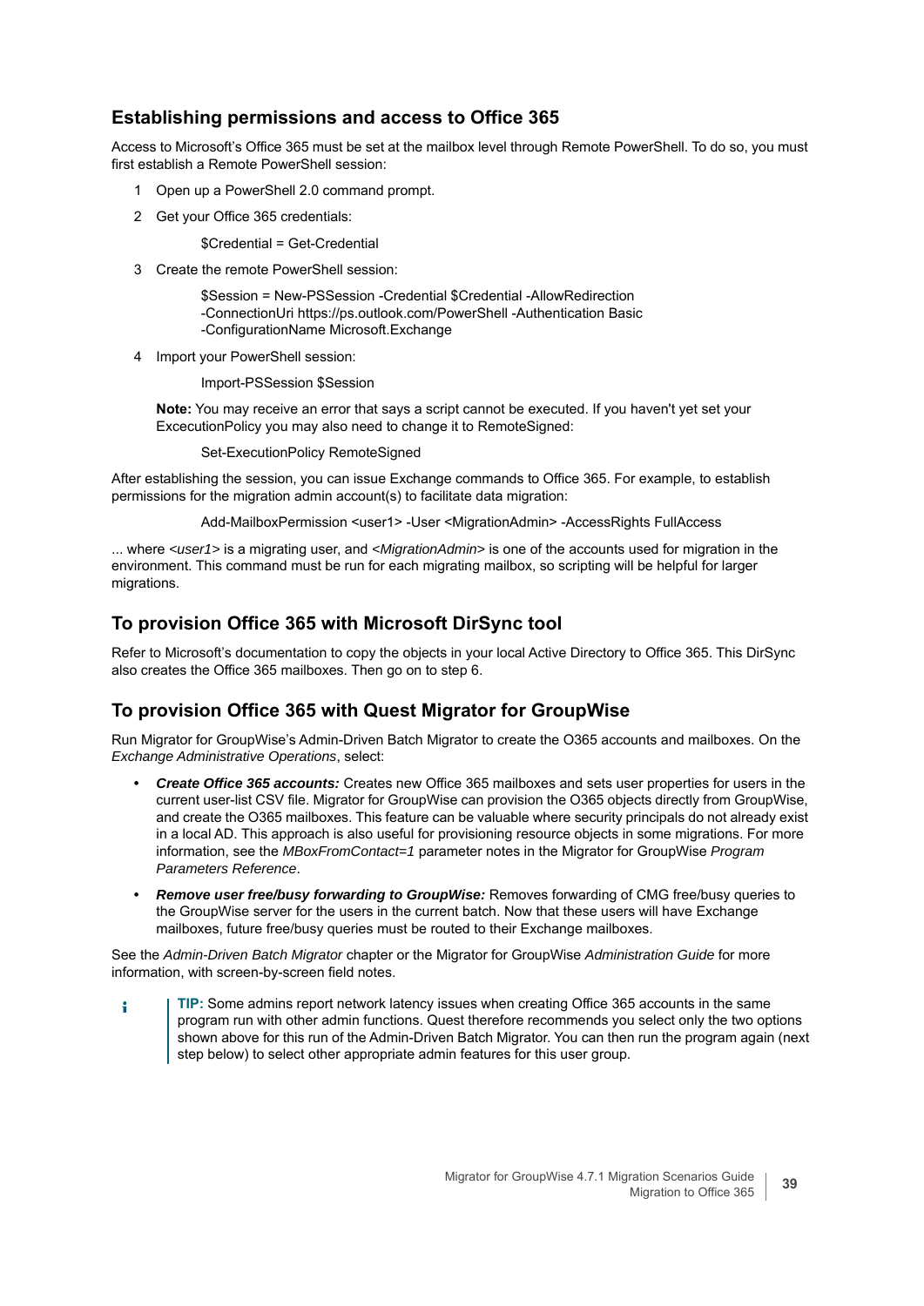### Establishing permissions and access to Office 365

Access to Microsoft's Office 365 must be set at the mailbox level through Remote PowerShell. To do so, you must first establish a Remote PowerShell session:

1. Open up a PowerShell 2.0 command prompt.
2. Get your Office 365 credentials:

   ```
   $Credential = Get-Credential
   ```

3. Create the remote PowerShell session:

   ```
   $Session = New-PSSession -Credential $Credential -AllowRedirection
   -ConnectionUri https://ps.outlook.com/PowerShell -Authentication Basic
   -ConfigurationName Microsoft.Exchange
   ```

4. Import your PowerShell session:

   ```
   Import-PSSession $Session
   ```

   **Note:** You may receive an error that says a script cannot be executed. If you haven't yet set your ExcecutionPolicy you may also need to change it to RemoteSigned:

   ```
   Set-ExecutionPolicy RemoteSigned
   ```

After establishing the session, you can issue Exchange commands to Office 365. For example, to establish permissions for the migration admin account(s) to facilitate data migration:

```
Add-MailboxPermission <user1> -User <MigrationAdmin> -AccessRights FullAccess
```

... where *<user1>* is a migrating user, and *<MigrationAdmin>* is one of the accounts used for migration in the environment. This command must be run for each migrating mailbox, so scripting will be helpful for larger migrations.

### To provision Office 365 with Microsoft DirSync tool

Refer to Microsoft's documentation to copy the objects in your local Active Directory to Office 365. This DirSync also creates the Office 365 mailboxes. Then go on to step 6.

### To provision Office 365 with Quest Migrator for GroupWise

Run Migrator for GroupWise's Admin-Driven Batch Migrator to create the O365 accounts and mailboxes. On the *Exchange Administrative Operations*, select:

- ***Create Office 365 accounts:*** Creates new Office 365 mailboxes and sets user properties for users in the current user-list CSV file. Migrator for GroupWise can provision the O365 objects directly from GroupWise, and create the O365 mailboxes. This feature can be valuable where security principals do not already exist in a local AD. This approach is also useful for provisioning resource objects in some migrations. For more information, see the *MBoxFromContact=1* parameter notes in the Migrator for GroupWise *Program Parameters Reference*.
- ***Remove user free/busy forwarding to GroupWise:*** Removes forwarding of CMG free/busy queries to the GroupWise server for the users in the current batch. Now that these users will have Exchange mailboxes, future free/busy queries must be routed to their Exchange mailboxes.

See the *Admin-Driven Batch Migrator* chapter or the Migrator for GroupWise *Administration Guide* for more information, with screen-by-screen field notes.

> **TIP:** Some admins report network latency issues when creating Office 365 accounts in the same program run with other admin functions. Quest therefore recommends you select only the two options shown above for this run of the Admin-Driven Batch Migrator. You can then run the program again (next step below) to select other appropriate admin features for this user group.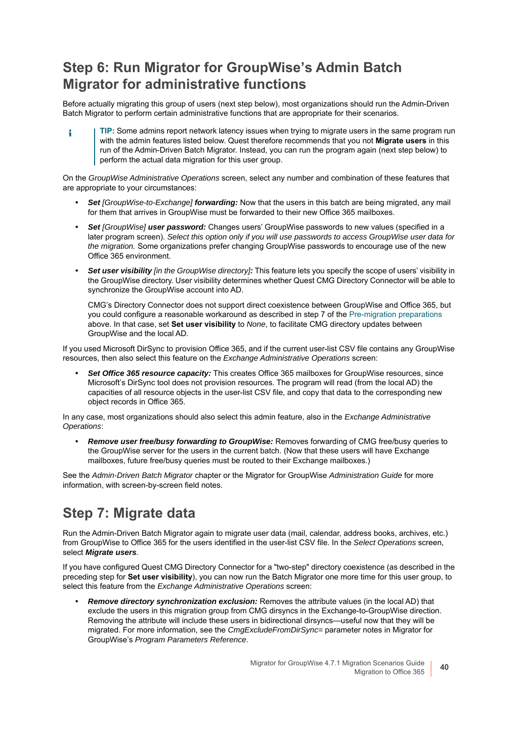## Step 6: Run Migrator for GroupWise's Admin Batch Migrator for administrative functions

Before actually migrating this group of users (next step below), most organizations should run the Admin-Driven Batch Migrator to perform certain administrative functions that are appropriate for their scenarios.

> **TIP:** Some admins report network latency issues when trying to migrate users in the same program run with the admin features listed below. Quest therefore recommends that you not **Migrate users** in this run of the Admin-Driven Batch Migrator. Instead, you can run the program again (next step below) to perform the actual data migration for this user group.

On the *GroupWise Administrative Operations* screen, select any number and combination of these features that are appropriate to your circumstances:

- ***Set** [GroupWise-to-Exchange] **forwarding:*** Now that the users in this batch are being migrated, any mail for them that arrives in GroupWise must be forwarded to their new Office 365 mailboxes.
- ***Set** [GroupWise] **user password:*** Changes users' GroupWise passwords to new values (specified in a later program screen). *Select this option only if you will use passwords to access GroupWise user data for the migration.* Some organizations prefer changing GroupWise passwords to encourage use of the new Office 365 environment.
- ***Set user visibility** [in the GroupWise directory]**:*** This feature lets you specify the scope of users' visibility in the GroupWise directory. User visibility determines whether Quest CMG Directory Connector will be able to synchronize the GroupWise account into AD.

  CMG's Directory Connector does not support direct coexistence between GroupWise and Office 365, but you could configure a reasonable workaround as described in step 7 of the Pre-migration preparations above. In that case, set **Set user visibility** to *None*, to facilitate CMG directory updates between GroupWise and the local AD.

If you used Microsoft DirSync to provision Office 365, and if the current user-list CSV file contains any GroupWise resources, then also select this feature on the *Exchange Administrative Operations* screen:

- ***Set Office 365 resource capacity:*** This creates Office 365 mailboxes for GroupWise resources, since Microsoft's DirSync tool does not provision resources. The program will read (from the local AD) the capacities of all resource objects in the user-list CSV file, and copy that data to the corresponding new object records in Office 365.

In any case, most organizations should also select this admin feature, also in the *Exchange Administrative Operations*:

- ***Remove user free/busy forwarding to GroupWise:*** Removes forwarding of CMG free/busy queries to the GroupWise server for the users in the current batch. (Now that these users will have Exchange mailboxes, future free/busy queries must be routed to their Exchange mailboxes.)

See the *Admin-Driven Batch Migrator* chapter or the Migrator for GroupWise *Administration Guide* for more information, with screen-by-screen field notes.

## Step 7: Migrate data

Run the Admin-Driven Batch Migrator again to migrate user data (mail, calendar, address books, archives, etc.) from GroupWise to Office 365 for the users identified in the user-list CSV file. In the *Select Operations* screen, select ***Migrate users***.

If you have configured Quest CMG Directory Connector for a "two-step" directory coexistence (as described in the preceding step for **Set user visibility**), you can now run the Batch Migrator one more time for this user group, to select this feature from the *Exchange Administrative Operations* screen:

- ***Remove directory synchronization exclusion:*** Removes the attribute values (in the local AD) that exclude the users in this migration group from CMG dirsyncs in the Exchange-to-GroupWise direction. Removing the attribute will include these users in bidirectional dirsyncs—useful now that they will be migrated. For more information, see the *CmgExcludeFromDirSync=* parameter notes in Migrator for GroupWise's *Program Parameters Reference*.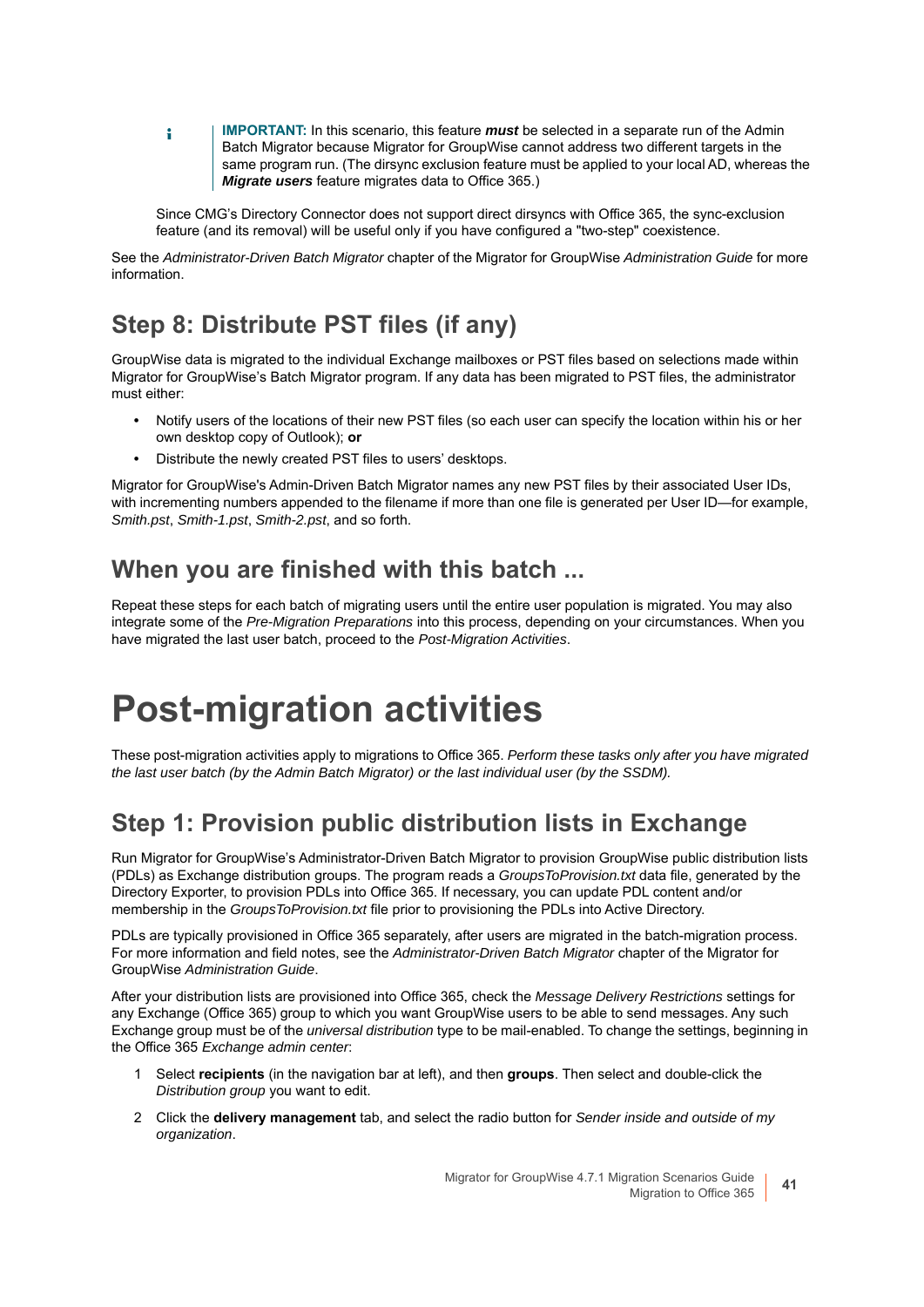> **IMPORTANT:** In this scenario, this feature ***must*** be selected in a separate run of the Admin Batch Migrator because Migrator for GroupWise cannot address two different targets in the same program run. (The dirsync exclusion feature must be applied to your local AD, whereas the ***Migrate users*** feature migrates data to Office 365.)

Since CMG's Directory Connector does not support direct dirsyncs with Office 365, the sync-exclusion feature (and its removal) will be useful only if you have configured a "two-step" coexistence.

See the *Administrator-Driven Batch Migrator* chapter of the Migrator for GroupWise *Administration Guide* for more information.

## Step 8: Distribute PST files (if any)

GroupWise data is migrated to the individual Exchange mailboxes or PST files based on selections made within Migrator for GroupWise's Batch Migrator program. If any data has been migrated to PST files, the administrator must either:

- Notify users of the locations of their new PST files (so each user can specify the location within his or her own desktop copy of Outlook); **or**
- Distribute the newly created PST files to users' desktops.

Migrator for GroupWise's Admin-Driven Batch Migrator names any new PST files by their associated User IDs, with incrementing numbers appended to the filename if more than one file is generated per User ID—for example, *Smith.pst*, *Smith-1.pst*, *Smith-2.pst*, and so forth.

## When you are finished with this batch ...

Repeat these steps for each batch of migrating users until the entire user population is migrated. You may also integrate some of the *Pre-Migration Preparations* into this process, depending on your circumstances. When you have migrated the last user batch, proceed to the *Post-Migration Activities*.

# Post-migration activities

These post-migration activities apply to migrations to Office 365. *Perform these tasks only after you have migrated the last user batch (by the Admin Batch Migrator) or the last individual user (by the SSDM).*

## Step 1: Provision public distribution lists in Exchange

Run Migrator for GroupWise's Administrator-Driven Batch Migrator to provision GroupWise public distribution lists (PDLs) as Exchange distribution groups. The program reads a *GroupsToProvision.txt* data file, generated by the Directory Exporter, to provision PDLs into Office 365. If necessary, you can update PDL content and/or membership in the *GroupsToProvision.txt* file prior to provisioning the PDLs into Active Directory.

PDLs are typically provisioned in Office 365 separately, after users are migrated in the batch-migration process. For more information and field notes, see the *Administrator-Driven Batch Migrator* chapter of the Migrator for GroupWise *Administration Guide*.

After your distribution lists are provisioned into Office 365, check the *Message Delivery Restrictions* settings for any Exchange (Office 365) group to which you want GroupWise users to be able to send messages. Any such Exchange group must be of the *universal distribution* type to be mail-enabled. To change the settings, beginning in the Office 365 *Exchange admin center*:

1. Select **recipients** (in the navigation bar at left), and then **groups**. Then select and double-click the *Distribution group* you want to edit.
2. Click the **delivery management** tab, and select the radio button for *Sender inside and outside of my organization*.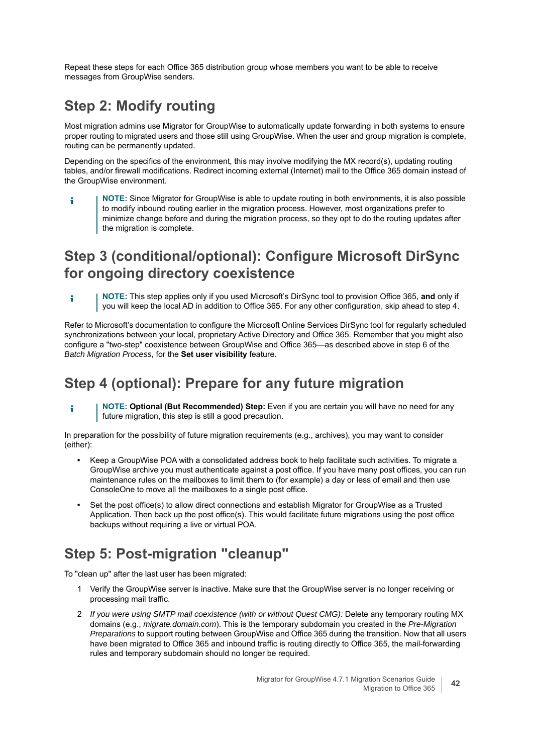Repeat these steps for each Office 365 distribution group whose members you want to be able to receive messages from GroupWise senders.

## Step 2: Modify routing

Most migration admins use Migrator for GroupWise to automatically update forwarding in both systems to ensure proper routing to migrated users and those still using GroupWise. When the user and group migration is complete, routing can be permanently updated.

Depending on the specifics of the environment, this may involve modifying the MX record(s), updating routing tables, and/or firewall modifications. Redirect incoming external (Internet) mail to the Office 365 domain instead of the GroupWise environment.

> **NOTE:** Since Migrator for GroupWise is able to update routing in both environments, it is also possible to modify inbound routing earlier in the migration process. However, most organizations prefer to minimize change before and during the migration process, so they opt to do the routing updates after the migration is complete.

## Step 3 (conditional/optional): Configure Microsoft DirSync for ongoing directory coexistence

> **NOTE:** This step applies only if you used Microsoft's DirSync tool to provision Office 365, **and** only if you will keep the local AD in addition to Office 365. For any other configuration, skip ahead to step 4.

Refer to Microsoft's documentation to configure the Microsoft Online Services DirSync tool for regularly scheduled synchronizations between your local, proprietary Active Directory and Office 365. Remember that you might also configure a "two-step" coexistence between GroupWise and Office 365—as described above in step 6 of the *Batch Migration Process*, for the **Set user visibility** feature.

## Step 4 (optional): Prepare for any future migration

> **NOTE: Optional (But Recommended) Step:** Even if you are certain you will have no need for any future migration, this step is still a good precaution.

In preparation for the possibility of future migration requirements (e.g., archives), you may want to consider (either):

- Keep a GroupWise POA with a consolidated address book to help facilitate such activities. To migrate a GroupWise archive you must authenticate against a post office. If you have many post offices, you can run maintenance rules on the mailboxes to limit them to (for example) a day or less of email and then use ConsoleOne to move all the mailboxes to a single post office.
- Set the post office(s) to allow direct connections and establish Migrator for GroupWise as a Trusted Application. Then back up the post office(s). This would facilitate future migrations using the post office backups without requiring a live or virtual POA.

## Step 5: Post-migration "cleanup"

To "clean up" after the last user has been migrated:

1. Verify the GroupWise server is inactive. Make sure that the GroupWise server is no longer receiving or processing mail traffic.
2. *If you were using SMTP mail coexistence (with or without Quest CMG):* Delete any temporary routing MX domains (e.g., *migrate.domain.com*). This is the temporary subdomain you created in the *Pre-Migration Preparations* to support routing between GroupWise and Office 365 during the transition. Now that all users have been migrated to Office 365 and inbound traffic is routing directly to Office 365, the mail-forwarding rules and temporary subdomain should no longer be required.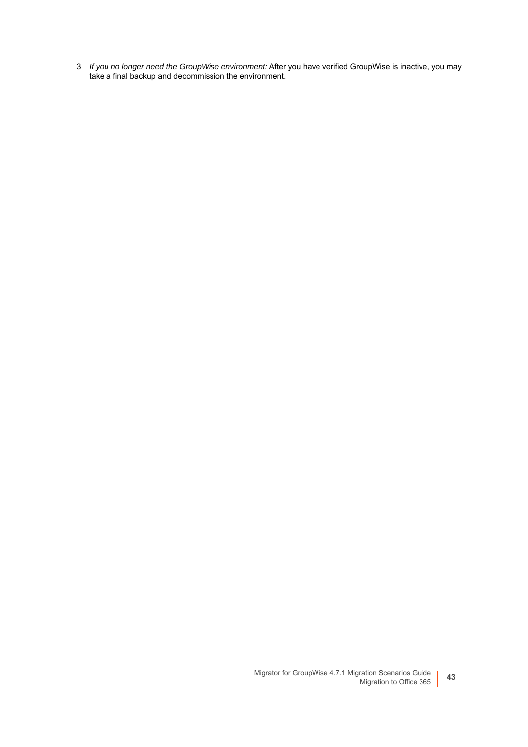3 *If you no longer need the GroupWise environment:* After you have verified GroupWise is inactive, you may take a final backup and decommission the environment.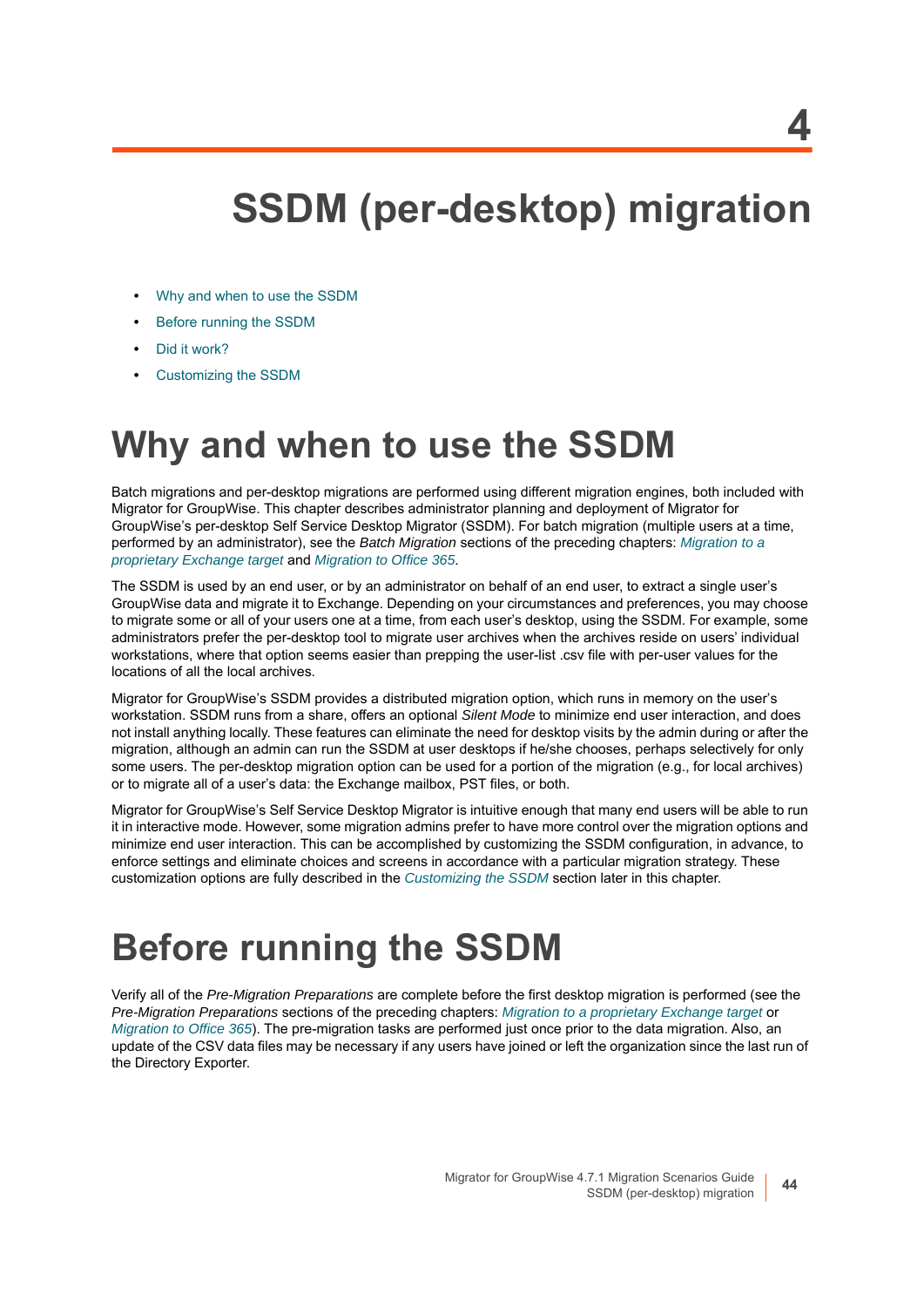# 4 SSDM (per-desktop) migration

- Why and when to use the SSDM
- Before running the SSDM
- Did it work?
- Customizing the SSDM

## Why and when to use the SSDM

Batch migrations and per-desktop migrations are performed using different migration engines, both included with Migrator for GroupWise. This chapter describes administrator planning and deployment of Migrator for GroupWise's per-desktop Self Service Desktop Migrator (SSDM). For batch migration (multiple users at a time, performed by an administrator), see the *Batch Migration* sections of the preceding chapters: *Migration to a proprietary Exchange target* and *Migration to Office 365*.

The SSDM is used by an end user, or by an administrator on behalf of an end user, to extract a single user's GroupWise data and migrate it to Exchange. Depending on your circumstances and preferences, you may choose to migrate some or all of your users one at a time, from each user's desktop, using the SSDM. For example, some administrators prefer the per-desktop tool to migrate user archives when the archives reside on users' individual workstations, where that option seems easier than prepping the user-list .csv file with per-user values for the locations of all the local archives.

Migrator for GroupWise's SSDM provides a distributed migration option, which runs in memory on the user's workstation. SSDM runs from a share, offers an optional *Silent Mode* to minimize end user interaction, and does not install anything locally. These features can eliminate the need for desktop visits by the admin during or after the migration, although an admin can run the SSDM at user desktops if he/she chooses, perhaps selectively for only some users. The per-desktop migration option can be used for a portion of the migration (e.g., for local archives) or to migrate all of a user's data: the Exchange mailbox, PST files, or both.

Migrator for GroupWise's Self Service Desktop Migrator is intuitive enough that many end users will be able to run it in interactive mode. However, some migration admins prefer to have more control over the migration options and minimize end user interaction. This can be accomplished by customizing the SSDM configuration, in advance, to enforce settings and eliminate choices and screens in accordance with a particular migration strategy. These customization options are fully described in the *Customizing the SSDM* section later in this chapter.

## Before running the SSDM

Verify all of the *Pre-Migration Preparations* are complete before the first desktop migration is performed (see the *Pre-Migration Preparations* sections of the preceding chapters: *Migration to a proprietary Exchange target* or *Migration to Office 365*). The pre-migration tasks are performed just once prior to the data migration. Also, an update of the CSV data files may be necessary if any users have joined or left the organization since the last run of the Directory Exporter.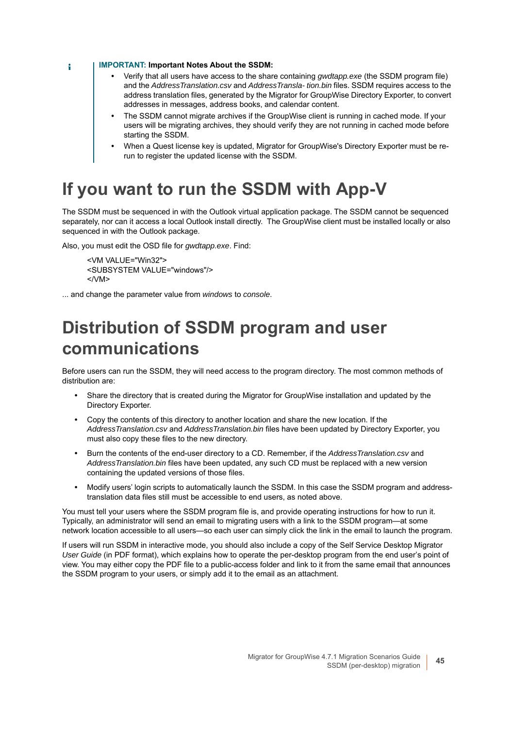**IMPORTANT: Important Notes About the SSDM:**

- Verify that all users have access to the share containing *gwdtapp.exe* (the SSDM program file) and the *AddressTranslation.csv* and *AddressTransla- tion.bin* files. SSDM requires access to the address translation files, generated by the Migrator for GroupWise Directory Exporter, to convert addresses in messages, address books, and calendar content.
- The SSDM cannot migrate archives if the GroupWise client is running in cached mode. If your users will be migrating archives, they should verify they are not running in cached mode before starting the SSDM.
- When a Quest license key is updated, Migrator for GroupWise's Directory Exporter must be re-run to register the updated license with the SSDM.

# If you want to run the SSDM with App-V

The SSDM must be sequenced in with the Outlook virtual application package. The SSDM cannot be sequenced separately, nor can it access a local Outlook install directly. The GroupWise client must be installed locally or also sequenced in with the Outlook package.

Also, you must edit the OSD file for *gwdtapp.exe*. Find:

```
<VM VALUE="Win32">
<SUBSYSTEM VALUE="windows"/>
</VM>
```

... and change the parameter value from *windows* to *console*.

# Distribution of SSDM program and user communications

Before users can run the SSDM, they will need access to the program directory. The most common methods of distribution are:

- Share the directory that is created during the Migrator for GroupWise installation and updated by the Directory Exporter.
- Copy the contents of this directory to another location and share the new location. If the *AddressTranslation.csv* and *AddressTranslation.bin* files have been updated by Directory Exporter, you must also copy these files to the new directory.
- Burn the contents of the end-user directory to a CD. Remember, if the *AddressTranslation.csv* and *AddressTranslation.bin* files have been updated, any such CD must be replaced with a new version containing the updated versions of those files.
- Modify users' login scripts to automatically launch the SSDM. In this case the SSDM program and address-translation data files still must be accessible to end users, as noted above.

You must tell your users where the SSDM program file is, and provide operating instructions for how to run it. Typically, an administrator will send an email to migrating users with a link to the SSDM program—at some network location accessible to all users—so each user can simply click the link in the email to launch the program.

If users will run SSDM in interactive mode, you should also include a copy of the Self Service Desktop Migrator *User Guide* (in PDF format), which explains how to operate the per-desktop program from the end user's point of view. You may either copy the PDF file to a public-access folder and link to it from the same email that announces the SSDM program to your users, or simply add it to the email as an attachment.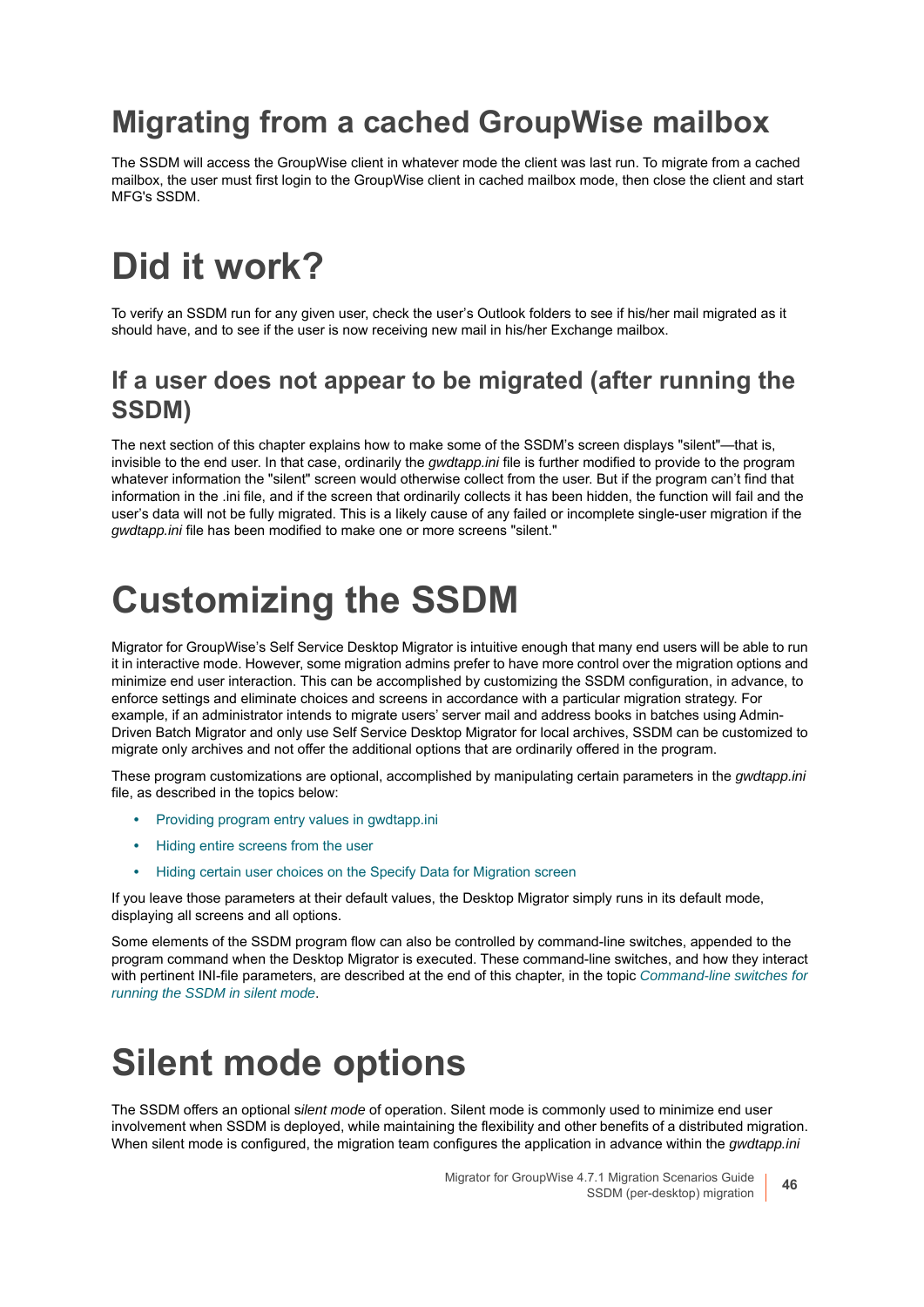## Migrating from a cached GroupWise mailbox

The SSDM will access the GroupWise client in whatever mode the client was last run. To migrate from a cached mailbox, the user must first login to the GroupWise client in cached mailbox mode, then close the client and start MFG's SSDM.

# Did it work?

To verify an SSDM run for any given user, check the user's Outlook folders to see if his/her mail migrated as it should have, and to see if the user is now receiving new mail in his/her Exchange mailbox.

### If a user does not appear to be migrated (after running the SSDM)

The next section of this chapter explains how to make some of the SSDM's screen displays "silent"—that is, invisible to the end user. In that case, ordinarily the *gwdtapp.ini* file is further modified to provide to the program whatever information the "silent" screen would otherwise collect from the user. But if the program can't find that information in the .ini file, and if the screen that ordinarily collects it has been hidden, the function will fail and the user's data will not be fully migrated. This is a likely cause of any failed or incomplete single-user migration if the *gwdtapp.ini* file has been modified to make one or more screens "silent."

# Customizing the SSDM

Migrator for GroupWise's Self Service Desktop Migrator is intuitive enough that many end users will be able to run it in interactive mode. However, some migration admins prefer to have more control over the migration options and minimize end user interaction. This can be accomplished by customizing the SSDM configuration, in advance, to enforce settings and eliminate choices and screens in accordance with a particular migration strategy. For example, if an administrator intends to migrate users' server mail and address books in batches using Admin-Driven Batch Migrator and only use Self Service Desktop Migrator for local archives, SSDM can be customized to migrate only archives and not offer the additional options that are ordinarily offered in the program.

These program customizations are optional, accomplished by manipulating certain parameters in the *gwdtapp.ini* file, as described in the topics below:

- Providing program entry values in gwdtapp.ini
- Hiding entire screens from the user
- Hiding certain user choices on the Specify Data for Migration screen

If you leave those parameters at their default values, the Desktop Migrator simply runs in its default mode, displaying all screens and all options.

Some elements of the SSDM program flow can also be controlled by command-line switches, appended to the program command when the Desktop Migrator is executed. These command-line switches, and how they interact with pertinent INI-file parameters, are described at the end of this chapter, in the topic *Command-line switches for running the SSDM in silent mode*.

# Silent mode options

The SSDM offers an optional s*ilent mode* of operation. Silent mode is commonly used to minimize end user involvement when SSDM is deployed, while maintaining the flexibility and other benefits of a distributed migration. When silent mode is configured, the migration team configures the application in advance within the *gwdtapp.ini*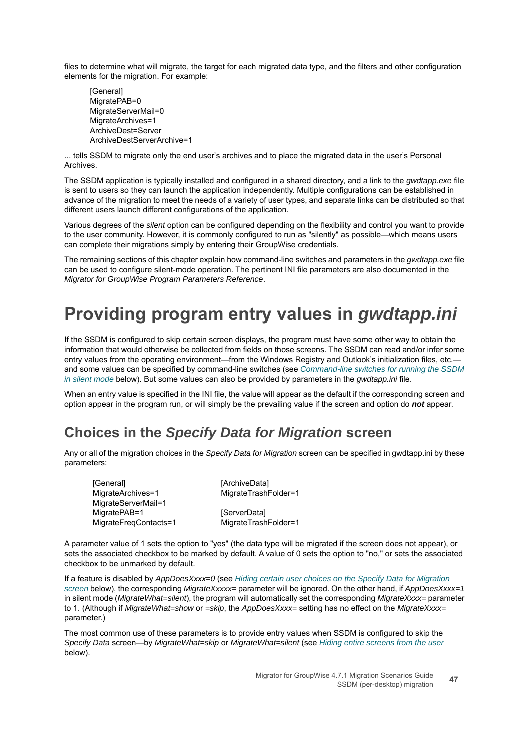files to determine what will migrate, the target for each migrated data type, and the filters and other configuration elements for the migration. For example:

```
[General]
MigratePAB=0
MigrateServerMail=0
MigrateArchives=1
ArchiveDest=Server
ArchiveDestServerArchive=1
```

... tells SSDM to migrate only the end user's archives and to place the migrated data in the user's Personal Archives.

The SSDM application is typically installed and configured in a shared directory, and a link to the *gwdtapp.exe* file is sent to users so they can launch the application independently. Multiple configurations can be established in advance of the migration to meet the needs of a variety of user types, and separate links can be distributed so that different users launch different configurations of the application.

Various degrees of the *silent* option can be configured depending on the flexibility and control you want to provide to the user community. However, it is commonly configured to run as "silently" as possible—which means users can complete their migrations simply by entering their GroupWise credentials.

The remaining sections of this chapter explain how command-line switches and parameters in the *gwdtapp.exe* file can be used to configure silent-mode operation. The pertinent INI file parameters are also documented in the *Migrator for GroupWise Program Parameters Reference*.

# Providing program entry values in *gwdtapp.ini*

If the SSDM is configured to skip certain screen displays, the program must have some other way to obtain the information that would otherwise be collected from fields on those screens. The SSDM can read and/or infer some entry values from the operating environment—from the Windows Registry and Outlook's initialization files, etc.—and some values can be specified by command-line switches (see *Command-line switches for running the SSDM in silent mode* below). But some values can also be provided by parameters in the *gwdtapp.ini* file.

When an entry value is specified in the INI file, the value will appear as the default if the corresponding screen and option appear in the program run, or will simply be the prevailing value if the screen and option do ***not*** appear.

## Choices in the *Specify Data for Migration* screen

Any or all of the migration choices in the *Specify Data for Migration* screen can be specified in gwdtapp.ini by these parameters:

```
[General]
MigrateArchives=1
MigrateServerMail=1
MigratePAB=1
MigrateFreqContacts=1

[ArchiveData]
MigrateTrashFolder=1

[ServerData]
MigrateTrashFolder=1
```

A parameter value of 1 sets the option to "yes" (the data type will be migrated if the screen does not appear), or sets the associated checkbox to be marked by default. A value of 0 sets the option to "no," or sets the associated checkbox to be unmarked by default.

If a feature is disabled by *AppDoesXxxx=0* (see *Hiding certain user choices on the Specify Data for Migration screen* below), the corresponding *MigrateXxxxx=* parameter will be ignored. On the other hand, if *AppDoesXxxx=1* in silent mode (*MigrateWhat=silent*), the program will automatically set the corresponding *MigrateXxxx=* parameter to 1. (Although if *MigrateWhat=show* or *=skip*, the *AppDoesXxxx=* setting has no effect on the *MigrateXxxx=* parameter.)

The most common use of these parameters is to provide entry values when SSDM is configured to skip the *Specify Data* screen—by *MigrateWhat=skip* or *MigrateWhat=silent* (see *Hiding entire screens from the user* below).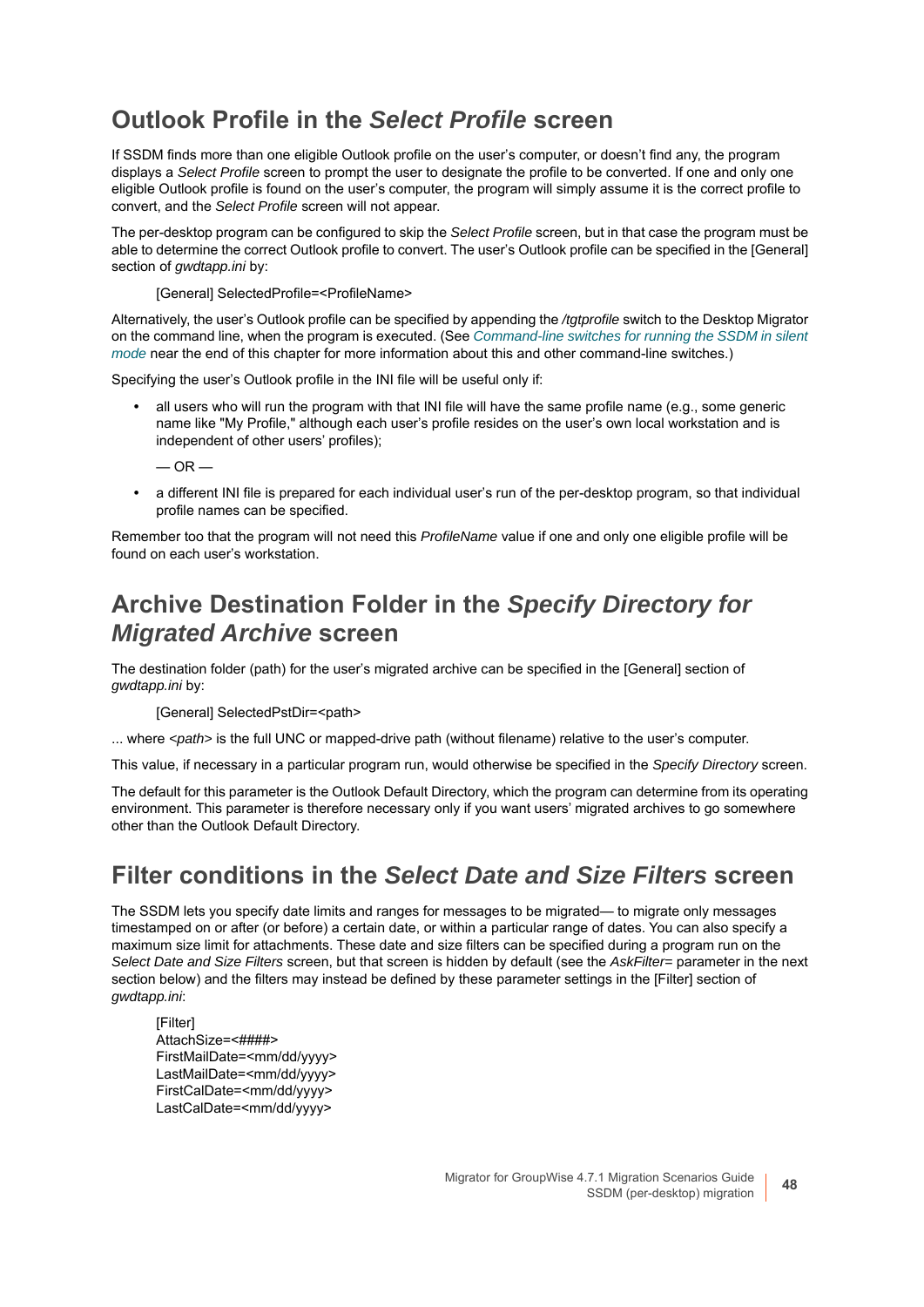## Outlook Profile in the *Select Profile* screen

If SSDM finds more than one eligible Outlook profile on the user's computer, or doesn't find any, the program displays a *Select Profile* screen to prompt the user to designate the profile to be converted. If one and only one eligible Outlook profile is found on the user's computer, the program will simply assume it is the correct profile to convert, and the *Select Profile* screen will not appear.

The per-desktop program can be configured to skip the *Select Profile* screen, but in that case the program must be able to determine the correct Outlook profile to convert. The user's Outlook profile can be specified in the [General] section of *gwdtapp.ini* by:

> [General] SelectedProfile=<ProfileName>

Alternatively, the user's Outlook profile can be specified by appending the */tgtprofile* switch to the Desktop Migrator on the command line, when the program is executed. (See *Command-line switches for running the SSDM in silent mode* near the end of this chapter for more information about this and other command-line switches.)

Specifying the user's Outlook profile in the INI file will be useful only if:

- all users who will run the program with that INI file will have the same profile name (e.g., some generic name like "My Profile," although each user's profile resides on the user's own local workstation and is independent of other users' profiles);

  — OR —

- a different INI file is prepared for each individual user's run of the per-desktop program, so that individual profile names can be specified.

Remember too that the program will not need this *ProfileName* value if one and only one eligible profile will be found on each user's workstation.

## Archive Destination Folder in the *Specify Directory for Migrated Archive* screen

The destination folder (path) for the user's migrated archive can be specified in the [General] section of *gwdtapp.ini* by:

> [General] SelectedPstDir=<path>

... where *<path>* is the full UNC or mapped-drive path (without filename) relative to the user's computer.

This value, if necessary in a particular program run, would otherwise be specified in the *Specify Directory* screen.

The default for this parameter is the Outlook Default Directory, which the program can determine from its operating environment. This parameter is therefore necessary only if you want users' migrated archives to go somewhere other than the Outlook Default Directory.

## Filter conditions in the *Select Date and Size Filters* screen

The SSDM lets you specify date limits and ranges for messages to be migrated— to migrate only messages timestamped on or after (or before) a certain date, or within a particular range of dates. You can also specify a maximum size limit for attachments. These date and size filters can be specified during a program run on the *Select Date and Size Filters* screen, but that screen is hidden by default (see the *AskFilter=* parameter in the next section below) and the filters may instead be defined by these parameter settings in the [Filter] section of *gwdtapp.ini*:

```
[Filter]
AttachSize=<####>
FirstMailDate=<mm/dd/yyyy>
LastMailDate=<mm/dd/yyyy>
FirstCalDate=<mm/dd/yyyy>
LastCalDate=<mm/dd/yyyy>
```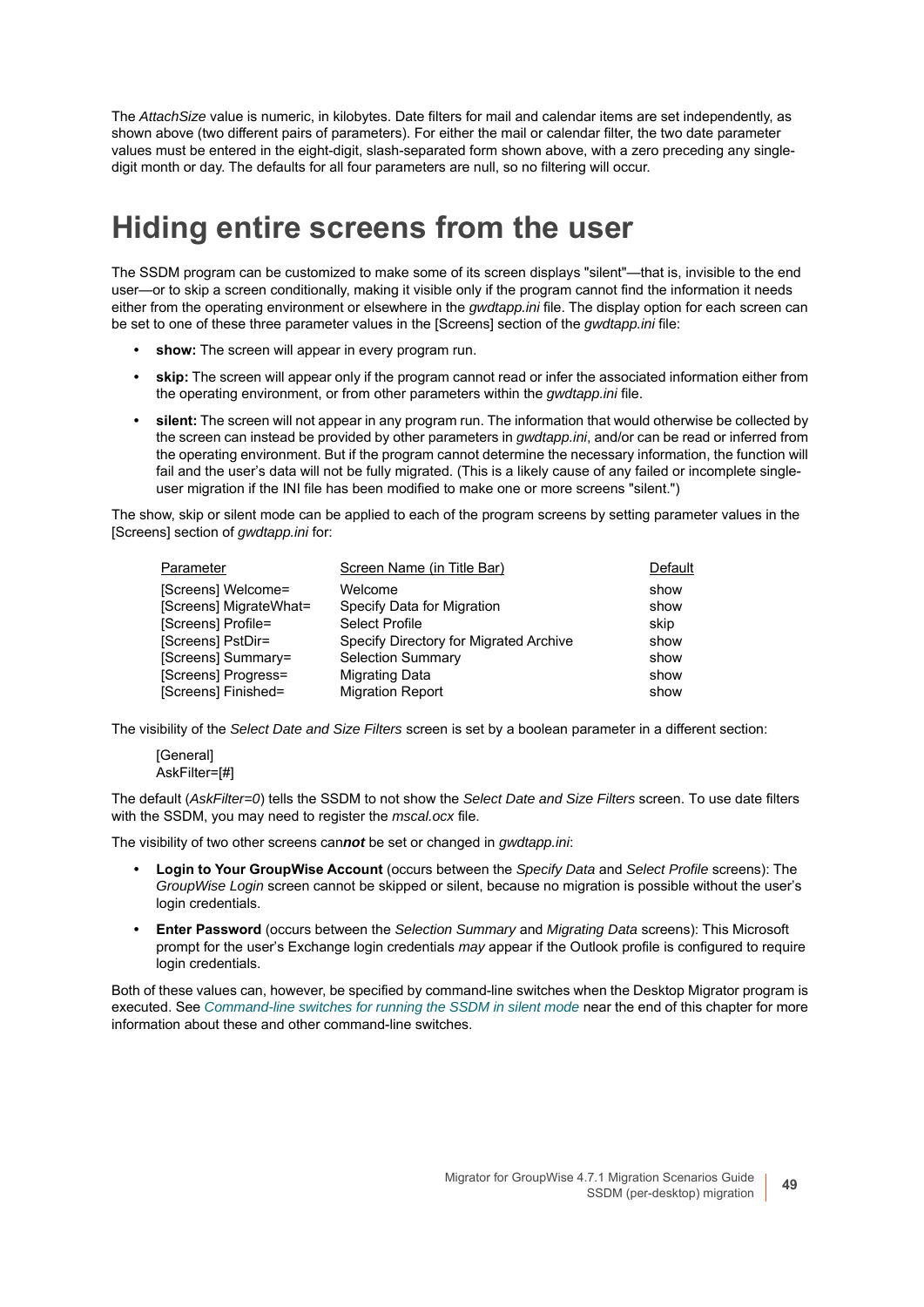The *AttachSize* value is numeric, in kilobytes. Date filters for mail and calendar items are set independently, as shown above (two different pairs of parameters). For either the mail or calendar filter, the two date parameter values must be entered in the eight-digit, slash-separated form shown above, with a zero preceding any single-digit month or day. The defaults for all four parameters are null, so no filtering will occur.

# Hiding entire screens from the user

The SSDM program can be customized to make some of its screen displays "silent"—that is, invisible to the end user—or to skip a screen conditionally, making it visible only if the program cannot find the information it needs either from the operating environment or elsewhere in the *gwdtapp.ini* file. The display option for each screen can be set to one of these three parameter values in the [Screens] section of the *gwdtapp.ini* file:

- **show:** The screen will appear in every program run.
- **skip:** The screen will appear only if the program cannot read or infer the associated information either from the operating environment, or from other parameters within the *gwdtapp.ini* file.
- **silent:** The screen will not appear in any program run. The information that would otherwise be collected by the screen can instead be provided by other parameters in *gwdtapp.ini*, and/or can be read or inferred from the operating environment. But if the program cannot determine the necessary information, the function will fail and the user's data will not be fully migrated. (This is a likely cause of any failed or incomplete single-user migration if the INI file has been modified to make one or more screens "silent.")

The show, skip or silent mode can be applied to each of the program screens by setting parameter values in the [Screens] section of *gwdtapp.ini* for:

| Parameter | Screen Name (in Title Bar) | Default |
|---|---|---|
| [Screens] Welcome= | Welcome | show |
| [Screens] MigrateWhat= | Specify Data for Migration | show |
| [Screens] Profile= | Select Profile | skip |
| [Screens] PstDir= | Specify Directory for Migrated Archive | show |
| [Screens] Summary= | Selection Summary | show |
| [Screens] Progress= | Migrating Data | show |
| [Screens] Finished= | Migration Report | show |

The visibility of the *Select Date and Size Filters* screen is set by a boolean parameter in a different section:

```
[General]
AskFilter=[#]
```

The default (*AskFilter=0*) tells the SSDM to not show the *Select Date and Size Filters* screen. To use date filters with the SSDM, you may need to register the *mscal.ocx* file.

The visibility of two other screens can***not*** be set or changed in *gwdtapp.ini*:

- **Login to Your GroupWise Account** (occurs between the *Specify Data* and *Select Profile* screens): The *GroupWise Login* screen cannot be skipped or silent, because no migration is possible without the user's login credentials.
- **Enter Password** (occurs between the *Selection Summary* and *Migrating Data* screens): This Microsoft prompt for the user's Exchange login credentials *may* appear if the Outlook profile is configured to require login credentials.

Both of these values can, however, be specified by command-line switches when the Desktop Migrator program is executed. See *Command-line switches for running the SSDM in silent mode* near the end of this chapter for more information about these and other command-line switches.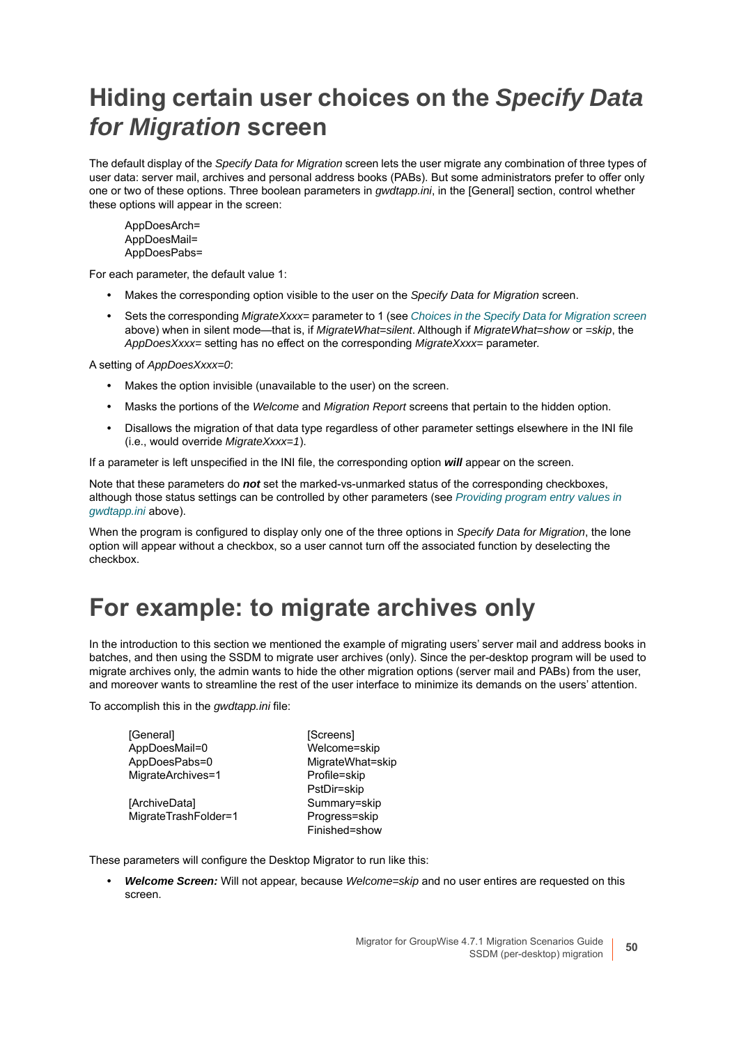# Hiding certain user choices on the *Specify Data for Migration* screen

The default display of the *Specify Data for Migration* screen lets the user migrate any combination of three types of user data: server mail, archives and personal address books (PABs). But some administrators prefer to offer only one or two of these options. Three boolean parameters in *gwdtapp.ini*, in the [General] section, control whether these options will appear in the screen:

```
AppDoesArch=
AppDoesMail=
AppDoesPabs=
```

For each parameter, the default value 1:

- Makes the corresponding option visible to the user on the *Specify Data for Migration* screen.
- Sets the corresponding *MigrateXxxx=* parameter to 1 (see *Choices in the Specify Data for Migration screen* above) when in silent mode—that is, if *MigrateWhat=silent*. Although if *MigrateWhat=show* or *=skip*, the *AppDoesXxxx=* setting has no effect on the corresponding *MigrateXxxx=* parameter.

A setting of *AppDoesXxxx=0*:

- Makes the option invisible (unavailable to the user) on the screen.
- Masks the portions of the *Welcome* and *Migration Report* screens that pertain to the hidden option.
- Disallows the migration of that data type regardless of other parameter settings elsewhere in the INI file (i.e., would override *MigrateXxxx=1*).

If a parameter is left unspecified in the INI file, the corresponding option ***will*** appear on the screen.

Note that these parameters do ***not*** set the marked-vs-unmarked status of the corresponding checkboxes, although those status settings can be controlled by other parameters (see *Providing program entry values in gwdtapp.ini* above).

When the program is configured to display only one of the three options in *Specify Data for Migration*, the lone option will appear without a checkbox, so a user cannot turn off the associated function by deselecting the checkbox.

# For example: to migrate archives only

In the introduction to this section we mentioned the example of migrating users' server mail and address books in batches, and then using the SSDM to migrate user archives (only). Since the per-desktop program will be used to migrate archives only, the admin wants to hide the other migration options (server mail and PABs) from the user, and moreover wants to streamline the rest of the user interface to minimize its demands on the users' attention.

To accomplish this in the *gwdtapp.ini* file:

```
[General]
AppDoesMail=0
AppDoesPabs=0
MigrateArchives=1

[ArchiveData]
MigrateTrashFolder=1
```

```
[Screens]
Welcome=skip
MigrateWhat=skip
Profile=skip
PstDir=skip
Summary=skip
Progress=skip
Finished=show
```

These parameters will configure the Desktop Migrator to run like this:

- ***Welcome Screen:*** Will not appear, because *Welcome=skip* and no user entires are requested on this screen.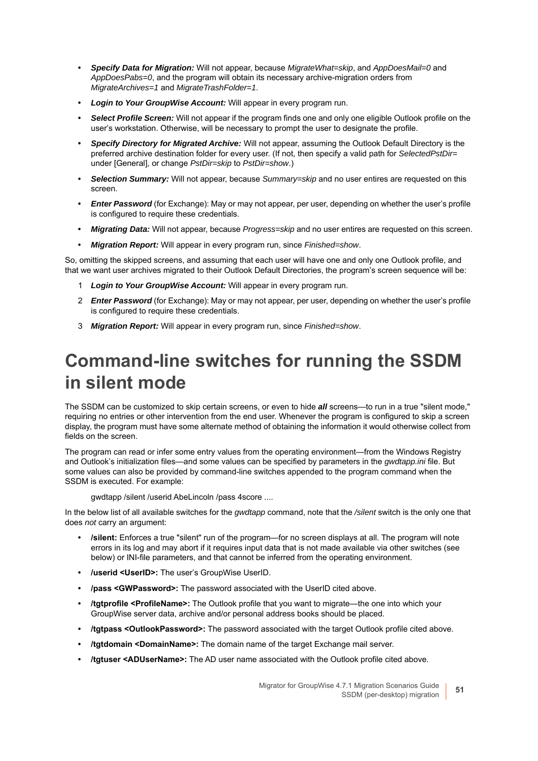- ***Specify Data for Migration:*** Will not appear, because *MigrateWhat=skip*, and *AppDoesMail=0* and *AppDoesPabs=0*, and the program will obtain its necessary archive-migration orders from *MigrateArchives=1* and *MigrateTrashFolder=1*.
- ***Login to Your GroupWise Account:*** Will appear in every program run.
- ***Select Profile Screen:*** Will not appear if the program finds one and only one eligible Outlook profile on the user's workstation. Otherwise, will be necessary to prompt the user to designate the profile.
- ***Specify Directory for Migrated Archive:*** Will not appear, assuming the Outlook Default Directory is the preferred archive destination folder for every user. (If not, then specify a valid path for *SelectedPstDir=* under [General], or change *PstDir=skip* to *PstDir=show*.)
- ***Selection Summary:*** Will not appear, because *Summary=skip* and no user entires are requested on this screen.
- ***Enter Password*** (for Exchange): May or may not appear, per user, depending on whether the user's profile is configured to require these credentials.
- ***Migrating Data:*** Will not appear, because *Progress=skip* and no user entires are requested on this screen.
- ***Migration Report:*** Will appear in every program run, since *Finished=show*.

So, omitting the skipped screens, and assuming that each user will have one and only one Outlook profile, and that we want user archives migrated to their Outlook Default Directories, the program's screen sequence will be:

1. ***Login to Your GroupWise Account:*** Will appear in every program run.
2. ***Enter Password*** (for Exchange): May or may not appear, per user, depending on whether the user's profile is configured to require these credentials.
3. ***Migration Report:*** Will appear in every program run, since *Finished=show*.

# Command-line switches for running the SSDM in silent mode

The SSDM can be customized to skip certain screens, or even to hide ***all*** screens—to run in a true "silent mode," requiring no entries or other intervention from the end user. Whenever the program is configured to skip a screen display, the program must have some alternate method of obtaining the information it would otherwise collect from fields on the screen.

The program can read or infer some entry values from the operating environment—from the Windows Registry and Outlook's initialization files—and some values can be specified by parameters in the *gwdtapp.ini* file. But some values can also be provided by command-line switches appended to the program command when the SSDM is executed. For example:

```
gwdtapp /silent /userid AbeLincoln /pass 4score ....
```

In the below list of all available switches for the *gwdtapp* command, note that the */silent* switch is the only one that does *not* carry an argument:

- **/silent:** Enforces a true "silent" run of the program—for no screen displays at all. The program will note errors in its log and may abort if it requires input data that is not made available via other switches (see below) or INI-file parameters, and that cannot be inferred from the operating environment.
- **/userid <UserID>:** The user's GroupWise UserID.
- **/pass <GWPassword>:** The password associated with the UserID cited above.
- **/tgtprofile <ProfileName>:** The Outlook profile that you want to migrate—the one into which your GroupWise server data, archive and/or personal address books should be placed.
- **/tgtpass <OutlookPassword>:** The password associated with the target Outlook profile cited above.
- **/tgtdomain <DomainName>:** The domain name of the target Exchange mail server.
- **/tgtuser <ADUserName>:** The AD user name associated with the Outlook profile cited above.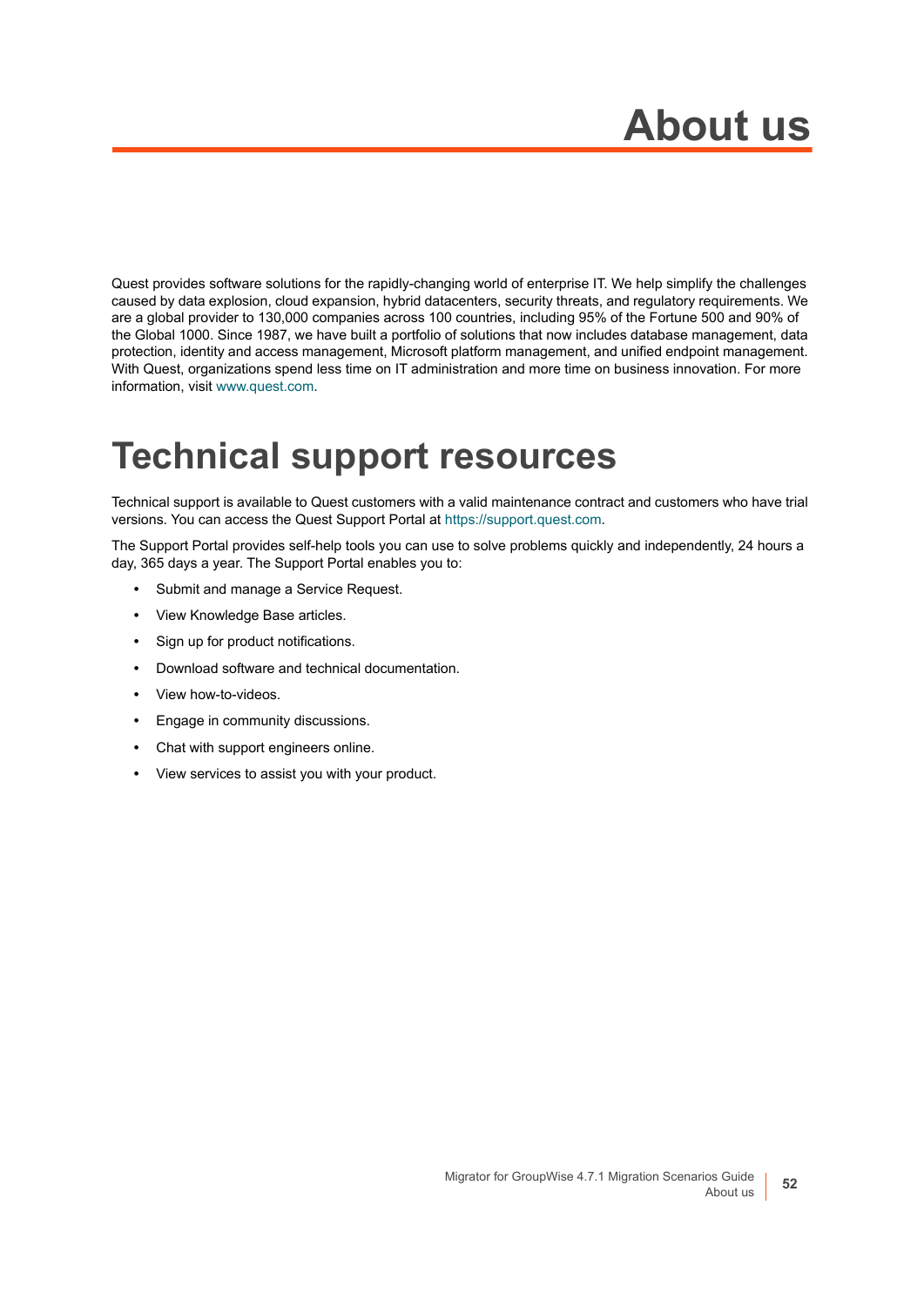# About us

Quest provides software solutions for the rapidly-changing world of enterprise IT. We help simplify the challenges caused by data explosion, cloud expansion, hybrid datacenters, security threats, and regulatory requirements. We are a global provider to 130,000 companies across 100 countries, including 95% of the Fortune 500 and 90% of the Global 1000. Since 1987, we have built a portfolio of solutions that now includes database management, data protection, identity and access management, Microsoft platform management, and unified endpoint management. With Quest, organizations spend less time on IT administration and more time on business innovation. For more information, visit www.quest.com.

# Technical support resources

Technical support is available to Quest customers with a valid maintenance contract and customers who have trial versions. You can access the Quest Support Portal at https://support.quest.com.

The Support Portal provides self-help tools you can use to solve problems quickly and independently, 24 hours a day, 365 days a year. The Support Portal enables you to:

- Submit and manage a Service Request.
- View Knowledge Base articles.
- Sign up for product notifications.
- Download software and technical documentation.
- View how-to-videos.
- Engage in community discussions.
- Chat with support engineers online.
- View services to assist you with your product.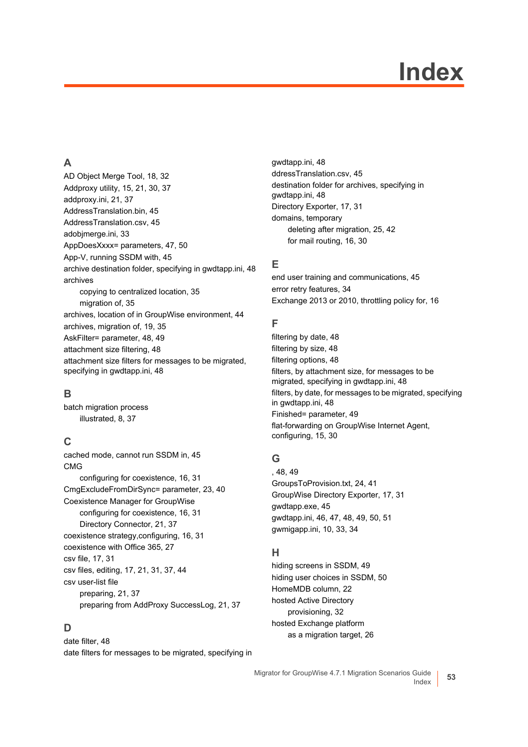# Index

## A

AD Object Merge Tool, 18, 32
Addproxy utility, 15, 21, 30, 37
addproxy.ini, 21, 37
AddressTranslation.bin, 45
AddressTranslation.csv, 45
adobjmerge.ini, 33
AppDoesXxxx= parameters, 47, 50
App-V, running SSDM with, 45
archive destination folder, specifying in gwdtapp.ini, 48
archives
    copying to centralized location, 35
    migration of, 35
archives, location of in GroupWise environment, 44
archives, migration of, 19, 35
AskFilter= parameter, 48, 49
attachment size filtering, 48
attachment size filters for messages to be migrated, specifying in gwdtapp.ini, 48

## B

batch migration process
    illustrated, 8, 37

## C

cached mode, cannot run SSDM in, 45
CMG
    configuring for coexistence, 16, 31
CmgExcludeFromDirSync= parameter, 23, 40
Coexistence Manager for GroupWise
    configuring for coexistence, 16, 31
    Directory Connector, 21, 37
coexistence strategy,configuring, 16, 31
coexistence with Office 365, 27
csv file, 17, 31
csv files, editing, 17, 21, 31, 37, 44
csv user-list file
    preparing, 21, 37
    preparing from AddProxy SuccessLog, 21, 37

## D

date filter, 48
date filters for messages to be migrated, specifying in gwdtapp.ini, 48
ddressTranslation.csv, 45
destination folder for archives, specifying in gwdtapp.ini, 48
Directory Exporter, 17, 31
domains, temporary
    deleting after migration, 25, 42
    for mail routing, 16, 30

## E

end user training and communications, 45
error retry features, 34
Exchange 2013 or 2010, throttling policy for, 16

## F

filtering by date, 48
filtering by size, 48
filtering options, 48
filters, by attachment size, for messages to be migrated, specifying in gwdtapp.ini, 48
filters, by date, for messages to be migrated, specifying in gwdtapp.ini, 48
Finished= parameter, 49
flat-forwarding on GroupWise Internet Agent, configuring, 15, 30

## G

, 48, 49
GroupsToProvision.txt, 24, 41
GroupWise Directory Exporter, 17, 31
gwdtapp.exe, 45
gwdtapp.ini, 46, 47, 48, 49, 50, 51
gwmigapp.ini, 10, 33, 34

## H

hiding screens in SSDM, 49
hiding user choices in SSDM, 50
HomeMDB column, 22
hosted Active Directory
    provisioning, 32
hosted Exchange platform
    as a migration target, 26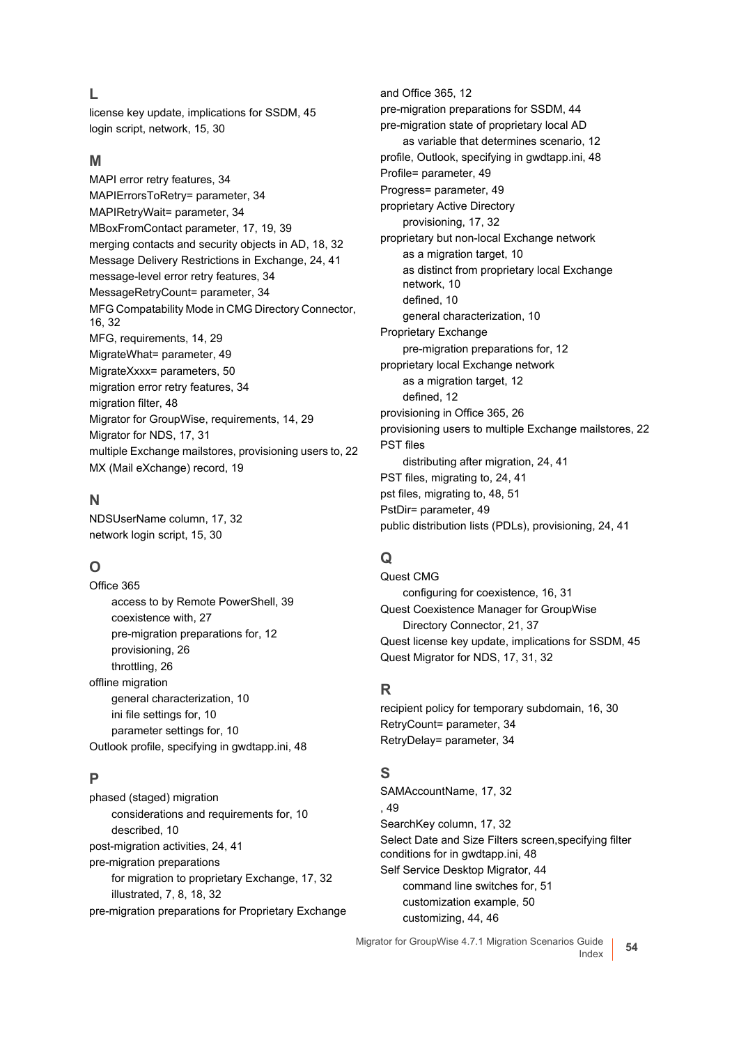## L

license key update, implications for SSDM, 45
login script, network, 15, 30

## M

MAPI error retry features, 34
MAPIErrorsToRetry= parameter, 34
MAPIRetryWait= parameter, 34
MBoxFromContact parameter, 17, 19, 39
merging contacts and security objects in AD, 18, 32
Message Delivery Restrictions in Exchange, 24, 41
message-level error retry features, 34
MessageRetryCount= parameter, 34
MFG Compatability Mode in CMG Directory Connector, 16, 32
MFG, requirements, 14, 29
MigrateWhat= parameter, 49
MigrateXxxx= parameters, 50
migration error retry features, 34
migration filter, 48
Migrator for GroupWise, requirements, 14, 29
Migrator for NDS, 17, 31
multiple Exchange mailstores, provisioning users to, 22
MX (Mail eXchange) record, 19

## N

NDSUserName column, 17, 32
network login script, 15, 30

## O

Office 365
- access to by Remote PowerShell, 39
- coexistence with, 27
- pre-migration preparations for, 12
- provisioning, 26
- throttling, 26

offline migration
- general characterization, 10
- ini file settings for, 10
- parameter settings for, 10

Outlook profile, specifying in gwdtapp.ini, 48

## P

phased (staged) migration
- considerations and requirements for, 10
- described, 10

post-migration activities, 24, 41
pre-migration preparations
- for migration to proprietary Exchange, 17, 32
- illustrated, 7, 8, 18, 32

pre-migration preparations for Proprietary Exchange and Office 365, 12
pre-migration preparations for SSDM, 44
pre-migration state of proprietary local AD
- as variable that determines scenario, 12

profile, Outlook, specifying in gwdtapp.ini, 48
Profile= parameter, 49
Progress= parameter, 49
proprietary Active Directory
- provisioning, 17, 32

proprietary but non-local Exchange network
- as a migration target, 10
- as distinct from proprietary local Exchange network, 10
- defined, 10
- general characterization, 10

Proprietary Exchange
- pre-migration preparations for, 12

proprietary local Exchange network
- as a migration target, 12
- defined, 12

provisioning in Office 365, 26
provisioning users to multiple Exchange mailstores, 22
PST files
- distributing after migration, 24, 41

PST files, migrating to, 24, 41
pst files, migrating to, 48, 51
PstDir= parameter, 49
public distribution lists (PDLs), provisioning, 24, 41

## Q

Quest CMG
- configuring for coexistence, 16, 31

Quest Coexistence Manager for GroupWise
- Directory Connector, 21, 37

Quest license key update, implications for SSDM, 45
Quest Migrator for NDS, 17, 31, 32

## R

recipient policy for temporary subdomain, 16, 30
RetryCount= parameter, 34
RetryDelay= parameter, 34

## S

SAMAccountName, 17, 32
, 49
SearchKey column, 17, 32
Select Date and Size Filters screen,specifying filter conditions for in gwdtapp.ini, 48
Self Service Desktop Migrator, 44
- command line switches for, 51
- customization example, 50
- customizing, 44, 46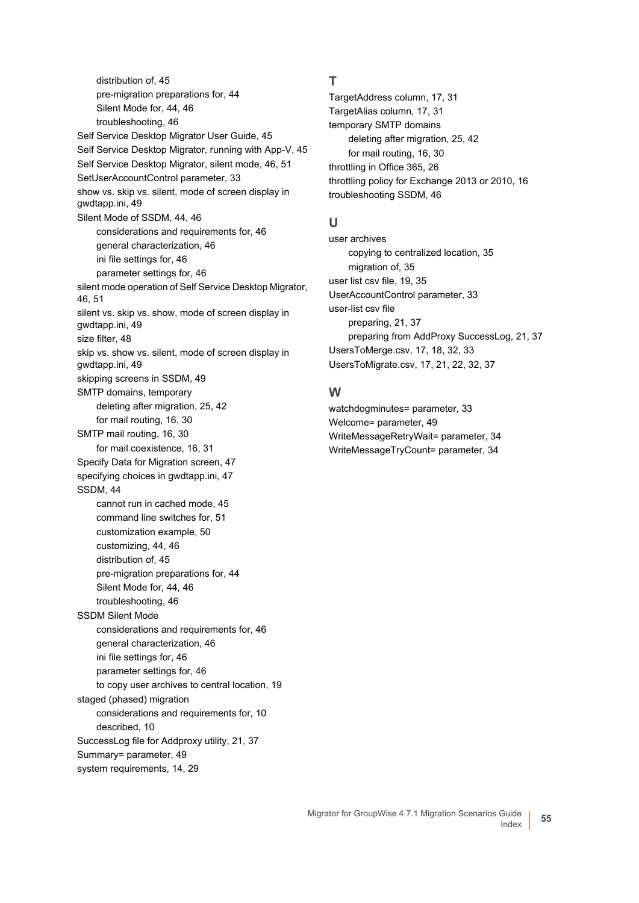distribution of, 45
pre-migration preparations for, 44
Silent Mode for, 44, 46
troubleshooting, 46

Self Service Desktop Migrator User Guide, 45
Self Service Desktop Migrator, running with App-V, 45
Self Service Desktop Migrator, silent mode, 46, 51
SetUserAccountControl parameter, 33
show vs. skip vs. silent, mode of screen display in gwdtapp.ini, 49
Silent Mode of SSDM, 44, 46
considerations and requirements for, 46
general characterization, 46
ini file settings for, 46
parameter settings for, 46

silent mode operation of Self Service Desktop Migrator, 46, 51
silent vs. skip vs. show, mode of screen display in gwdtapp.ini, 49
size filter, 48
skip vs. show vs. silent, mode of screen display in gwdtapp.ini, 49
skipping screens in SSDM, 49
SMTP domains, temporary
deleting after migration, 25, 42
for mail routing, 16, 30

SMTP mail routing, 16, 30
for mail coexistence, 16, 31

Specify Data for Migration screen, 47
specifying choices in gwdtapp.ini, 47
SSDM, 44
cannot run in cached mode, 45
command line switches for, 51
customization example, 50
customizing, 44, 46
distribution of, 45
pre-migration preparations for, 44
Silent Mode for, 44, 46
troubleshooting, 46

SSDM Silent Mode
considerations and requirements for, 46
general characterization, 46
ini file settings for, 46
parameter settings for, 46
to copy user archives to central location, 19

staged (phased) migration
considerations and requirements for, 10
described, 10

SuccessLog file for Addproxy utility, 21, 37
Summary= parameter, 49
system requirements, 14, 29

## T

TargetAddress column, 17, 31
TargetAlias column, 17, 31
temporary SMTP domains
deleting after migration, 25, 42
for mail routing, 16, 30

throttling in Office 365, 26
throttling policy for Exchange 2013 or 2010, 16
troubleshooting SSDM, 46

## U

user archives
copying to centralized location, 35
migration of, 35

user list csv file, 19, 35
UserAccountControl parameter, 33
user-list csv file
preparing, 21, 37
preparing from AddProxy SuccessLog, 21, 37

UsersToMerge.csv, 17, 18, 32, 33
UsersToMigrate.csv, 17, 21, 22, 32, 37

## W

watchdogminutes= parameter, 33
Welcome= parameter, 49
WriteMessageRetryWait= parameter, 34
WriteMessageTryCount= parameter, 34